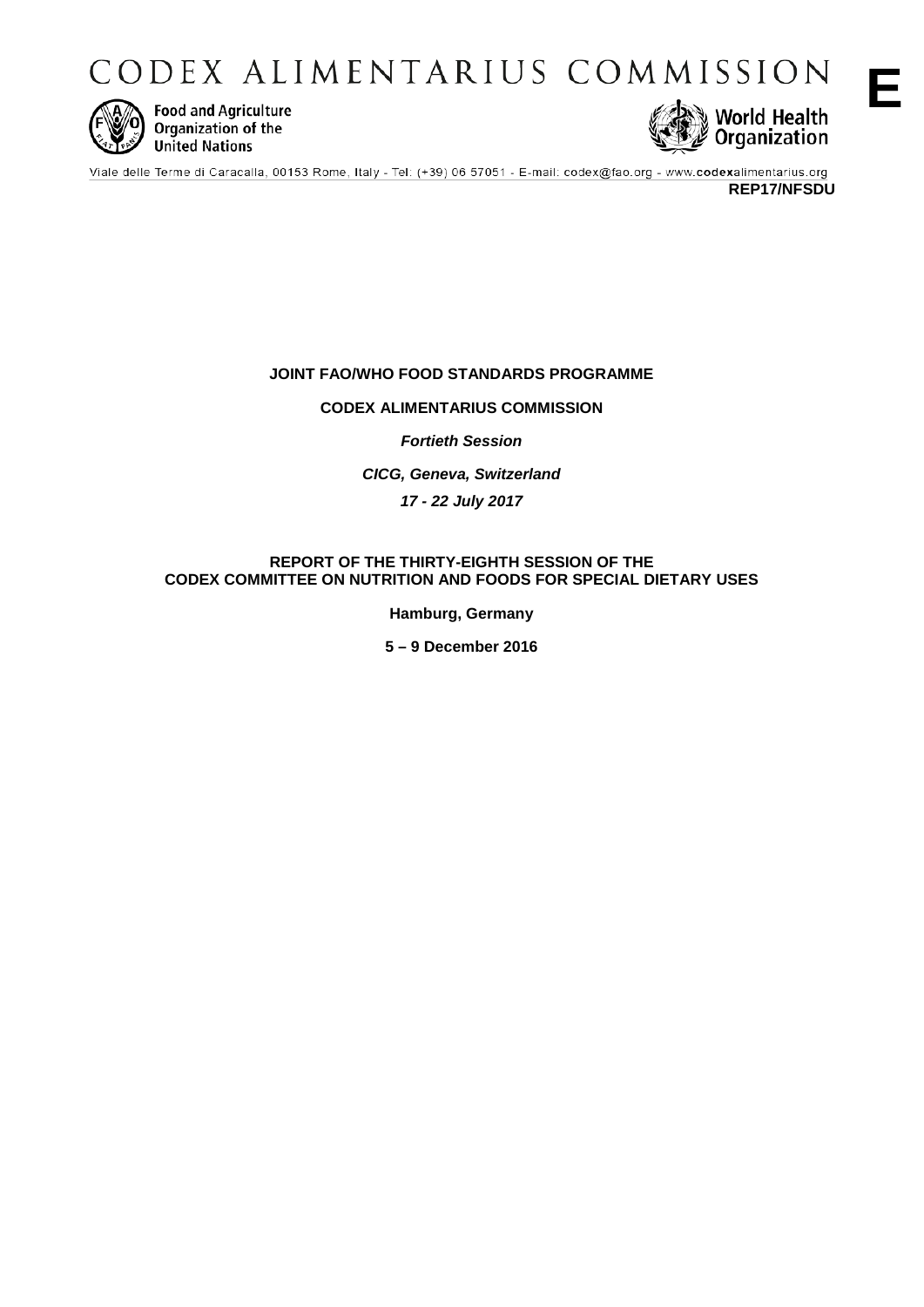CODEX ALIMENTARIUS COMMISSION

**E**

Food and Agriculture Organization of the United Nations

World Health Organization

Viale delle Terme di Caracalla, 00153 Rome, Italy - Tel: (+39) 06 57051 - E-mail: codex@fao.org - www.codexalimentarius.org

**REP17/NFSDU**

**JOINT FAO/WHO FOOD STANDARDS PROGRAMME**

**CODEX ALIMENTARIUS COMMISSION**

***Fortieth Session***

***CICG, Geneva, Switzerland***

***17 - 22 July 2017***

**REPORT OF THE THIRTY-EIGHTH SESSION OF THE CODEX COMMITTEE ON NUTRITION AND FOODS FOR SPECIAL DIETARY USES**

**Hamburg, Germany**

**5 – 9 December 2016**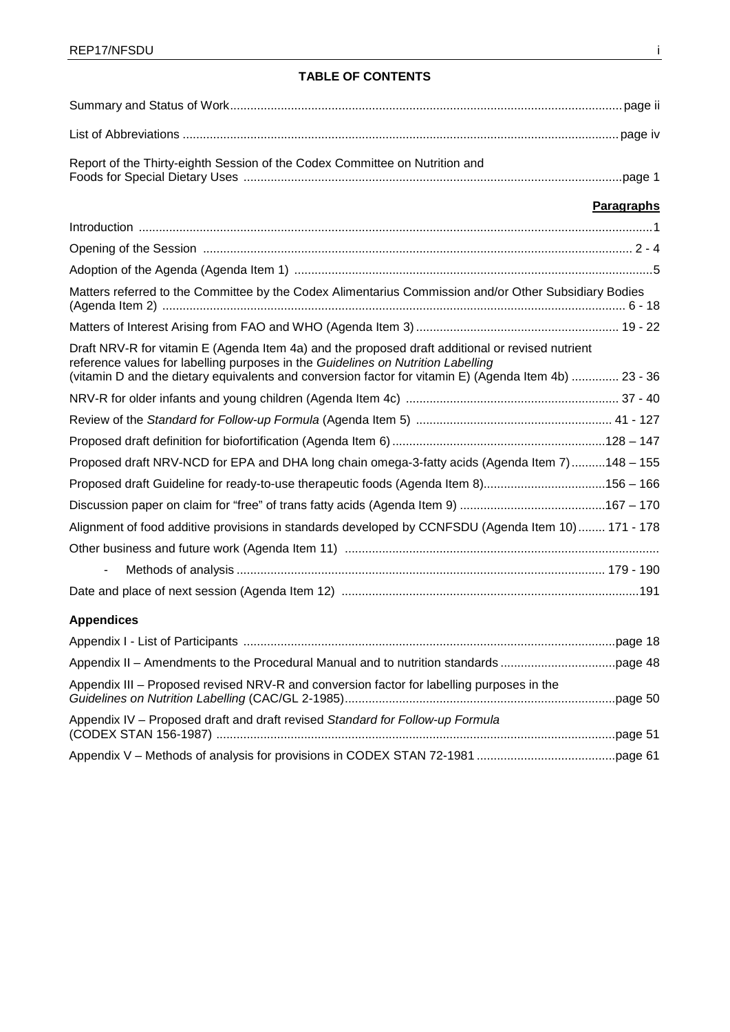**TABLE OF CONTENTS**

| | |
|---|---|
| Summary and Status of Work | page ii |
| List of Abbreviations | page iv |
| Report of the Thirty-eighth Session of the Codex Committee on Nutrition and Foods for Special Dietary Uses | page 1 |

| | **Paragraphs** |
|---|---|
| Introduction | 1 |
| Opening of the Session | 2 - 4 |
| Adoption of the Agenda (Agenda Item 1) | 5 |
| Matters referred to the Committee by the Codex Alimentarius Commission and/or Other Subsidiary Bodies (Agenda Item 2) | 6 - 18 |
| Matters of Interest Arising from FAO and WHO (Agenda Item 3) | 19 - 22 |
| Draft NRV-R for vitamin E (Agenda Item 4a) and the proposed draft additional or revised nutrient reference values for labelling purposes in the *Guidelines on Nutrition Labelling* (vitamin D and the dietary equivalents and conversion factor for vitamin E) (Agenda Item 4b) | 23 - 36 |
| NRV-R for older infants and young children (Agenda Item 4c) | 37 - 40 |
| Review of the *Standard for Follow-up Formula* (Agenda Item 5) | 41 - 127 |
| Proposed draft definition for biofortification (Agenda Item 6) | 128 – 147 |
| Proposed draft NRV-NCD for EPA and DHA long chain omega-3-fatty acids (Agenda Item 7) | 148 – 155 |
| Proposed draft Guideline for ready-to-use therapeutic foods (Agenda Item 8) | 156 – 166 |
| Discussion paper on claim for "free" of trans fatty acids (Agenda Item 9) | 167 – 170 |
| Alignment of food additive provisions in standards developed by CCNFSDU (Agenda Item 10) | 171 - 178 |
| Other business and future work (Agenda Item 11) | |
| - Methods of analysis | 179 - 190 |
| Date and place of next session (Agenda Item 12) | 191 |

**Appendices**

| | |
|---|---|
| Appendix I - List of Participants | page 18 |
| Appendix II – Amendments to the Procedural Manual and to nutrition standards | page 48 |
| Appendix III – Proposed revised NRV-R and conversion factor for labelling purposes in the *Guidelines on Nutrition Labelling* (CAC/GL 2-1985) | page 50 |
| Appendix IV – Proposed draft and draft revised *Standard for Follow-up Formula* (CODEX STAN 156-1987) | page 51 |
| Appendix V – Methods of analysis for provisions in CODEX STAN 72-1981 | page 61 |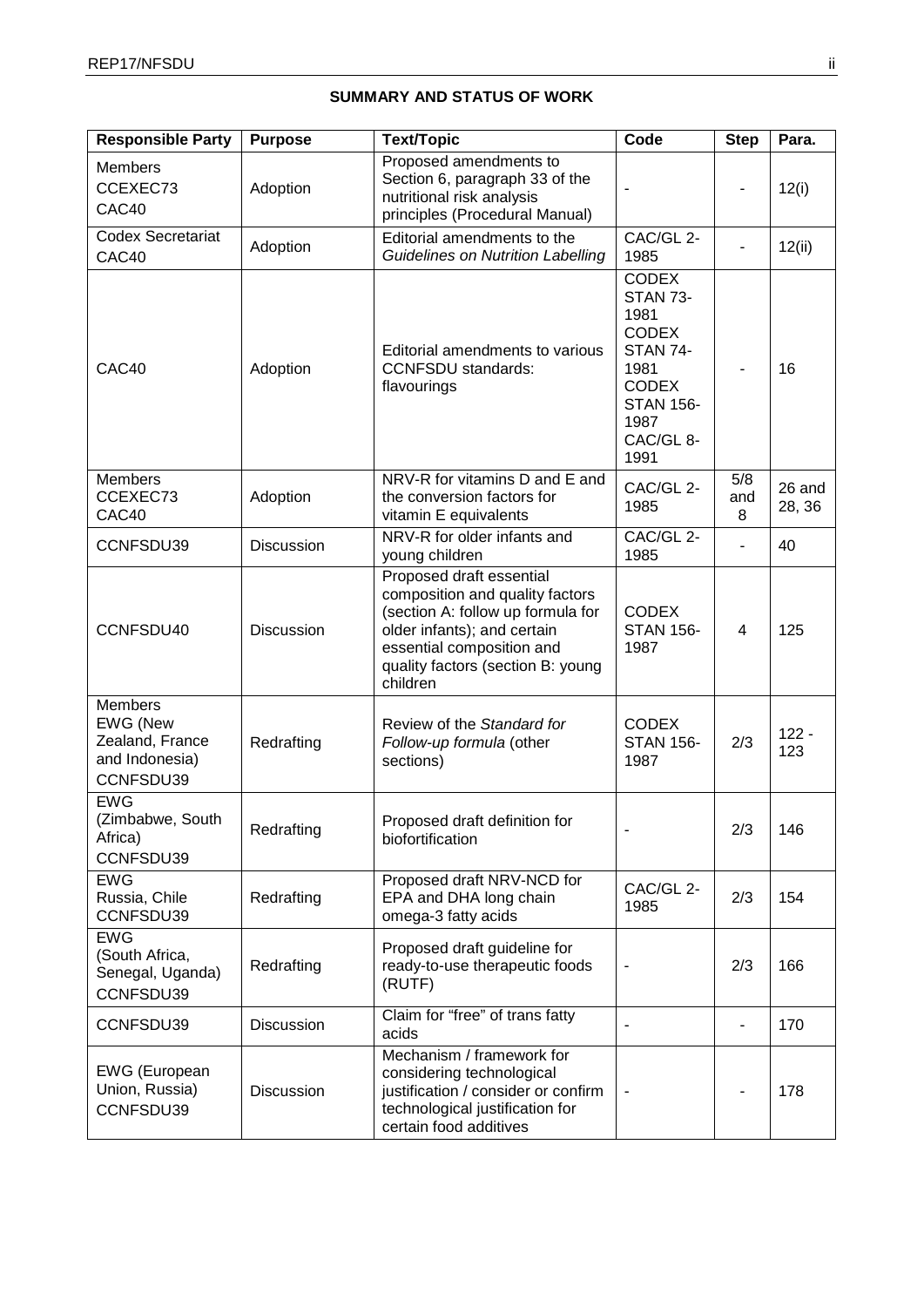## SUMMARY AND STATUS OF WORK

| Responsible Party | Purpose | Text/Topic | Code | Step | Para. |
|---|---|---|---|---|---|
| Members CCEXEC73 CAC40 | Adoption | Proposed amendments to Section 6, paragraph 33 of the nutritional risk analysis principles (Procedural Manual) | - | - | 12(i) |
| Codex Secretariat CAC40 | Adoption | Editorial amendments to the *Guidelines on Nutrition Labelling* | CAC/GL 2-1985 | - | 12(ii) |
| CAC40 | Adoption | Editorial amendments to various CCNFSDU standards: flavourings | CODEX STAN 73-1981 CODEX STAN 74-1981 CODEX STAN 156-1987 CAC/GL 8-1991 | - | 16 |
| Members CCEXEC73 CAC40 | Adoption | NRV-R for vitamins D and E and the conversion factors for vitamin E equivalents | CAC/GL 2-1985 | 5/8 and 8 | 26 and 28, 36 |
| CCNFSDU39 | Discussion | NRV-R for older infants and young children | CAC/GL 2-1985 | - | 40 |
| CCNFSDU40 | Discussion | Proposed draft essential composition and quality factors (section A: follow up formula for older infants); and certain essential composition and quality factors (section B: young children | CODEX STAN 156-1987 | 4 | 125 |
| Members EWG (New Zealand, France and Indonesia) CCNFSDU39 | Redrafting | Review of the *Standard for Follow-up formula* (other sections) | CODEX STAN 156-1987 | 2/3 | 122 - 123 |
| EWG (Zimbabwe, South Africa) CCNFSDU39 | Redrafting | Proposed draft definition for biofortification | - | 2/3 | 146 |
| EWG Russia, Chile CCNFSDU39 | Redrafting | Proposed draft NRV-NCD for EPA and DHA long chain omega-3 fatty acids | CAC/GL 2-1985 | 2/3 | 154 |
| EWG (South Africa, Senegal, Uganda) CCNFSDU39 | Redrafting | Proposed draft guideline for ready-to-use therapeutic foods (RUTF) | - | 2/3 | 166 |
| CCNFSDU39 | Discussion | Claim for "free" of trans fatty acids | - | - | 170 |
| EWG (European Union, Russia) CCNFSDU39 | Discussion | Mechanism / framework for considering technological justification / consider or confirm technological justification for certain food additives | - | - | 178 |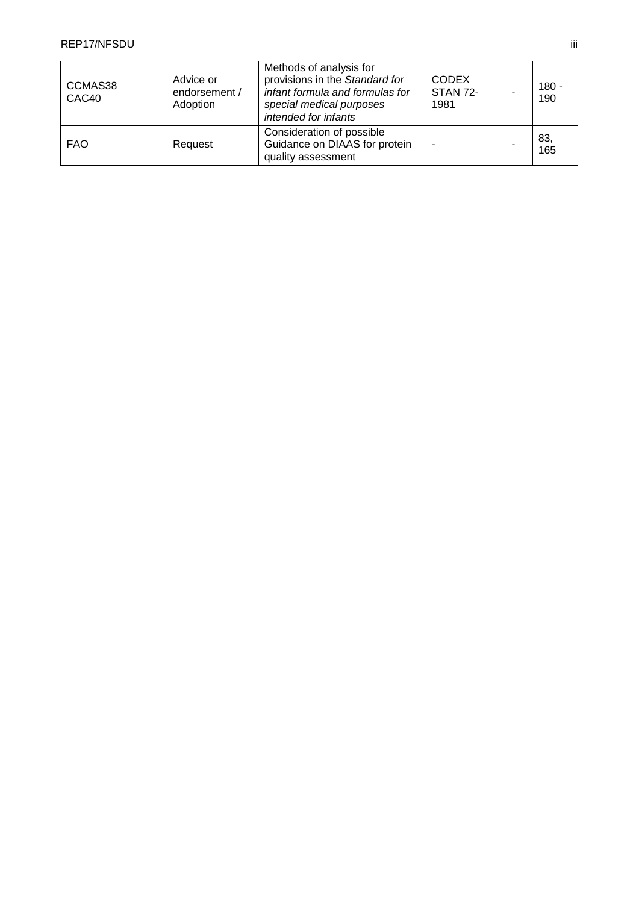| | | | | | |
|---|---|---|---|---|---|
| CCMAS38<br>CAC40 | Advice or endorsement / Adoption | Methods of analysis for provisions in the *Standard for infant formula and formulas for special medical purposes intended for infants* | CODEX STAN 72-1981 | - | 180 - 190 |
| FAO | Request | Consideration of possible Guidance on DIAAS for protein quality assessment | - | - | 83, 165 |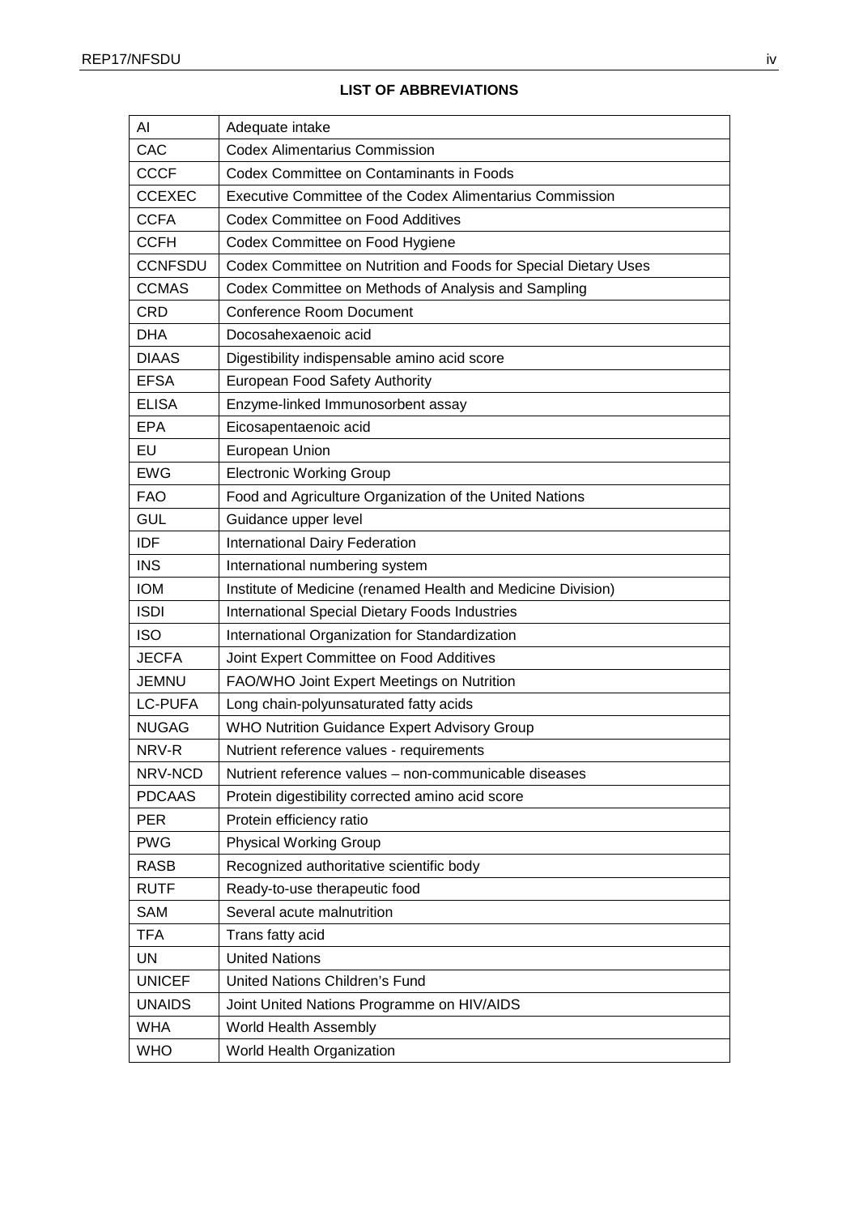**LIST OF ABBREVIATIONS**

| | |
|---|---|
| AI | Adequate intake |
| CAC | Codex Alimentarius Commission |
| CCCF | Codex Committee on Contaminants in Foods |
| CCEXEC | Executive Committee of the Codex Alimentarius Commission |
| CCFA | Codex Committee on Food Additives |
| CCFH | Codex Committee on Food Hygiene |
| CCNFSDU | Codex Committee on Nutrition and Foods for Special Dietary Uses |
| CCMAS | Codex Committee on Methods of Analysis and Sampling |
| CRD | Conference Room Document |
| DHA | Docosahexaenoic acid |
| DIAAS | Digestibility indispensable amino acid score |
| EFSA | European Food Safety Authority |
| ELISA | Enzyme-linked Immunosorbent assay |
| EPA | Eicosapentaenoic acid |
| EU | European Union |
| EWG | Electronic Working Group |
| FAO | Food and Agriculture Organization of the United Nations |
| GUL | Guidance upper level |
| IDF | International Dairy Federation |
| INS | International numbering system |
| IOM | Institute of Medicine (renamed Health and Medicine Division) |
| ISDI | International Special Dietary Foods Industries |
| ISO | International Organization for Standardization |
| JECFA | Joint Expert Committee on Food Additives |
| JEMNU | FAO/WHO Joint Expert Meetings on Nutrition |
| LC-PUFA | Long chain-polyunsaturated fatty acids |
| NUGAG | WHO Nutrition Guidance Expert Advisory Group |
| NRV-R | Nutrient reference values - requirements |
| NRV-NCD | Nutrient reference values – non-communicable diseases |
| PDCAAS | Protein digestibility corrected amino acid score |
| PER | Protein efficiency ratio |
| PWG | Physical Working Group |
| RASB | Recognized authoritative scientific body |
| RUTF | Ready-to-use therapeutic food |
| SAM | Several acute malnutrition |
| TFA | Trans fatty acid |
| UN | United Nations |
| UNICEF | United Nations Children's Fund |
| UNAIDS | Joint United Nations Programme on HIV/AIDS |
| WHA | World Health Assembly |
| WHO | World Health Organization |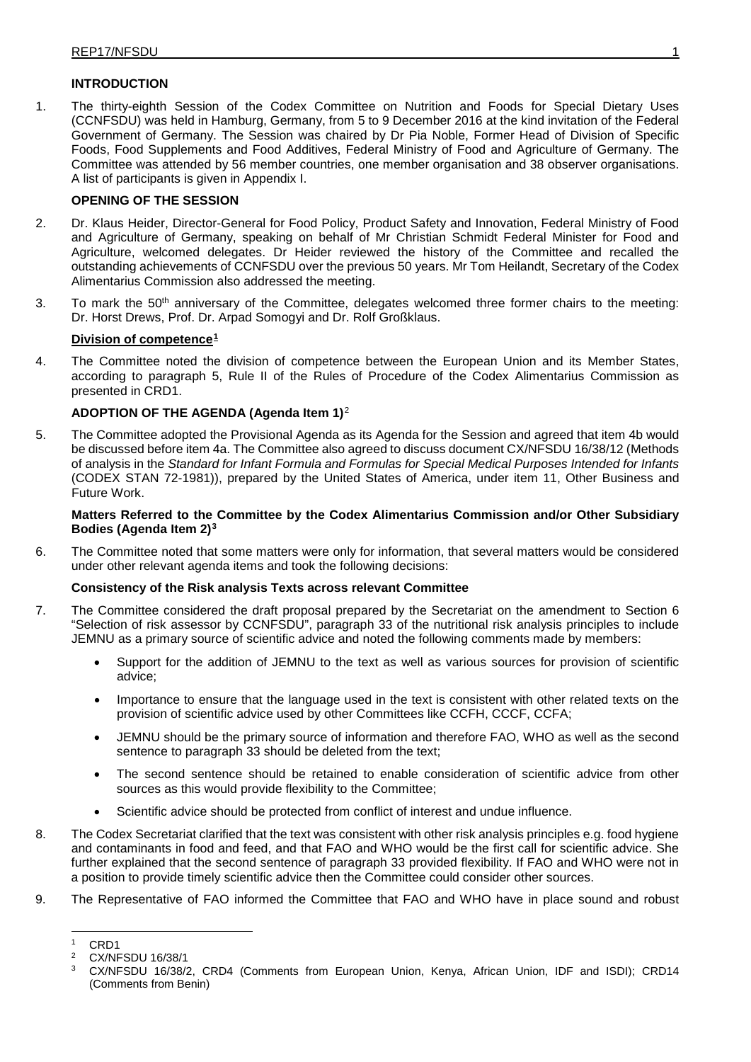## INTRODUCTION

1. The thirty-eighth Session of the Codex Committee on Nutrition and Foods for Special Dietary Uses (CCNFSDU) was held in Hamburg, Germany, from 5 to 9 December 2016 at the kind invitation of the Federal Government of Germany. The Session was chaired by Dr Pia Noble, Former Head of Division of Specific Foods, Food Supplements and Food Additives, Federal Ministry of Food and Agriculture of Germany. The Committee was attended by 56 member countries, one member organisation and 38 observer organisations. A list of participants is given in Appendix I.

## OPENING OF THE SESSION

2. Dr. Klaus Heider, Director-General for Food Policy, Product Safety and Innovation, Federal Ministry of Food and Agriculture of Germany, speaking on behalf of Mr Christian Schmidt Federal Minister for Food and Agriculture, welcomed delegates. Dr Heider reviewed the history of the Committee and recalled the outstanding achievements of CCNFSDU over the previous 50 years. Mr Tom Heilandt, Secretary of the Codex Alimentarius Commission also addressed the meeting.

3. To mark the 50th anniversary of the Committee, delegates welcomed three former chairs to the meeting: Dr. Horst Drews, Prof. Dr. Arpad Somogyi and Dr. Rolf Großklaus.

### Division of competence[1]

4. The Committee noted the division of competence between the European Union and its Member States, according to paragraph 5, Rule II of the Rules of Procedure of the Codex Alimentarius Commission as presented in CRD1.

## ADOPTION OF THE AGENDA (Agenda Item 1)[2]

5. The Committee adopted the Provisional Agenda as its Agenda for the Session and agreed that item 4b would be discussed before item 4a. The Committee also agreed to discuss document CX/NFSDU 16/38/12 (Methods of analysis in the *Standard for Infant Formula and Formulas for Special Medical Purposes Intended for Infants* (CODEX STAN 72-1981)), prepared by the United States of America, under item 11, Other Business and Future Work.

## Matters Referred to the Committee by the Codex Alimentarius Commission and/or Other Subsidiary Bodies (Agenda Item 2)[3]

6. The Committee noted that some matters were only for information, that several matters would be considered under other relevant agenda items and took the following decisions:

### Consistency of the Risk analysis Texts across relevant Committee

7. The Committee considered the draft proposal prepared by the Secretariat on the amendment to Section 6 "Selection of risk assessor by CCNFSDU", paragraph 33 of the nutritional risk analysis principles to include JEMNU as a primary source of scientific advice and noted the following comments made by members:
   - Support for the addition of JEMNU to the text as well as various sources for provision of scientific advice;
   - Importance to ensure that the language used in the text is consistent with other related texts on the provision of scientific advice used by other Committees like CCFH, CCCF, CCFA;
   - JEMNU should be the primary source of information and therefore FAO, WHO as well as the second sentence to paragraph 33 should be deleted from the text;
   - The second sentence should be retained to enable consideration of scientific advice from other sources as this would provide flexibility to the Committee;
   - Scientific advice should be protected from conflict of interest and undue influence.

8. The Codex Secretariat clarified that the text was consistent with other risk analysis principles e.g. food hygiene and contaminants in food and feed, and that FAO and WHO would be the first call for scientific advice. She further explained that the second sentence of paragraph 33 provided flexibility. If FAO and WHO were not in a position to provide timely scientific advice then the Committee could consider other sources.

9. The Representative of FAO informed the Committee that FAO and WHO have in place sound and robust

---

[1] CRD1

[2] CX/NFSDU 16/38/1

[3] CX/NFSDU 16/38/2, CRD4 (Comments from European Union, Kenya, African Union, IDF and ISDI); CRD14 (Comments from Benin)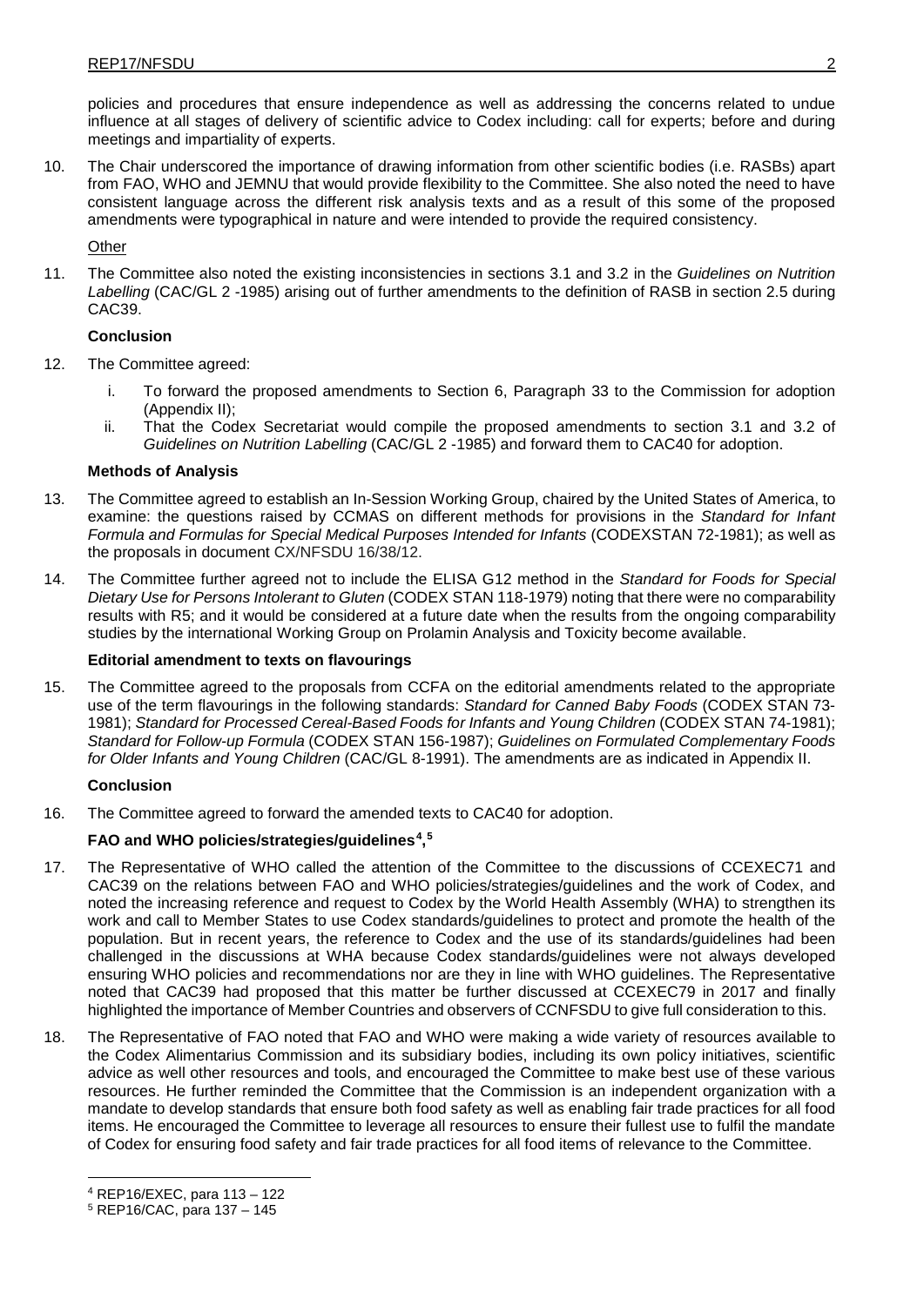policies and procedures that ensure independence as well as addressing the concerns related to undue influence at all stages of delivery of scientific advice to Codex including: call for experts; before and during meetings and impartiality of experts.

10. The Chair underscored the importance of drawing information from other scientific bodies (i.e. RASBs) apart from FAO, WHO and JEMNU that would provide flexibility to the Committee. She also noted the need to have consistent language across the different risk analysis texts and as a result of this some of the proposed amendments were typographical in nature and were intended to provide the required consistency.

Other

11. The Committee also noted the existing inconsistencies in sections 3.1 and 3.2 in the *Guidelines on Nutrition Labelling* (CAC/GL 2 -1985) arising out of further amendments to the definition of RASB in section 2.5 during CAC39.

**Conclusion**

12. The Committee agreed:
    i. To forward the proposed amendments to Section 6, Paragraph 33 to the Commission for adoption (Appendix II);
    ii. That the Codex Secretariat would compile the proposed amendments to section 3.1 and 3.2 of *Guidelines on Nutrition Labelling* (CAC/GL 2 -1985) and forward them to CAC40 for adoption.

**Methods of Analysis**

13. The Committee agreed to establish an In-Session Working Group, chaired by the United States of America, to examine: the questions raised by CCMAS on different methods for provisions in the *Standard for Infant Formula and Formulas for Special Medical Purposes Intended for Infants* (CODEXSTAN 72-1981); as well as the proposals in document CX/NFSDU 16/38/12.

14. The Committee further agreed not to include the ELISA G12 method in the *Standard for Foods for Special Dietary Use for Persons Intolerant to Gluten* (CODEX STAN 118-1979) noting that there were no comparability results with R5; and it would be considered at a future date when the results from the ongoing comparability studies by the international Working Group on Prolamin Analysis and Toxicity become available.

**Editorial amendment to texts on flavourings**

15. The Committee agreed to the proposals from CCFA on the editorial amendments related to the appropriate use of the term flavourings in the following standards: *Standard for Canned Baby Foods* (CODEX STAN 73-1981); *Standard for Processed Cereal-Based Foods for Infants and Young Children* (CODEX STAN 74-1981); *Standard for Follow-up Formula* (CODEX STAN 156-1987); *Guidelines on Formulated Complementary Foods for Older Infants and Young Children* (CAC/GL 8-1991). The amendments are as indicated in Appendix II.

**Conclusion**

16. The Committee agreed to forward the amended texts to CAC40 for adoption.

**FAO and WHO policies/strategies/guidelines[4],[5]**

17. The Representative of WHO called the attention of the Committee to the discussions of CCEXEC71 and CAC39 on the relations between FAO and WHO policies/strategies/guidelines and the work of Codex, and noted the increasing reference and request to Codex by the World Health Assembly (WHA) to strengthen its work and call to Member States to use Codex standards/guidelines to protect and promote the health of the population. But in recent years, the reference to Codex and the use of its standards/guidelines had been challenged in the discussions at WHA because Codex standards/guidelines were not always developed ensuring WHO policies and recommendations nor are they in line with WHO guidelines. The Representative noted that CAC39 had proposed that this matter be further discussed at CCEXEC79 in 2017 and finally highlighted the importance of Member Countries and observers of CCNFSDU to give full consideration to this.

18. The Representative of FAO noted that FAO and WHO were making a wide variety of resources available to the Codex Alimentarius Commission and its subsidiary bodies, including its own policy initiatives, scientific advice as well other resources and tools, and encouraged the Committee to make best use of these various resources. He further reminded the Committee that the Commission is an independent organization with a mandate to develop standards that ensure both food safety as well as enabling fair trade practices for all food items. He encouraged the Committee to leverage all resources to ensure their fullest use to fulfil the mandate of Codex for ensuring food safety and fair trade practices for all food items of relevance to the Committee.

---

[4] REP16/EXEC, para 113 – 122

[5] REP16/CAC, para 137 – 145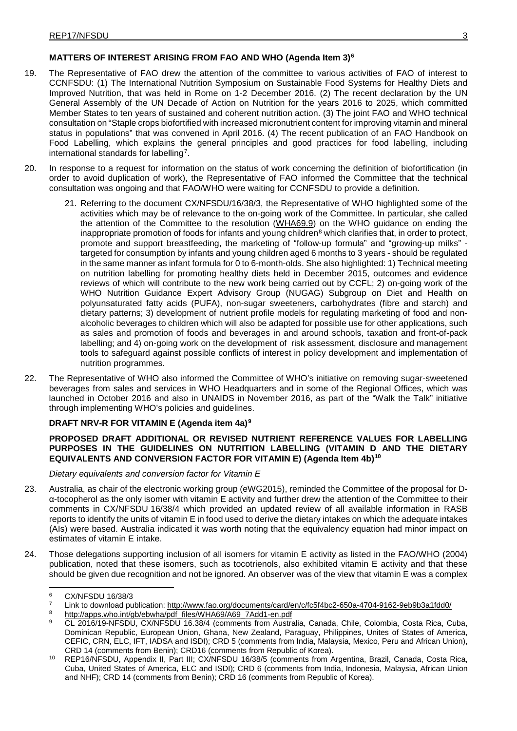**MATTERS OF INTEREST ARISING FROM FAO AND WHO (Agenda Item 3)[6]**

19. The Representative of FAO drew the attention of the committee to various activities of FAO of interest to CCNFSDU: (1) The International Nutrition Symposium on Sustainable Food Systems for Healthy Diets and Improved Nutrition, that was held in Rome on 1-2 December 2016. (2) The recent declaration by the UN General Assembly of the UN Decade of Action on Nutrition for the years 2016 to 2025, which committed Member States to ten years of sustained and coherent nutrition action. (3) The joint FAO and WHO technical consultation on "Staple crops biofortified with increased micronutrient content for improving vitamin and mineral status in populations" that was convened in April 2016. (4) The recent publication of an FAO Handbook on Food Labelling, which explains the general principles and good practices for food labelling, including international standards for labelling[7].

20. In response to a request for information on the status of work concerning the definition of biofortification (in order to avoid duplication of work), the Representative of FAO informed the Committee that the technical consultation was ongoing and that FAO/WHO were waiting for CCNFSDU to provide a definition.

21. Referring to the document CX/NFSDU/16/38/3, the Representative of WHO highlighted some of the activities which may be of relevance to the on-going work of the Committee. In particular, she called the attention of the Committee to the resolution (WHA69.9) on the WHO guidance on ending the inappropriate promotion of foods for infants and young children[8] which clarifies that, in order to protect, promote and support breastfeeding, the marketing of "follow-up formula" and "growing-up milks" - targeted for consumption by infants and young children aged 6 months to 3 years - should be regulated in the same manner as infant formula for 0 to 6-month-olds. She also highlighted: 1) Technical meeting on nutrition labelling for promoting healthy diets held in December 2015, outcomes and evidence reviews of which will contribute to the new work being carried out by CCFL; 2) on-going work of the WHO Nutrition Guidance Expert Advisory Group (NUGAG) Subgroup on Diet and Health on polyunsaturated fatty acids (PUFA), non-sugar sweeteners, carbohydrates (fibre and starch) and dietary patterns; 3) development of nutrient profile models for regulating marketing of food and non-alcoholic beverages to children which will also be adapted for possible use for other applications, such as sales and promotion of foods and beverages in and around schools, taxation and front-of-pack labelling; and 4) on-going work on the development of risk assessment, disclosure and management tools to safeguard against possible conflicts of interest in policy development and implementation of nutrition programmes.

22. The Representative of WHO also informed the Committee of WHO's initiative on removing sugar-sweetened beverages from sales and services in WHO Headquarters and in some of the Regional Offices, which was launched in October 2016 and also in UNAIDS in November 2016, as part of the "Walk the Talk" initiative through implementing WHO's policies and guidelines.

**DRAFT NRV-R FOR VITAMIN E (Agenda item 4a)[9]**

**PROPOSED DRAFT ADDITIONAL OR REVISED NUTRIENT REFERENCE VALUES FOR LABELLING PURPOSES IN THE GUIDELINES ON NUTRITION LABELLING (VITAMIN D AND THE DIETARY EQUIVALENTS AND CONVERSION FACTOR FOR VITAMIN E) (Agenda Item 4b)[10]**

*Dietary equivalents and conversion factor for Vitamin E*

23. Australia, as chair of the electronic working group (eWG2015), reminded the Committee of the proposal for D-α-tocopherol as the only isomer with vitamin E activity and further drew the attention of the Committee to their comments in CX/NFSDU 16/38/4 which provided an updated review of all available information in RASB reports to identify the units of vitamin E in food used to derive the dietary intakes on which the adequate intakes (AIs) were based. Australia indicated it was worth noting that the equivalency equation had minor impact on estimates of vitamin E intake.

24. Those delegations supporting inclusion of all isomers for vitamin E activity as listed in the FAO/WHO (2004) publication, noted that these isomers, such as tocotrienols, also exhibited vitamin E activity and that these should be given due recognition and not be ignored. An observer was of the view that vitamin E was a complex

---

[6] CX/NFSDU 16/38/3

[7] Link to download publication: http://www.fao.org/documents/card/en/c/fc5f4bc2-650a-4704-9162-9eb9b3a1fdd0/

[8] http://apps.who.int/gb/ebwha/pdf_files/WHA69/A69_7Add1-en.pdf

[9] CL 2016/19-NFSDU, CX/NFSDU 16.38/4 (comments from Australia, Canada, Chile, Colombia, Costa Rica, Cuba, Dominican Republic, European Union, Ghana, New Zealand, Paraguay, Philippines, Unites of States of America, CEFIC, CRN, ELC, IFT, IADSA and ISDI); CRD 5 (comments from India, Malaysia, Mexico, Peru and African Union), CRD 14 (comments from Benin); CRD16 (comments from Republic of Korea).

[10] REP16/NFSDU, Appendix II, Part III; CX/NFSDU 16/38/5 (comments from Argentina, Brazil, Canada, Costa Rica, Cuba, United States of America, ELC and ISDI); CRD 6 (comments from India, Indonesia, Malaysia, African Union and NHF); CRD 14 (comments from Benin); CRD 16 (comments from Republic of Korea).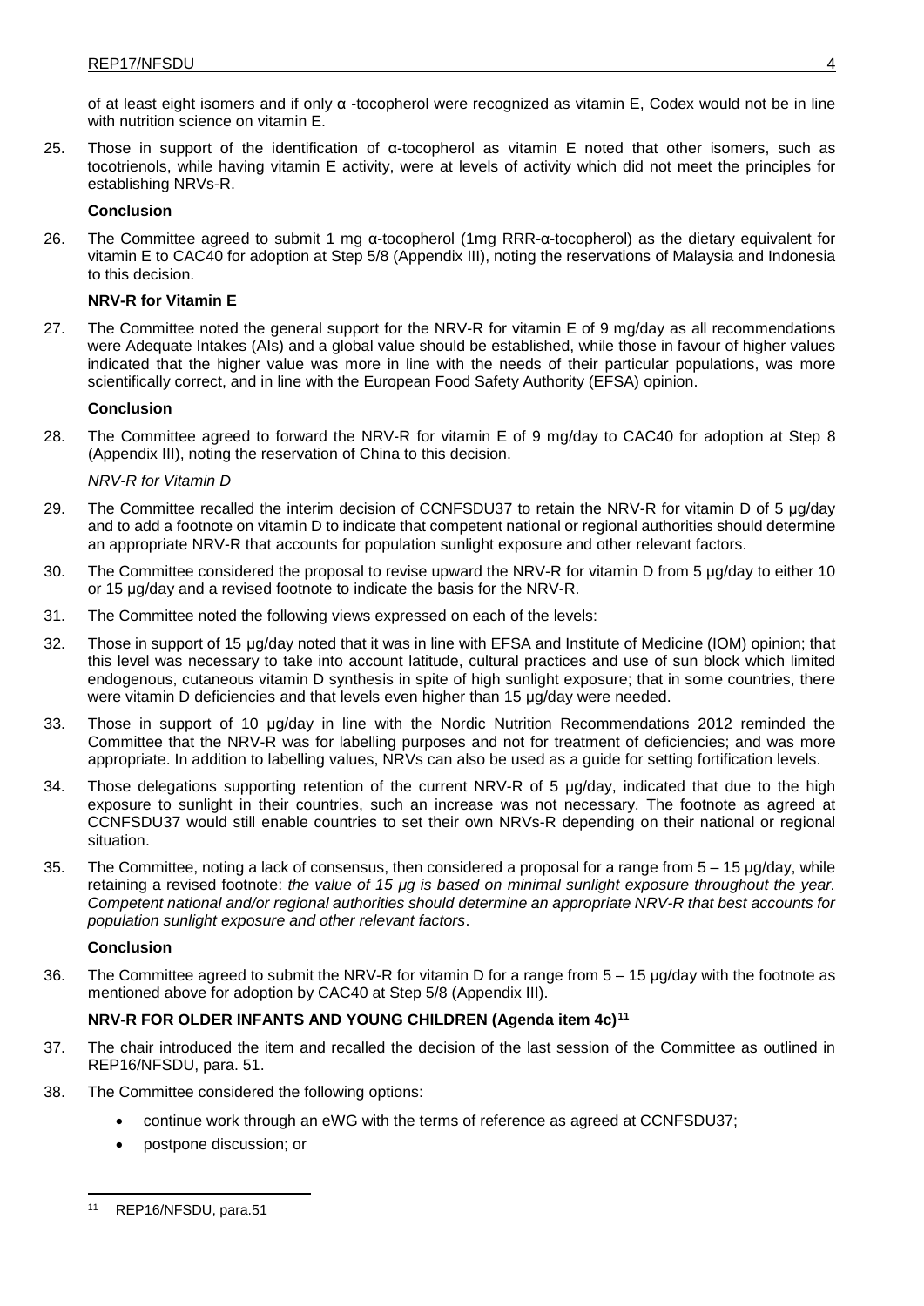of at least eight isomers and if only α -tocopherol were recognized as vitamin E, Codex would not be in line with nutrition science on vitamin E.

25. Those in support of the identification of α-tocopherol as vitamin E noted that other isomers, such as tocotrienols, while having vitamin E activity, were at levels of activity which did not meet the principles for establishing NRVs-R.

**Conclusion**

26. The Committee agreed to submit 1 mg α-tocopherol (1mg RRR-α-tocopherol) as the dietary equivalent for vitamin E to CAC40 for adoption at Step 5/8 (Appendix III), noting the reservations of Malaysia and Indonesia to this decision.

**NRV-R for Vitamin E**

27. The Committee noted the general support for the NRV-R for vitamin E of 9 mg/day as all recommendations were Adequate Intakes (AIs) and a global value should be established, while those in favour of higher values indicated that the higher value was more in line with the needs of their particular populations, was more scientifically correct, and in line with the European Food Safety Authority (EFSA) opinion.

**Conclusion**

28. The Committee agreed to forward the NRV-R for vitamin E of 9 mg/day to CAC40 for adoption at Step 8 (Appendix III), noting the reservation of China to this decision.

*NRV-R for Vitamin D*

29. The Committee recalled the interim decision of CCNFSDU37 to retain the NRV-R for vitamin D of 5 µg/day and to add a footnote on vitamin D to indicate that competent national or regional authorities should determine an appropriate NRV-R that accounts for population sunlight exposure and other relevant factors.

30. The Committee considered the proposal to revise upward the NRV-R for vitamin D from 5 µg/day to either 10 or 15 µg/day and a revised footnote to indicate the basis for the NRV-R.

31. The Committee noted the following views expressed on each of the levels:

32. Those in support of 15 µg/day noted that it was in line with EFSA and Institute of Medicine (IOM) opinion; that this level was necessary to take into account latitude, cultural practices and use of sun block which limited endogenous, cutaneous vitamin D synthesis in spite of high sunlight exposure; that in some countries, there were vitamin D deficiencies and that levels even higher than 15 µg/day were needed.

33. Those in support of 10 µg/day in line with the Nordic Nutrition Recommendations 2012 reminded the Committee that the NRV-R was for labelling purposes and not for treatment of deficiencies; and was more appropriate. In addition to labelling values, NRVs can also be used as a guide for setting fortification levels.

34. Those delegations supporting retention of the current NRV-R of 5 µg/day, indicated that due to the high exposure to sunlight in their countries, such an increase was not necessary. The footnote as agreed at CCNFSDU37 would still enable countries to set their own NRVs-R depending on their national or regional situation.

35. The Committee, noting a lack of consensus, then considered a proposal for a range from 5 – 15 µg/day, while retaining a revised footnote: *the value of 15 µg is based on minimal sunlight exposure throughout the year. Competent national and/or regional authorities should determine an appropriate NRV-R that best accounts for population sunlight exposure and other relevant factors*.

**Conclusion**

36. The Committee agreed to submit the NRV-R for vitamin D for a range from 5 – 15 µg/day with the footnote as mentioned above for adoption by CAC40 at Step 5/8 (Appendix III).

## NRV-R FOR OLDER INFANTS AND YOUNG CHILDREN (Agenda item 4c)[11]

37. The chair introduced the item and recalled the decision of the last session of the Committee as outlined in REP16/NFSDU, para. 51.

38. The Committee considered the following options:

- continue work through an eWG with the terms of reference as agreed at CCNFSDU37;
- postpone discussion; or

[11] REP16/NFSDU, para.51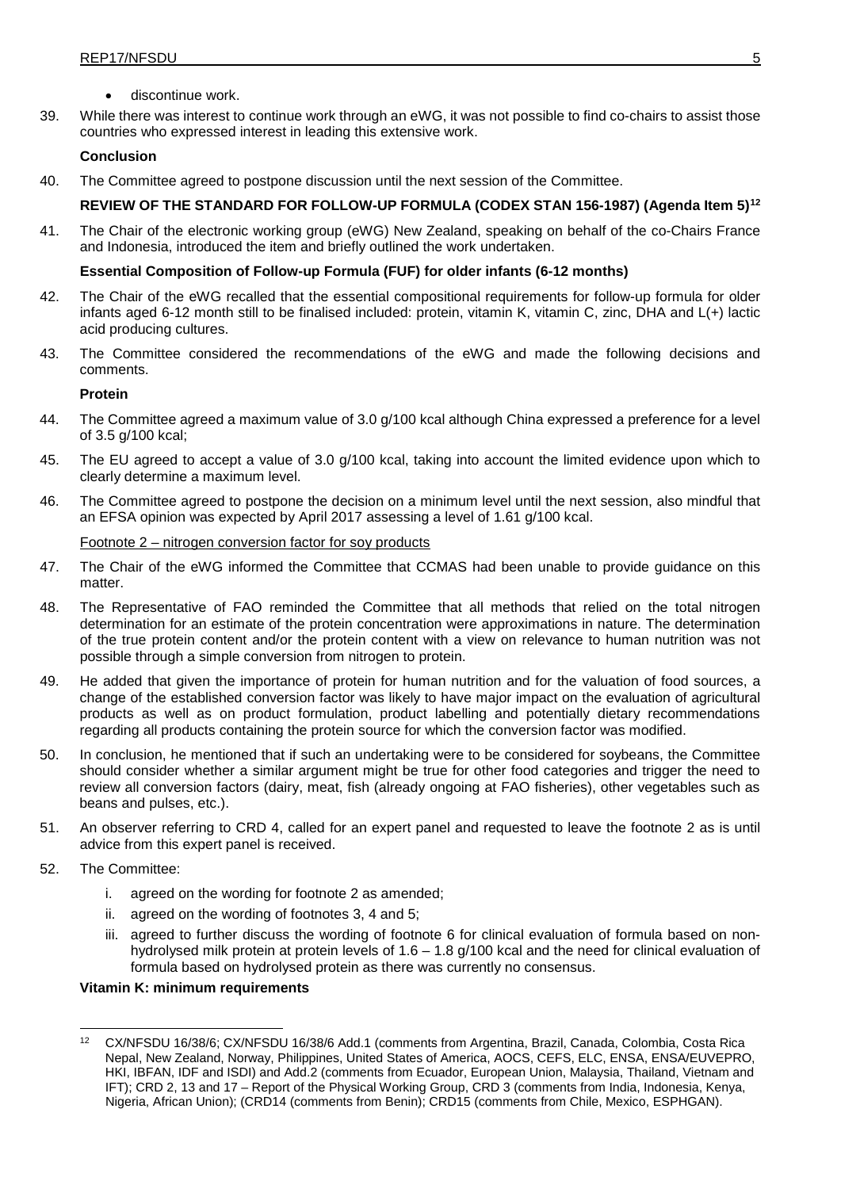- discontinue work.

39. While there was interest to continue work through an eWG, it was not possible to find co-chairs to assist those countries who expressed interest in leading this extensive work.

**Conclusion**

40. The Committee agreed to postpone discussion until the next session of the Committee.

**REVIEW OF THE STANDARD FOR FOLLOW-UP FORMULA (CODEX STAN 156-1987) (Agenda Item 5)[12]**

41. The Chair of the electronic working group (eWG) New Zealand, speaking on behalf of the co-Chairs France and Indonesia, introduced the item and briefly outlined the work undertaken.

**Essential Composition of Follow-up Formula (FUF) for older infants (6-12 months)**

42. The Chair of the eWG recalled that the essential compositional requirements for follow-up formula for older infants aged 6-12 month still to be finalised included: protein, vitamin K, vitamin C, zinc, DHA and L(+) lactic acid producing cultures.

43. The Committee considered the recommendations of the eWG and made the following decisions and comments.

**Protein**

44. The Committee agreed a maximum value of 3.0 g/100 kcal although China expressed a preference for a level of 3.5 g/100 kcal;

45. The EU agreed to accept a value of 3.0 g/100 kcal, taking into account the limited evidence upon which to clearly determine a maximum level.

46. The Committee agreed to postpone the decision on a minimum level until the next session, also mindful that an EFSA opinion was expected by April 2017 assessing a level of 1.61 g/100 kcal.

Footnote 2 – nitrogen conversion factor for soy products

47. The Chair of the eWG informed the Committee that CCMAS had been unable to provide guidance on this matter.

48. The Representative of FAO reminded the Committee that all methods that relied on the total nitrogen determination for an estimate of the protein concentration were approximations in nature. The determination of the true protein content and/or the protein content with a view on relevance to human nutrition was not possible through a simple conversion from nitrogen to protein.

49. He added that given the importance of protein for human nutrition and for the valuation of food sources, a change of the established conversion factor was likely to have major impact on the evaluation of agricultural products as well as on product formulation, product labelling and potentially dietary recommendations regarding all products containing the protein source for which the conversion factor was modified.

50. In conclusion, he mentioned that if such an undertaking were to be considered for soybeans, the Committee should consider whether a similar argument might be true for other food categories and trigger the need to review all conversion factors (dairy, meat, fish (already ongoing at FAO fisheries), other vegetables such as beans and pulses, etc.).

51. An observer referring to CRD 4, called for an expert panel and requested to leave the footnote 2 as is until advice from this expert panel is received.

52. The Committee:

    i. agreed on the wording for footnote 2 as amended;

    ii. agreed on the wording of footnotes 3, 4 and 5;

    iii. agreed to further discuss the wording of footnote 6 for clinical evaluation of formula based on non-hydrolysed milk protein at protein levels of 1.6 – 1.8 g/100 kcal and the need for clinical evaluation of formula based on hydrolysed protein as there was currently no consensus.

**Vitamin K: minimum requirements**

---

[12] CX/NFSDU 16/38/6; CX/NFSDU 16/38/6 Add.1 (comments from Argentina, Brazil, Canada, Colombia, Costa Rica Nepal, New Zealand, Norway, Philippines, United States of America, AOCS, CEFS, ELC, ENSA, ENSA/EUVEPRO, HKI, IBFAN, IDF and ISDI) and Add.2 (comments from Ecuador, European Union, Malaysia, Thailand, Vietnam and IFT); CRD 2, 13 and 17 – Report of the Physical Working Group, CRD 3 (comments from India, Indonesia, Kenya, Nigeria, African Union); (CRD14 (comments from Benin); CRD15 (comments from Chile, Mexico, ESPHGAN).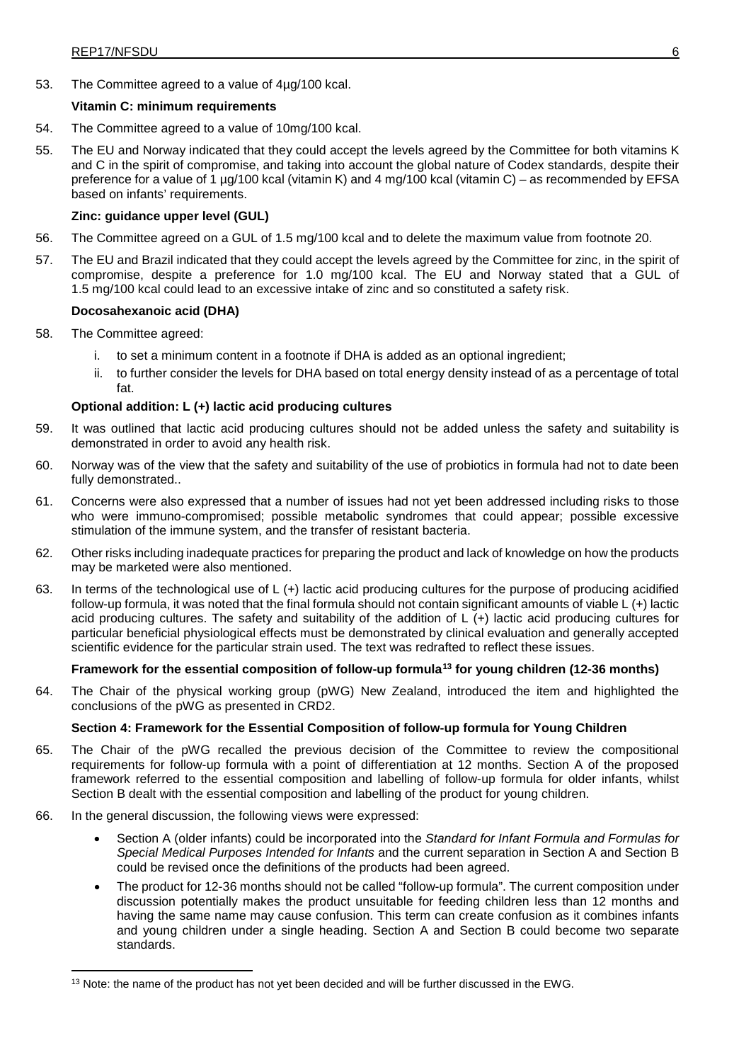53. The Committee agreed to a value of 4µg/100 kcal.

**Vitamin C: minimum requirements**

54. The Committee agreed to a value of 10mg/100 kcal.

55. The EU and Norway indicated that they could accept the levels agreed by the Committee for both vitamins K and C in the spirit of compromise, and taking into account the global nature of Codex standards, despite their preference for a value of 1 µg/100 kcal (vitamin K) and 4 mg/100 kcal (vitamin C) – as recommended by EFSA based on infants' requirements.

**Zinc: guidance upper level (GUL)**

56. The Committee agreed on a GUL of 1.5 mg/100 kcal and to delete the maximum value from footnote 20.

57. The EU and Brazil indicated that they could accept the levels agreed by the Committee for zinc, in the spirit of compromise, despite a preference for 1.0 mg/100 kcal. The EU and Norway stated that a GUL of 1.5 mg/100 kcal could lead to an excessive intake of zinc and so constituted a safety risk.

**Docosahexanoic acid (DHA)**

58. The Committee agreed:

    i. to set a minimum content in a footnote if DHA is added as an optional ingredient;

    ii. to further consider the levels for DHA based on total energy density instead of as a percentage of total fat.

**Optional addition: L (+) lactic acid producing cultures**

59. It was outlined that lactic acid producing cultures should not be added unless the safety and suitability is demonstrated in order to avoid any health risk.

60. Norway was of the view that the safety and suitability of the use of probiotics in formula had not to date been fully demonstrated..

61. Concerns were also expressed that a number of issues had not yet been addressed including risks to those who were immuno-compromised; possible metabolic syndromes that could appear; possible excessive stimulation of the immune system, and the transfer of resistant bacteria.

62. Other risks including inadequate practices for preparing the product and lack of knowledge on how the products may be marketed were also mentioned.

63. In terms of the technological use of L (+) lactic acid producing cultures for the purpose of producing acidified follow-up formula, it was noted that the final formula should not contain significant amounts of viable L (+) lactic acid producing cultures. The safety and suitability of the addition of L (+) lactic acid producing cultures for particular beneficial physiological effects must be demonstrated by clinical evaluation and generally accepted scientific evidence for the particular strain used. The text was redrafted to reflect these issues.

**Framework for the essential composition of follow-up formula[13] for young children (12-36 months)**

64. The Chair of the physical working group (pWG) New Zealand, introduced the item and highlighted the conclusions of the pWG as presented in CRD2.

**Section 4: Framework for the Essential Composition of follow-up formula for Young Children**

65. The Chair of the pWG recalled the previous decision of the Committee to review the compositional requirements for follow-up formula with a point of differentiation at 12 months. Section A of the proposed framework referred to the essential composition and labelling of follow-up formula for older infants, whilst Section B dealt with the essential composition and labelling of the product for young children.

66. In the general discussion, the following views were expressed:

    - Section A (older infants) could be incorporated into the *Standard for Infant Formula and Formulas for Special Medical Purposes Intended for Infants* and the current separation in Section A and Section B could be revised once the definitions of the products had been agreed.
    - The product for 12-36 months should not be called "follow-up formula". The current composition under discussion potentially makes the product unsuitable for feeding children less than 12 months and having the same name may cause confusion. This term can create confusion as it combines infants and young children under a single heading. Section A and Section B could become two separate standards.

[13] Note: the name of the product has not yet been decided and will be further discussed in the EWG.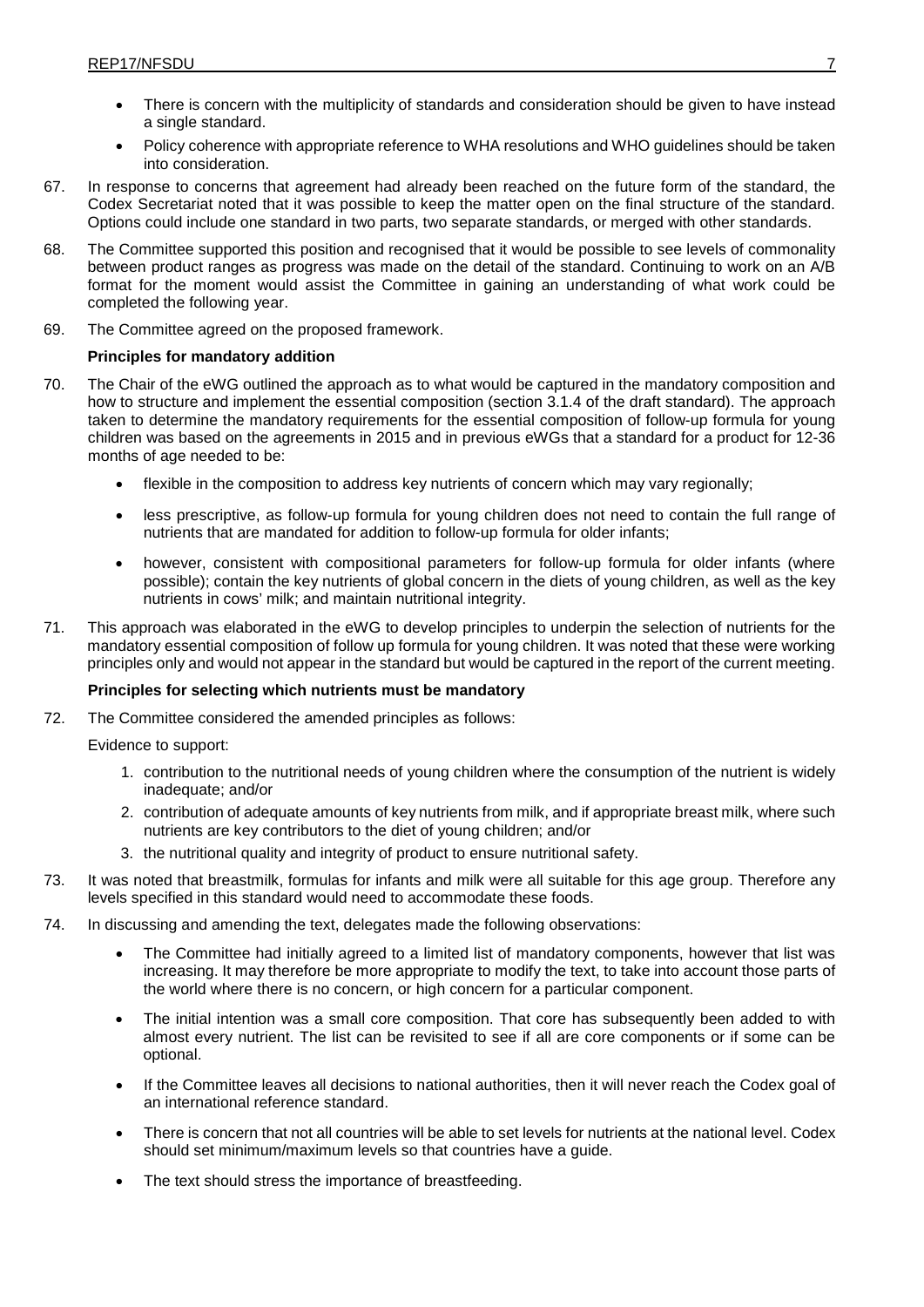- There is concern with the multiplicity of standards and consideration should be given to have instead a single standard.
- Policy coherence with appropriate reference to WHA resolutions and WHO guidelines should be taken into consideration.

67. In response to concerns that agreement had already been reached on the future form of the standard, the Codex Secretariat noted that it was possible to keep the matter open on the final structure of the standard. Options could include one standard in two parts, two separate standards, or merged with other standards.

68. The Committee supported this position and recognised that it would be possible to see levels of commonality between product ranges as progress was made on the detail of the standard. Continuing to work on an A/B format for the moment would assist the Committee in gaining an understanding of what work could be completed the following year.

69. The Committee agreed on the proposed framework.

**Principles for mandatory addition**

70. The Chair of the eWG outlined the approach as to what would be captured in the mandatory composition and how to structure and implement the essential composition (section 3.1.4 of the draft standard). The approach taken to determine the mandatory requirements for the essential composition of follow-up formula for young children was based on the agreements in 2015 and in previous eWGs that a standard for a product for 12-36 months of age needed to be:

    - flexible in the composition to address key nutrients of concern which may vary regionally;
    - less prescriptive, as follow-up formula for young children does not need to contain the full range of nutrients that are mandated for addition to follow-up formula for older infants;
    - however, consistent with compositional parameters for follow-up formula for older infants (where possible); contain the key nutrients of global concern in the diets of young children, as well as the key nutrients in cows' milk; and maintain nutritional integrity.

71. This approach was elaborated in the eWG to develop principles to underpin the selection of nutrients for the mandatory essential composition of follow up formula for young children. It was noted that these were working principles only and would not appear in the standard but would be captured in the report of the current meeting.

**Principles for selecting which nutrients must be mandatory**

72. The Committee considered the amended principles as follows:

    Evidence to support:

    1. contribution to the nutritional needs of young children where the consumption of the nutrient is widely inadequate; and/or
    2. contribution of adequate amounts of key nutrients from milk, and if appropriate breast milk, where such nutrients are key contributors to the diet of young children; and/or
    3. the nutritional quality and integrity of product to ensure nutritional safety.

73. It was noted that breastmilk, formulas for infants and milk were all suitable for this age group. Therefore any levels specified in this standard would need to accommodate these foods.

74. In discussing and amending the text, delegates made the following observations:

    - The Committee had initially agreed to a limited list of mandatory components, however that list was increasing. It may therefore be more appropriate to modify the text, to take into account those parts of the world where there is no concern, or high concern for a particular component.
    - The initial intention was a small core composition. That core has subsequently been added to with almost every nutrient. The list can be revisited to see if all are core components or if some can be optional.
    - If the Committee leaves all decisions to national authorities, then it will never reach the Codex goal of an international reference standard.
    - There is concern that not all countries will be able to set levels for nutrients at the national level. Codex should set minimum/maximum levels so that countries have a guide.
    - The text should stress the importance of breastfeeding.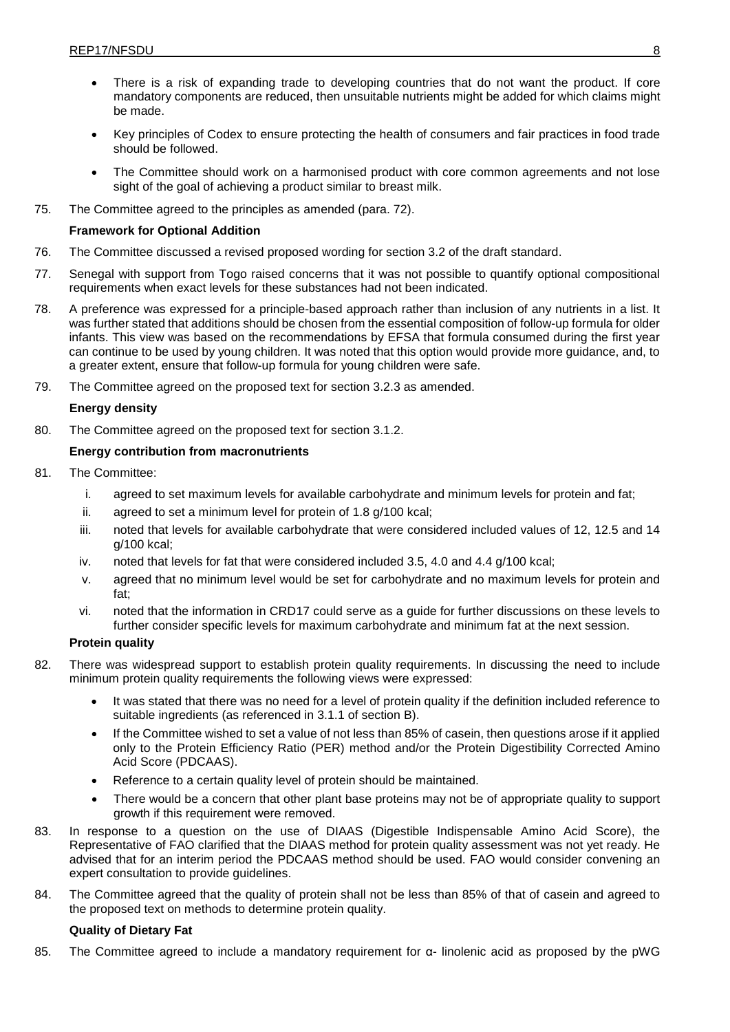- There is a risk of expanding trade to developing countries that do not want the product. If core mandatory components are reduced, then unsuitable nutrients might be added for which claims might be made.

- Key principles of Codex to ensure protecting the health of consumers and fair practices in food trade should be followed.

- The Committee should work on a harmonised product with core common agreements and not lose sight of the goal of achieving a product similar to breast milk.

75. The Committee agreed to the principles as amended (para. 72).

**Framework for Optional Addition**

76. The Committee discussed a revised proposed wording for section 3.2 of the draft standard.

77. Senegal with support from Togo raised concerns that it was not possible to quantify optional compositional requirements when exact levels for these substances had not been indicated.

78. A preference was expressed for a principle-based approach rather than inclusion of any nutrients in a list. It was further stated that additions should be chosen from the essential composition of follow-up formula for older infants. This view was based on the recommendations by EFSA that formula consumed during the first year can continue to be used by young children. It was noted that this option would provide more guidance, and, to a greater extent, ensure that follow-up formula for young children were safe.

79. The Committee agreed on the proposed text for section 3.2.3 as amended.

**Energy density**

80. The Committee agreed on the proposed text for section 3.1.2.

**Energy contribution from macronutrients**

81. The Committee:

    i. agreed to set maximum levels for available carbohydrate and minimum levels for protein and fat;

    ii. agreed to set a minimum level for protein of 1.8 g/100 kcal;

    iii. noted that levels for available carbohydrate that were considered included values of 12, 12.5 and 14 g/100 kcal;

    iv. noted that levels for fat that were considered included 3.5, 4.0 and 4.4 g/100 kcal;

    v. agreed that no minimum level would be set for carbohydrate and no maximum levels for protein and fat;

    vi. noted that the information in CRD17 could serve as a guide for further discussions on these levels to further consider specific levels for maximum carbohydrate and minimum fat at the next session.

**Protein quality**

82. There was widespread support to establish protein quality requirements. In discussing the need to include minimum protein quality requirements the following views were expressed:

    - It was stated that there was no need for a level of protein quality if the definition included reference to suitable ingredients (as referenced in 3.1.1 of section B).
    - If the Committee wished to set a value of not less than 85% of casein, then questions arose if it applied only to the Protein Efficiency Ratio (PER) method and/or the Protein Digestibility Corrected Amino Acid Score (PDCAAS).
    - Reference to a certain quality level of protein should be maintained.
    - There would be a concern that other plant base proteins may not be of appropriate quality to support growth if this requirement were removed.

83. In response to a question on the use of DIAAS (Digestible Indispensable Amino Acid Score), the Representative of FAO clarified that the DIAAS method for protein quality assessment was not yet ready. He advised that for an interim period the PDCAAS method should be used. FAO would consider convening an expert consultation to provide guidelines.

84. The Committee agreed that the quality of protein shall not be less than 85% of that of casein and agreed to the proposed text on methods to determine protein quality.

**Quality of Dietary Fat**

85. The Committee agreed to include a mandatory requirement for α- linolenic acid as proposed by the pWG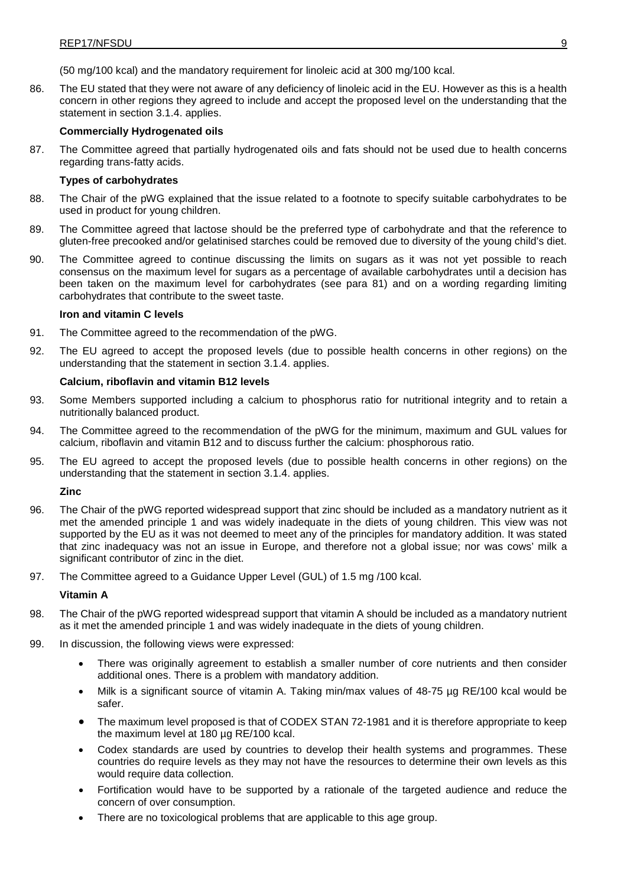(50 mg/100 kcal) and the mandatory requirement for linoleic acid at 300 mg/100 kcal.

86. The EU stated that they were not aware of any deficiency of linoleic acid in the EU. However as this is a health concern in other regions they agreed to include and accept the proposed level on the understanding that the statement in section 3.1.4. applies.

**Commercially Hydrogenated oils**

87. The Committee agreed that partially hydrogenated oils and fats should not be used due to health concerns regarding trans-fatty acids.

**Types of carbohydrates**

88. The Chair of the pWG explained that the issue related to a footnote to specify suitable carbohydrates to be used in product for young children.

89. The Committee agreed that lactose should be the preferred type of carbohydrate and that the reference to gluten-free precooked and/or gelatinised starches could be removed due to diversity of the young child's diet.

90. The Committee agreed to continue discussing the limits on sugars as it was not yet possible to reach consensus on the maximum level for sugars as a percentage of available carbohydrates until a decision has been taken on the maximum level for carbohydrates (see para 81) and on a wording regarding limiting carbohydrates that contribute to the sweet taste.

**Iron and vitamin C levels**

91. The Committee agreed to the recommendation of the pWG.

92. The EU agreed to accept the proposed levels (due to possible health concerns in other regions) on the understanding that the statement in section 3.1.4. applies.

**Calcium, riboflavin and vitamin B12 levels**

93. Some Members supported including a calcium to phosphorus ratio for nutritional integrity and to retain a nutritionally balanced product.

94. The Committee agreed to the recommendation of the pWG for the minimum, maximum and GUL values for calcium, riboflavin and vitamin B12 and to discuss further the calcium: phosphorous ratio.

95. The EU agreed to accept the proposed levels (due to possible health concerns in other regions) on the understanding that the statement in section 3.1.4. applies.

**Zinc**

96. The Chair of the pWG reported widespread support that zinc should be included as a mandatory nutrient as it met the amended principle 1 and was widely inadequate in the diets of young children. This view was not supported by the EU as it was not deemed to meet any of the principles for mandatory addition. It was stated that zinc inadequacy was not an issue in Europe, and therefore not a global issue; nor was cows' milk a significant contributor of zinc in the diet.

97. The Committee agreed to a Guidance Upper Level (GUL) of 1.5 mg /100 kcal.

**Vitamin A**

98. The Chair of the pWG reported widespread support that vitamin A should be included as a mandatory nutrient as it met the amended principle 1 and was widely inadequate in the diets of young children.

99. In discussion, the following views were expressed:

- There was originally agreement to establish a smaller number of core nutrients and then consider additional ones. There is a problem with mandatory addition.
- Milk is a significant source of vitamin A. Taking min/max values of 48-75 µg RE/100 kcal would be safer.
- The maximum level proposed is that of CODEX STAN 72-1981 and it is therefore appropriate to keep the maximum level at 180 µg RE/100 kcal.
- Codex standards are used by countries to develop their health systems and programmes. These countries do require levels as they may not have the resources to determine their own levels as this would require data collection.
- Fortification would have to be supported by a rationale of the targeted audience and reduce the concern of over consumption.
- There are no toxicological problems that are applicable to this age group.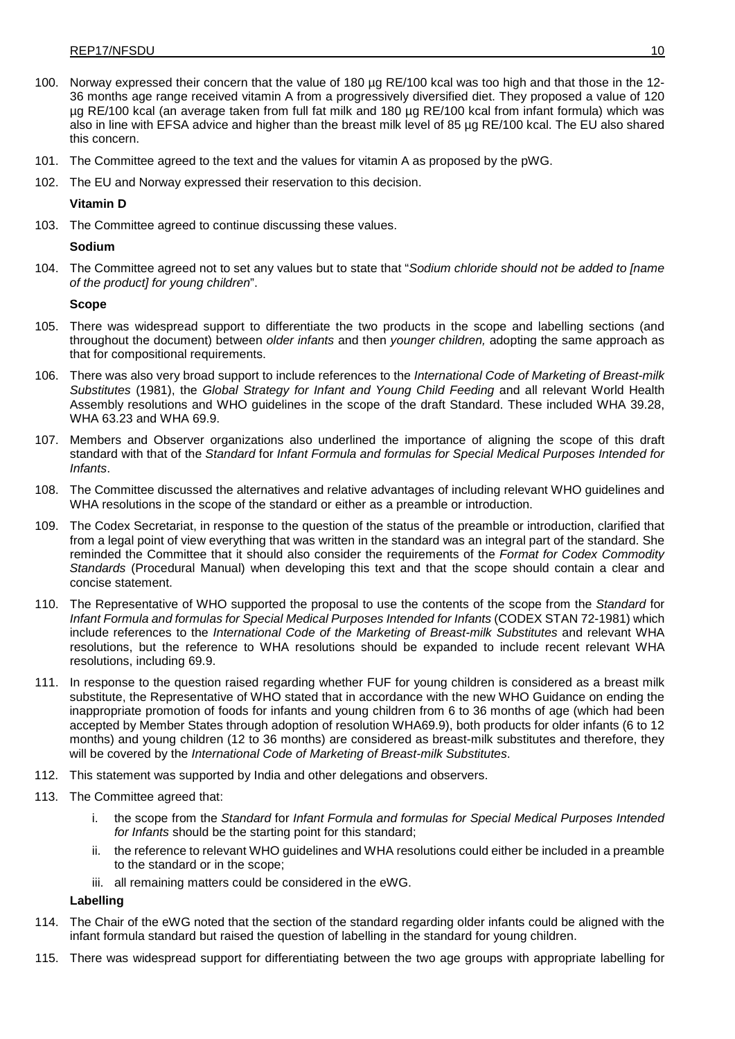100. Norway expressed their concern that the value of 180 µg RE/100 kcal was too high and that those in the 12-36 months age range received vitamin A from a progressively diversified diet. They proposed a value of 120 µg RE/100 kcal (an average taken from full fat milk and 180 µg RE/100 kcal from infant formula) which was also in line with EFSA advice and higher than the breast milk level of 85 µg RE/100 kcal. The EU also shared this concern.

101. The Committee agreed to the text and the values for vitamin A as proposed by the pWG.

102. The EU and Norway expressed their reservation to this decision.

**Vitamin D**

103. The Committee agreed to continue discussing these values.

**Sodium**

104. The Committee agreed not to set any values but to state that "*Sodium chloride should not be added to [name of the product] for young children*".

**Scope**

105. There was widespread support to differentiate the two products in the scope and labelling sections (and throughout the document) between *older infants* and then *younger children,* adopting the same approach as that for compositional requirements.

106. There was also very broad support to include references to the *International Code of Marketing of Breast-milk Substitutes* (1981), the *Global Strategy for Infant and Young Child Feeding* and all relevant World Health Assembly resolutions and WHO guidelines in the scope of the draft Standard. These included WHA 39.28, WHA 63.23 and WHA 69.9.

107. Members and Observer organizations also underlined the importance of aligning the scope of this draft standard with that of the *Standard* for *Infant Formula and formulas for Special Medical Purposes Intended for Infants*.

108. The Committee discussed the alternatives and relative advantages of including relevant WHO guidelines and WHA resolutions in the scope of the standard or either as a preamble or introduction.

109. The Codex Secretariat, in response to the question of the status of the preamble or introduction, clarified that from a legal point of view everything that was written in the standard was an integral part of the standard. She reminded the Committee that it should also consider the requirements of the *Format for Codex Commodity Standards* (Procedural Manual) when developing this text and that the scope should contain a clear and concise statement.

110. The Representative of WHO supported the proposal to use the contents of the scope from the *Standard* for *Infant Formula and formulas for Special Medical Purposes Intended for Infants* (CODEX STAN 72-1981) which include references to the *International Code of the Marketing of Breast-milk Substitutes* and relevant WHA resolutions, but the reference to WHA resolutions should be expanded to include recent relevant WHA resolutions, including 69.9.

111. In response to the question raised regarding whether FUF for young children is considered as a breast milk substitute, the Representative of WHO stated that in accordance with the new WHO Guidance on ending the inappropriate promotion of foods for infants and young children from 6 to 36 months of age (which had been accepted by Member States through adoption of resolution WHA69.9), both products for older infants (6 to 12 months) and young children (12 to 36 months) are considered as breast-milk substitutes and therefore, they will be covered by the *International Code of Marketing of Breast-milk Substitutes*.

112. This statement was supported by India and other delegations and observers.

113. The Committee agreed that:

    i. the scope from the *Standard* for *Infant Formula and formulas for Special Medical Purposes Intended for Infants* should be the starting point for this standard;

    ii. the reference to relevant WHO guidelines and WHA resolutions could either be included in a preamble to the standard or in the scope;

    iii. all remaining matters could be considered in the eWG.

**Labelling**

114. The Chair of the eWG noted that the section of the standard regarding older infants could be aligned with the infant formula standard but raised the question of labelling in the standard for young children.

115. There was widespread support for differentiating between the two age groups with appropriate labelling for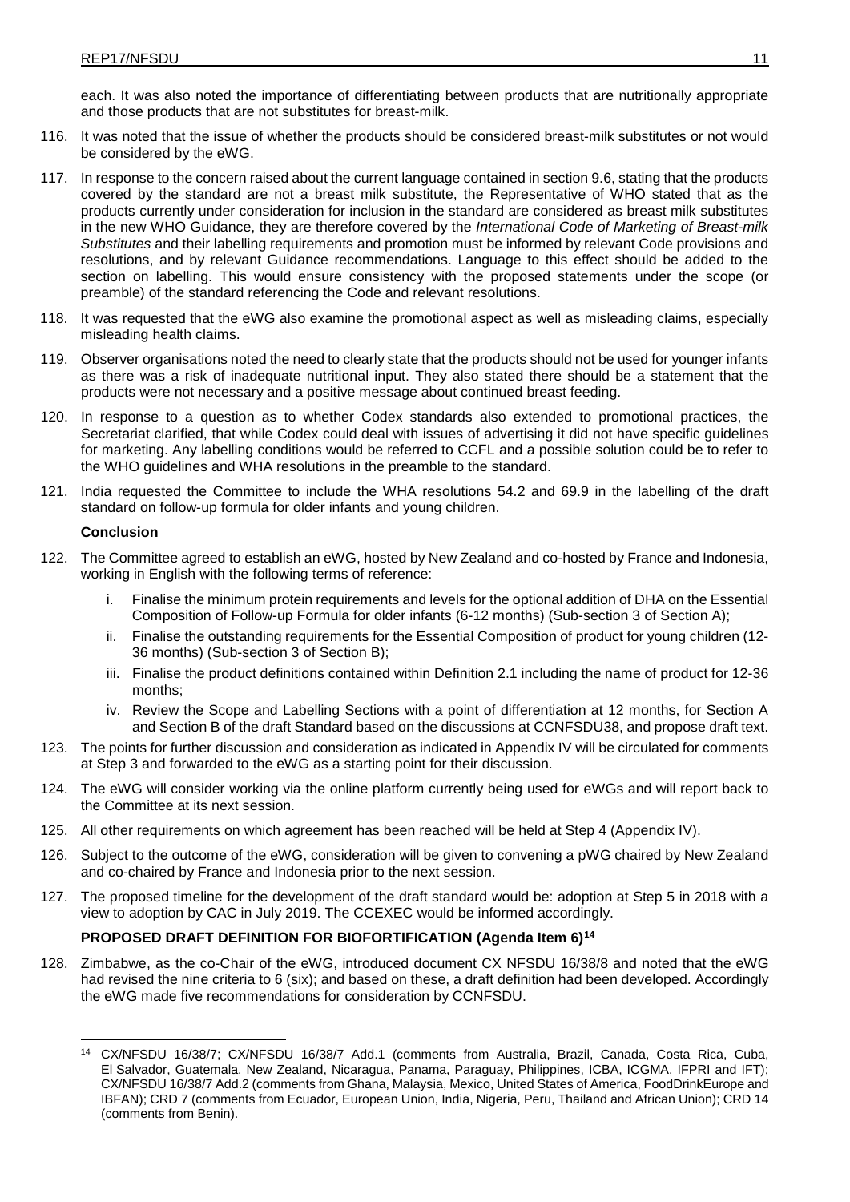each. It was also noted the importance of differentiating between products that are nutritionally appropriate and those products that are not substitutes for breast-milk.

116. It was noted that the issue of whether the products should be considered breast-milk substitutes or not would be considered by the eWG.

117. In response to the concern raised about the current language contained in section 9.6, stating that the products covered by the standard are not a breast milk substitute, the Representative of WHO stated that as the products currently under consideration for inclusion in the standard are considered as breast milk substitutes in the new WHO Guidance, they are therefore covered by the *International Code of Marketing of Breast-milk Substitutes* and their labelling requirements and promotion must be informed by relevant Code provisions and resolutions, and by relevant Guidance recommendations. Language to this effect should be added to the section on labelling. This would ensure consistency with the proposed statements under the scope (or preamble) of the standard referencing the Code and relevant resolutions.

118. It was requested that the eWG also examine the promotional aspect as well as misleading claims, especially misleading health claims.

119. Observer organisations noted the need to clearly state that the products should not be used for younger infants as there was a risk of inadequate nutritional input. They also stated there should be a statement that the products were not necessary and a positive message about continued breast feeding.

120. In response to a question as to whether Codex standards also extended to promotional practices, the Secretariat clarified, that while Codex could deal with issues of advertising it did not have specific guidelines for marketing. Any labelling conditions would be referred to CCFL and a possible solution could be to refer to the WHO guidelines and WHA resolutions in the preamble to the standard.

121. India requested the Committee to include the WHA resolutions 54.2 and 69.9 in the labelling of the draft standard on follow-up formula for older infants and young children.

**Conclusion**

122. The Committee agreed to establish an eWG, hosted by New Zealand and co-hosted by France and Indonesia, working in English with the following terms of reference:

   i. Finalise the minimum protein requirements and levels for the optional addition of DHA on the Essential Composition of Follow-up Formula for older infants (6-12 months) (Sub-section 3 of Section A);

   ii. Finalise the outstanding requirements for the Essential Composition of product for young children (12-36 months) (Sub-section 3 of Section B);

   iii. Finalise the product definitions contained within Definition 2.1 including the name of product for 12-36 months;

   iv. Review the Scope and Labelling Sections with a point of differentiation at 12 months, for Section A and Section B of the draft Standard based on the discussions at CCNFSDU38, and propose draft text.

123. The points for further discussion and consideration as indicated in Appendix IV will be circulated for comments at Step 3 and forwarded to the eWG as a starting point for their discussion.

124. The eWG will consider working via the online platform currently being used for eWGs and will report back to the Committee at its next session.

125. All other requirements on which agreement has been reached will be held at Step 4 (Appendix IV).

126. Subject to the outcome of the eWG, consideration will be given to convening a pWG chaired by New Zealand and co-chaired by France and Indonesia prior to the next session.

127. The proposed timeline for the development of the draft standard would be: adoption at Step 5 in 2018 with a view to adoption by CAC in July 2019. The CCEXEC would be informed accordingly.

**PROPOSED DRAFT DEFINITION FOR BIOFORTIFICATION (Agenda Item 6)[14]**

128. Zimbabwe, as the co-Chair of the eWG, introduced document CX NFSDU 16/38/8 and noted that the eWG had revised the nine criteria to 6 (six); and based on these, a draft definition had been developed. Accordingly the eWG made five recommendations for consideration by CCNFSDU.

---

[14] CX/NFSDU 16/38/7; CX/NFSDU 16/38/7 Add.1 (comments from Australia, Brazil, Canada, Costa Rica, Cuba, El Salvador, Guatemala, New Zealand, Nicaragua, Panama, Paraguay, Philippines, ICBA, ICGMA, IFPRI and IFT); CX/NFSDU 16/38/7 Add.2 (comments from Ghana, Malaysia, Mexico, United States of America, FoodDrinkEurope and IBFAN); CRD 7 (comments from Ecuador, European Union, India, Nigeria, Peru, Thailand and African Union); CRD 14 (comments from Benin).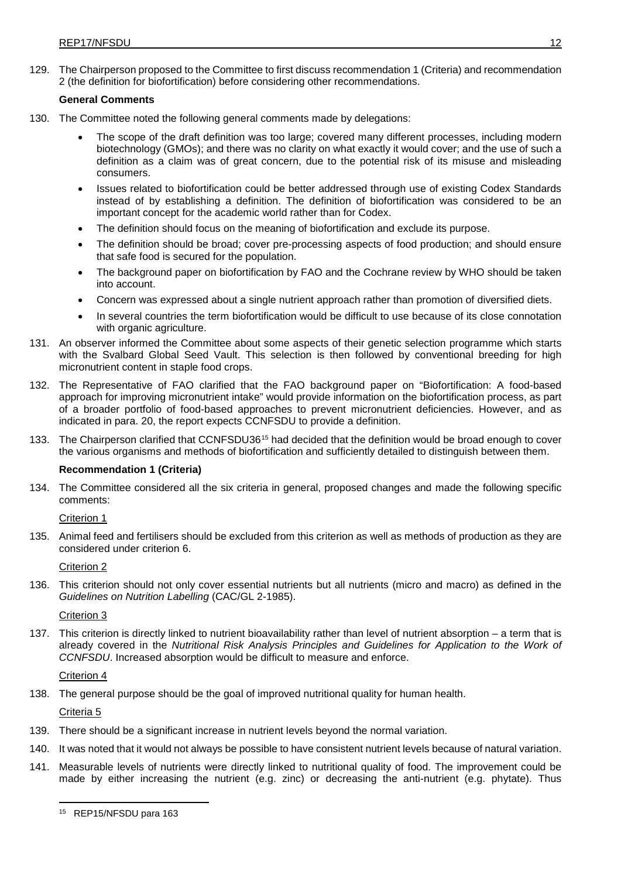129. The Chairperson proposed to the Committee to first discuss recommendation 1 (Criteria) and recommendation 2 (the definition for biofortification) before considering other recommendations.

**General Comments**

130. The Committee noted the following general comments made by delegations:

- The scope of the draft definition was too large; covered many different processes, including modern biotechnology (GMOs); and there was no clarity on what exactly it would cover; and the use of such a definition as a claim was of great concern, due to the potential risk of its misuse and misleading consumers.
- Issues related to biofortification could be better addressed through use of existing Codex Standards instead of by establishing a definition. The definition of biofortification was considered to be an important concept for the academic world rather than for Codex.
- The definition should focus on the meaning of biofortification and exclude its purpose.
- The definition should be broad; cover pre-processing aspects of food production; and should ensure that safe food is secured for the population.
- The background paper on biofortification by FAO and the Cochrane review by WHO should be taken into account.
- Concern was expressed about a single nutrient approach rather than promotion of diversified diets.
- In several countries the term biofortification would be difficult to use because of its close connotation with organic agriculture.

131. An observer informed the Committee about some aspects of their genetic selection programme which starts with the Svalbard Global Seed Vault. This selection is then followed by conventional breeding for high micronutrient content in staple food crops.

132. The Representative of FAO clarified that the FAO background paper on "Biofortification: A food-based approach for improving micronutrient intake" would provide information on the biofortification process, as part of a broader portfolio of food-based approaches to prevent micronutrient deficiencies. However, and as indicated in para. 20, the report expects CCNFSDU to provide a definition.

133. The Chairperson clarified that CCNFSDU36[15] had decided that the definition would be broad enough to cover the various organisms and methods of biofortification and sufficiently detailed to distinguish between them.

**Recommendation 1 (Criteria)**

134. The Committee considered all the six criteria in general, proposed changes and made the following specific comments:

Criterion 1

135. Animal feed and fertilisers should be excluded from this criterion as well as methods of production as they are considered under criterion 6.

Criterion 2

136. This criterion should not only cover essential nutrients but all nutrients (micro and macro) as defined in the *Guidelines on Nutrition Labelling* (CAC/GL 2-1985).

Criterion 3

137. This criterion is directly linked to nutrient bioavailability rather than level of nutrient absorption – a term that is already covered in the *Nutritional Risk Analysis Principles and Guidelines for Application to the Work of CCNFSDU*. Increased absorption would be difficult to measure and enforce.

Criterion 4

138. The general purpose should be the goal of improved nutritional quality for human health.

Criteria 5

139. There should be a significant increase in nutrient levels beyond the normal variation.

140. It was noted that it would not always be possible to have consistent nutrient levels because of natural variation.

141. Measurable levels of nutrients were directly linked to nutritional quality of food. The improvement could be made by either increasing the nutrient (e.g. zinc) or decreasing the anti-nutrient (e.g. phytate). Thus

[15] REP15/NFSDU para 163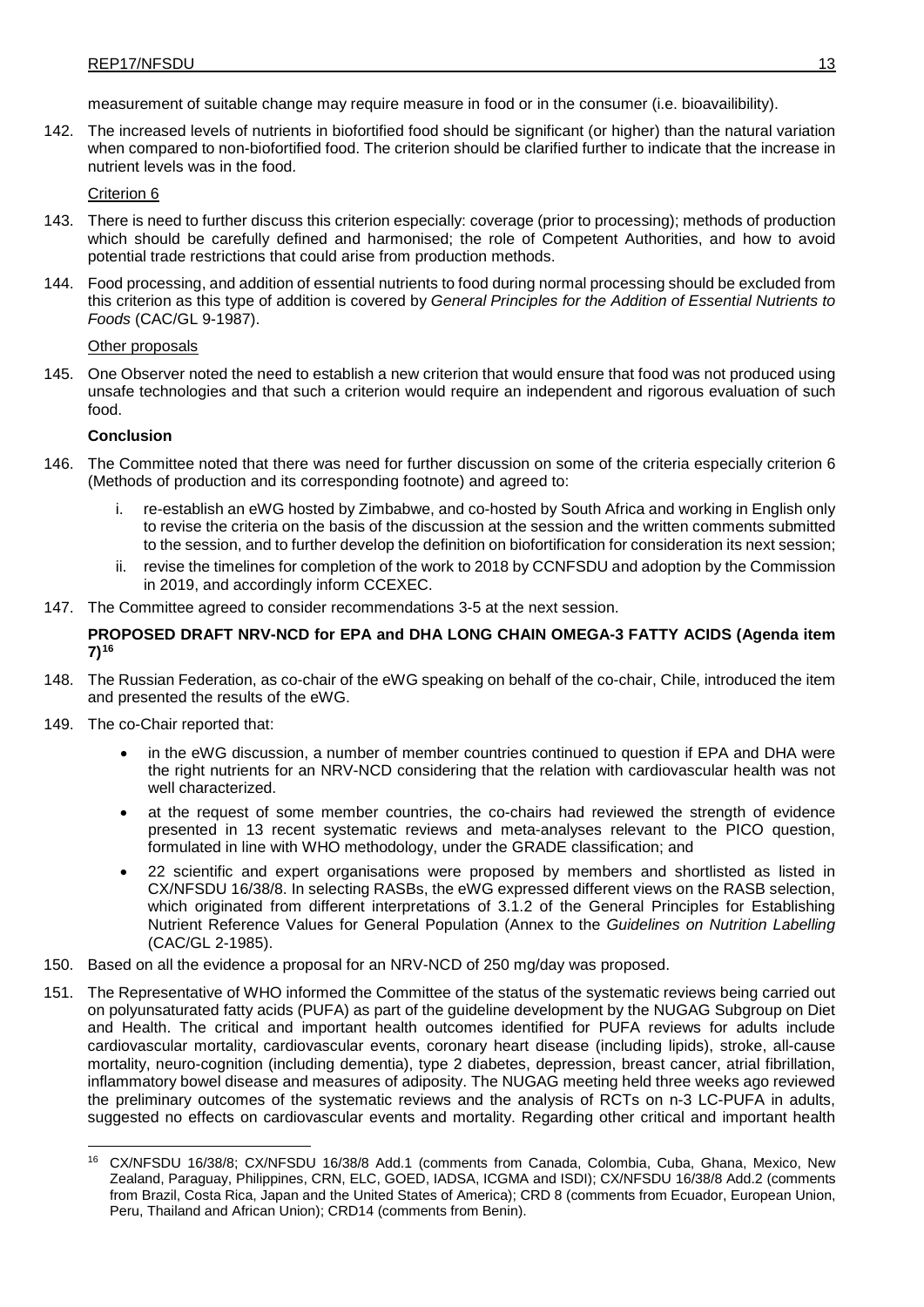measurement of suitable change may require measure in food or in the consumer (i.e. bioavailibility).

142. The increased levels of nutrients in biofortified food should be significant (or higher) than the natural variation when compared to non-biofortified food. The criterion should be clarified further to indicate that the increase in nutrient levels was in the food.

Criterion 6

143. There is need to further discuss this criterion especially: coverage (prior to processing); methods of production which should be carefully defined and harmonised; the role of Competent Authorities, and how to avoid potential trade restrictions that could arise from production methods.

144. Food processing, and addition of essential nutrients to food during normal processing should be excluded from this criterion as this type of addition is covered by *General Principles for the Addition of Essential Nutrients to Foods* (CAC/GL 9-1987).

Other proposals

145. One Observer noted the need to establish a new criterion that would ensure that food was not produced using unsafe technologies and that such a criterion would require an independent and rigorous evaluation of such food.

**Conclusion**

146. The Committee noted that there was need for further discussion on some of the criteria especially criterion 6 (Methods of production and its corresponding footnote) and agreed to:

   i. re-establish an eWG hosted by Zimbabwe, and co-hosted by South Africa and working in English only to revise the criteria on the basis of the discussion at the session and the written comments submitted to the session, and to further develop the definition on biofortification for consideration its next session;

   ii. revise the timelines for completion of the work to 2018 by CCNFSDU and adoption by the Commission in 2019, and accordingly inform CCEXEC.

147. The Committee agreed to consider recommendations 3-5 at the next session.

**PROPOSED DRAFT NRV-NCD for EPA and DHA LONG CHAIN OMEGA-3 FATTY ACIDS (Agenda item 7)[16]**

148. The Russian Federation, as co-chair of the eWG speaking on behalf of the co-chair, Chile, introduced the item and presented the results of the eWG.

149. The co-Chair reported that:

- in the eWG discussion, a number of member countries continued to question if EPA and DHA were the right nutrients for an NRV-NCD considering that the relation with cardiovascular health was not well characterized.
- at the request of some member countries, the co-chairs had reviewed the strength of evidence presented in 13 recent systematic reviews and meta-analyses relevant to the PICO question, formulated in line with WHO methodology, under the GRADE classification; and
- 22 scientific and expert organisations were proposed by members and shortlisted as listed in CX/NFSDU 16/38/8. In selecting RASBs, the eWG expressed different views on the RASB selection, which originated from different interpretations of 3.1.2 of the General Principles for Establishing Nutrient Reference Values for General Population (Annex to the *Guidelines on Nutrition Labelling* (CAC/GL 2-1985).

150. Based on all the evidence a proposal for an NRV-NCD of 250 mg/day was proposed.

151. The Representative of WHO informed the Committee of the status of the systematic reviews being carried out on polyunsaturated fatty acids (PUFA) as part of the guideline development by the NUGAG Subgroup on Diet and Health. The critical and important health outcomes identified for PUFA reviews for adults include cardiovascular mortality, cardiovascular events, coronary heart disease (including lipids), stroke, all-cause mortality, neuro-cognition (including dementia), type 2 diabetes, depression, breast cancer, atrial fibrillation, inflammatory bowel disease and measures of adiposity. The NUGAG meeting held three weeks ago reviewed the preliminary outcomes of the systematic reviews and the analysis of RCTs on n-3 LC-PUFA in adults, suggested no effects on cardiovascular events and mortality. Regarding other critical and important health

---

[16] CX/NFSDU 16/38/8; CX/NFSDU 16/38/8 Add.1 (comments from Canada, Colombia, Cuba, Ghana, Mexico, New Zealand, Paraguay, Philippines, CRN, ELC, GOED, IADSA, ICGMA and ISDI); CX/NFSDU 16/38/8 Add.2 (comments from Brazil, Costa Rica, Japan and the United States of America); CRD 8 (comments from Ecuador, European Union, Peru, Thailand and African Union); CRD14 (comments from Benin).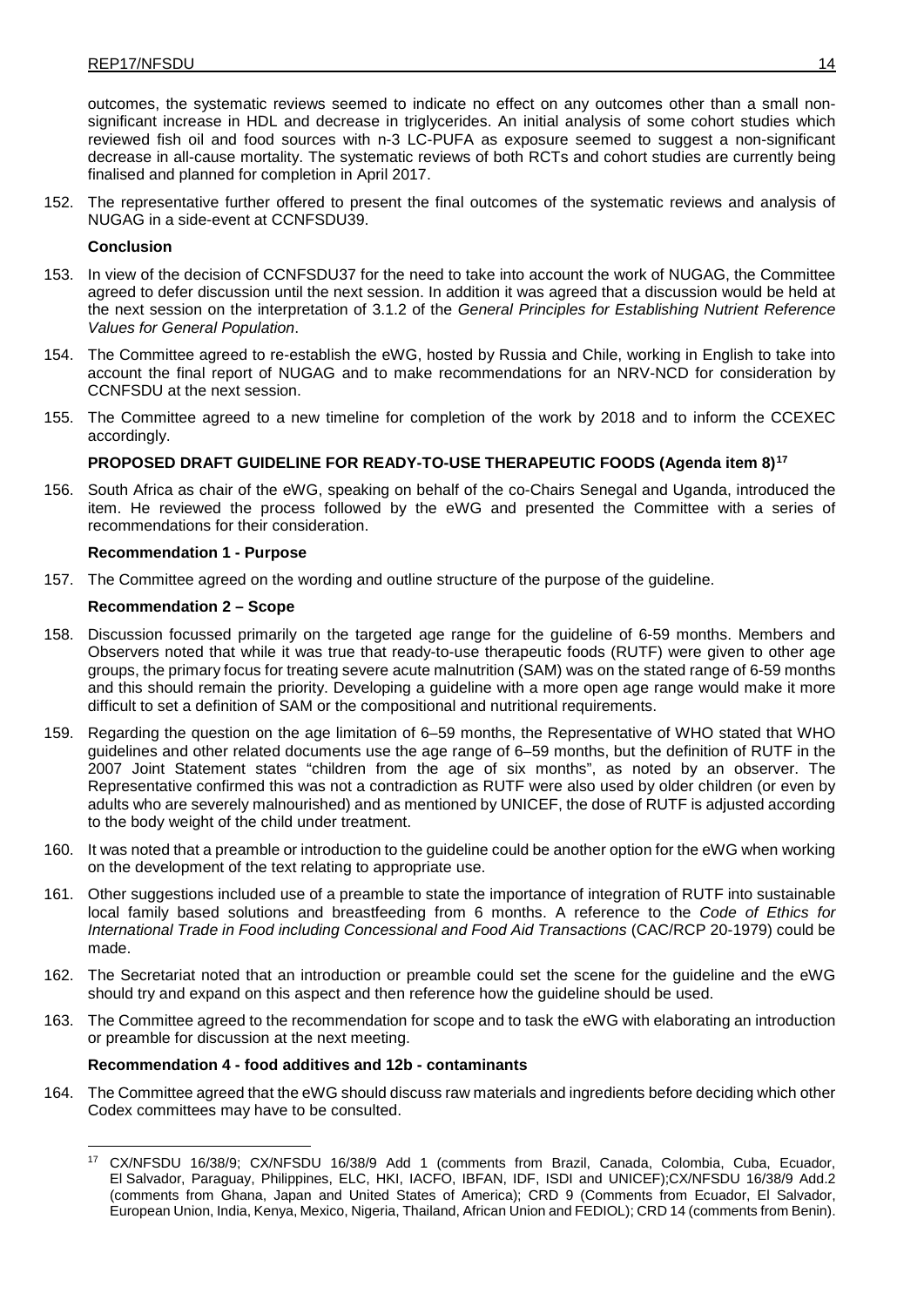outcomes, the systematic reviews seemed to indicate no effect on any outcomes other than a small non-significant increase in HDL and decrease in triglycerides. An initial analysis of some cohort studies which reviewed fish oil and food sources with n-3 LC-PUFA as exposure seemed to suggest a non-significant decrease in all-cause mortality. The systematic reviews of both RCTs and cohort studies are currently being finalised and planned for completion in April 2017.

152. The representative further offered to present the final outcomes of the systematic reviews and analysis of NUGAG in a side-event at CCNFSDU39.

**Conclusion**

153. In view of the decision of CCNFSDU37 for the need to take into account the work of NUGAG, the Committee agreed to defer discussion until the next session. In addition it was agreed that a discussion would be held at the next session on the interpretation of 3.1.2 of the *General Principles for Establishing Nutrient Reference Values for General Population*.

154. The Committee agreed to re-establish the eWG, hosted by Russia and Chile, working in English to take into account the final report of NUGAG and to make recommendations for an NRV-NCD for consideration by CCNFSDU at the next session.

155. The Committee agreed to a new timeline for completion of the work by 2018 and to inform the CCEXEC accordingly.

**PROPOSED DRAFT GUIDELINE FOR READY-TO-USE THERAPEUTIC FOODS (Agenda item 8)[17]**

156. South Africa as chair of the eWG, speaking on behalf of the co-Chairs Senegal and Uganda, introduced the item. He reviewed the process followed by the eWG and presented the Committee with a series of recommendations for their consideration.

**Recommendation 1 - Purpose**

157. The Committee agreed on the wording and outline structure of the purpose of the guideline.

**Recommendation 2 – Scope**

158. Discussion focussed primarily on the targeted age range for the guideline of 6-59 months. Members and Observers noted that while it was true that ready-to-use therapeutic foods (RUTF) were given to other age groups, the primary focus for treating severe acute malnutrition (SAM) was on the stated range of 6-59 months and this should remain the priority. Developing a guideline with a more open age range would make it more difficult to set a definition of SAM or the compositional and nutritional requirements.

159. Regarding the question on the age limitation of 6–59 months, the Representative of WHO stated that WHO guidelines and other related documents use the age range of 6–59 months, but the definition of RUTF in the 2007 Joint Statement states "children from the age of six months", as noted by an observer. The Representative confirmed this was not a contradiction as RUTF were also used by older children (or even by adults who are severely malnourished) and as mentioned by UNICEF, the dose of RUTF is adjusted according to the body weight of the child under treatment.

160. It was noted that a preamble or introduction to the guideline could be another option for the eWG when working on the development of the text relating to appropriate use.

161. Other suggestions included use of a preamble to state the importance of integration of RUTF into sustainable local family based solutions and breastfeeding from 6 months. A reference to the *Code of Ethics for International Trade in Food including Concessional and Food Aid Transactions* (CAC/RCP 20-1979) could be made.

162. The Secretariat noted that an introduction or preamble could set the scene for the guideline and the eWG should try and expand on this aspect and then reference how the guideline should be used.

163. The Committee agreed to the recommendation for scope and to task the eWG with elaborating an introduction or preamble for discussion at the next meeting.

**Recommendation 4 - food additives and 12b - contaminants**

164. The Committee agreed that the eWG should discuss raw materials and ingredients before deciding which other Codex committees may have to be consulted.

---

[17] CX/NFSDU 16/38/9; CX/NFSDU 16/38/9 Add 1 (comments from Brazil, Canada, Colombia, Cuba, Ecuador, El Salvador, Paraguay, Philippines, ELC, HKI, IACFO, IBFAN, IDF, ISDI and UNICEF);CX/NFSDU 16/38/9 Add.2 (comments from Ghana, Japan and United States of America); CRD 9 (Comments from Ecuador, El Salvador, European Union, India, Kenya, Mexico, Nigeria, Thailand, African Union and FEDIOL); CRD 14 (comments from Benin).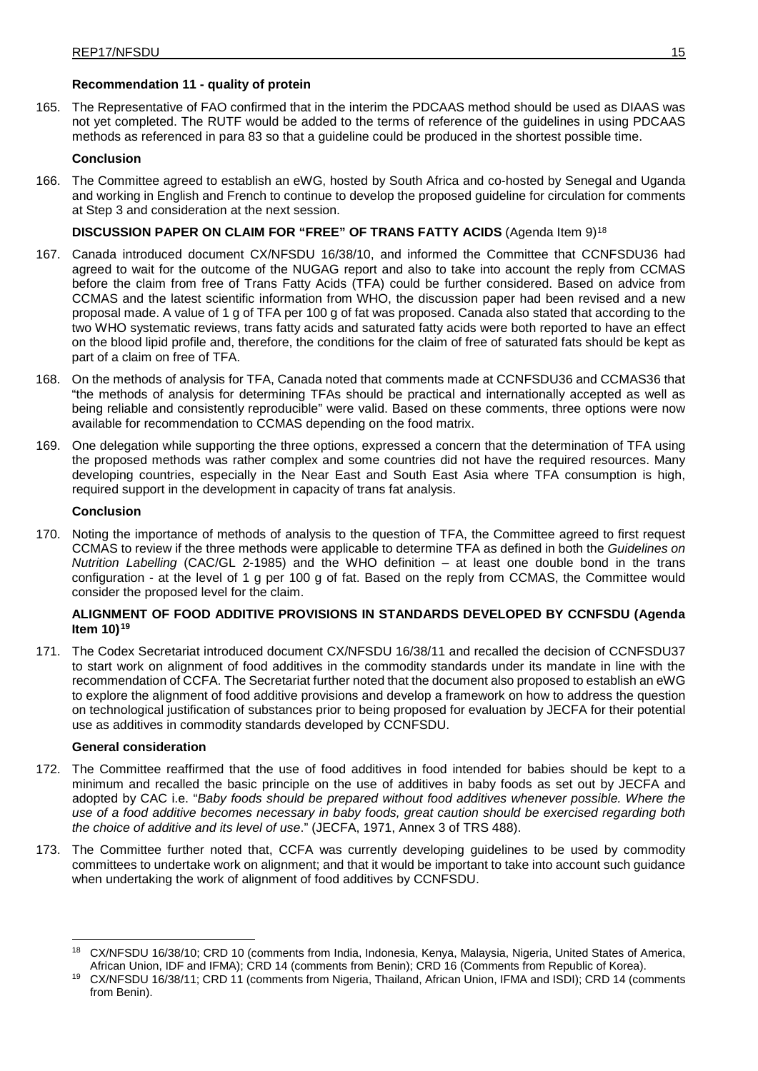**Recommendation 11 - quality of protein**

165. The Representative of FAO confirmed that in the interim the PDCAAS method should be used as DIAAS was not yet completed. The RUTF would be added to the terms of reference of the guidelines in using PDCAAS methods as referenced in para 83 so that a guideline could be produced in the shortest possible time.

**Conclusion**

166. The Committee agreed to establish an eWG, hosted by South Africa and co-hosted by Senegal and Uganda and working in English and French to continue to develop the proposed guideline for circulation for comments at Step 3 and consideration at the next session.

**DISCUSSION PAPER ON CLAIM FOR "FREE" OF TRANS FATTY ACIDS** (Agenda Item 9)[18]

167. Canada introduced document CX/NFSDU 16/38/10, and informed the Committee that CCNFSDU36 had agreed to wait for the outcome of the NUGAG report and also to take into account the reply from CCMAS before the claim from free of Trans Fatty Acids (TFA) could be further considered. Based on advice from CCMAS and the latest scientific information from WHO, the discussion paper had been revised and a new proposal made. A value of 1 g of TFA per 100 g of fat was proposed. Canada also stated that according to the two WHO systematic reviews, trans fatty acids and saturated fatty acids were both reported to have an effect on the blood lipid profile and, therefore, the conditions for the claim of free of saturated fats should be kept as part of a claim on free of TFA.

168. On the methods of analysis for TFA, Canada noted that comments made at CCNFSDU36 and CCMAS36 that "the methods of analysis for determining TFAs should be practical and internationally accepted as well as being reliable and consistently reproducible" were valid. Based on these comments, three options were now available for recommendation to CCMAS depending on the food matrix.

169. One delegation while supporting the three options, expressed a concern that the determination of TFA using the proposed methods was rather complex and some countries did not have the required resources. Many developing countries, especially in the Near East and South East Asia where TFA consumption is high, required support in the development in capacity of trans fat analysis.

**Conclusion**

170. Noting the importance of methods of analysis to the question of TFA, the Committee agreed to first request CCMAS to review if the three methods were applicable to determine TFA as defined in both the *Guidelines on Nutrition Labelling* (CAC/GL 2-1985) and the WHO definition – at least one double bond in the trans configuration - at the level of 1 g per 100 g of fat. Based on the reply from CCMAS, the Committee would consider the proposed level for the claim.

**ALIGNMENT OF FOOD ADDITIVE PROVISIONS IN STANDARDS DEVELOPED BY CCNFSDU (Agenda Item 10)[19]**

171. The Codex Secretariat introduced document CX/NFSDU 16/38/11 and recalled the decision of CCNFSDU37 to start work on alignment of food additives in the commodity standards under its mandate in line with the recommendation of CCFA. The Secretariat further noted that the document also proposed to establish an eWG to explore the alignment of food additive provisions and develop a framework on how to address the question on technological justification of substances prior to being proposed for evaluation by JECFA for their potential use as additives in commodity standards developed by CCNFSDU.

**General consideration**

172. The Committee reaffirmed that the use of food additives in food intended for babies should be kept to a minimum and recalled the basic principle on the use of additives in baby foods as set out by JECFA and adopted by CAC i.e. "*Baby foods should be prepared without food additives whenever possible. Where the use of a food additive becomes necessary in baby foods, great caution should be exercised regarding both the choice of additive and its level of use*." (JECFA, 1971, Annex 3 of TRS 488).

173. The Committee further noted that, CCFA was currently developing guidelines to be used by commodity committees to undertake work on alignment; and that it would be important to take into account such guidance when undertaking the work of alignment of food additives by CCNFSDU.

---

[18] CX/NFSDU 16/38/10; CRD 10 (comments from India, Indonesia, Kenya, Malaysia, Nigeria, United States of America, African Union, IDF and IFMA); CRD 14 (comments from Benin); CRD 16 (Comments from Republic of Korea).

[19] CX/NFSDU 16/38/11; CRD 11 (comments from Nigeria, Thailand, African Union, IFMA and ISDI); CRD 14 (comments from Benin).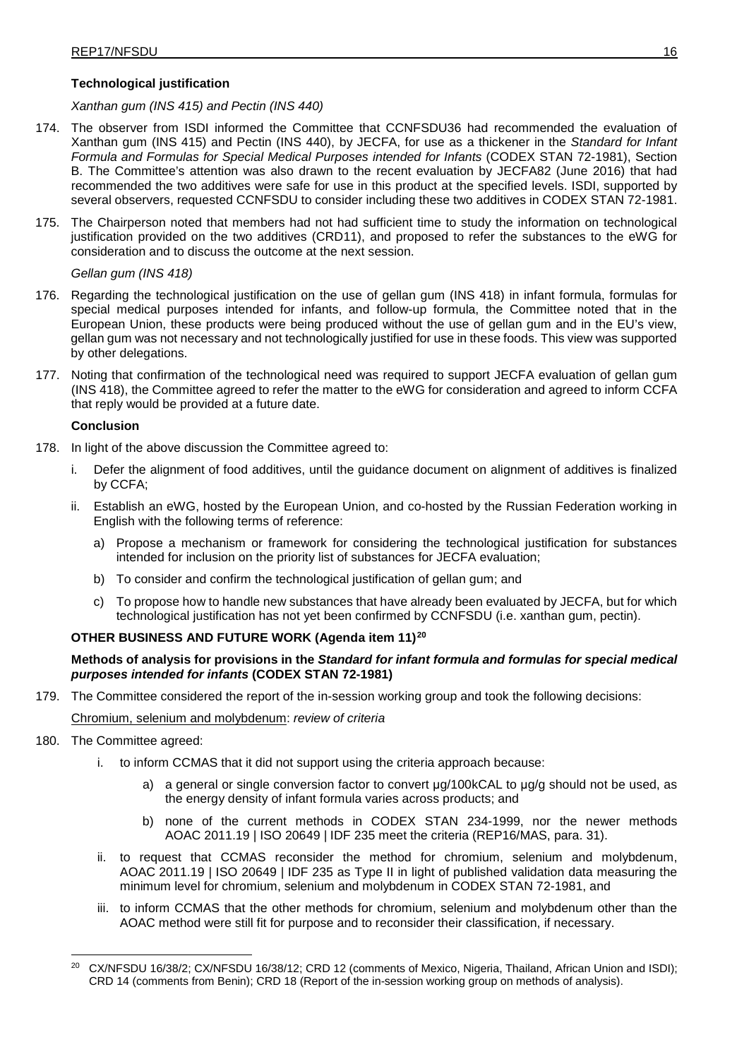**Technological justification**

*Xanthan gum (INS 415) and Pectin (INS 440)*

174. The observer from ISDI informed the Committee that CCNFSDU36 had recommended the evaluation of Xanthan gum (INS 415) and Pectin (INS 440), by JECFA, for use as a thickener in the *Standard for Infant Formula and Formulas for Special Medical Purposes intended for Infants* (CODEX STAN 72-1981), Section B. The Committee's attention was also drawn to the recent evaluation by JECFA82 (June 2016) that had recommended the two additives were safe for use in this product at the specified levels. ISDI, supported by several observers, requested CCNFSDU to consider including these two additives in CODEX STAN 72-1981.

175. The Chairperson noted that members had not had sufficient time to study the information on technological justification provided on the two additives (CRD11), and proposed to refer the substances to the eWG for consideration and to discuss the outcome at the next session.

*Gellan gum (INS 418)*

176. Regarding the technological justification on the use of gellan gum (INS 418) in infant formula, formulas for special medical purposes intended for infants, and follow-up formula, the Committee noted that in the European Union, these products were being produced without the use of gellan gum and in the EU's view, gellan gum was not necessary and not technologically justified for use in these foods. This view was supported by other delegations.

177. Noting that confirmation of the technological need was required to support JECFA evaluation of gellan gum (INS 418), the Committee agreed to refer the matter to the eWG for consideration and agreed to inform CCFA that reply would be provided at a future date.

**Conclusion**

178. In light of the above discussion the Committee agreed to:

   i. Defer the alignment of food additives, until the guidance document on alignment of additives is finalized by CCFA;

   ii. Establish an eWG, hosted by the European Union, and co-hosted by the Russian Federation working in English with the following terms of reference:

      a) Propose a mechanism or framework for considering the technological justification for substances intended for inclusion on the priority list of substances for JECFA evaluation;

      b) To consider and confirm the technological justification of gellan gum; and

      c) To propose how to handle new substances that have already been evaluated by JECFA, but for which technological justification has not yet been confirmed by CCNFSDU (i.e. xanthan gum, pectin).

**OTHER BUSINESS AND FUTURE WORK (Agenda item 11)[20]**

**Methods of analysis for provisions in the *Standard for infant formula and formulas for special medical purposes intended for infants* (CODEX STAN 72-1981)**

179. The Committee considered the report of the in-session working group and took the following decisions:

Chromium, selenium and molybdenum: *review of criteria*

180. The Committee agreed:

   i. to inform CCMAS that it did not support using the criteria approach because:

      a) a general or single conversion factor to convert µg/100kCAL to µg/g should not be used, as the energy density of infant formula varies across products; and

      b) none of the current methods in CODEX STAN 234-1999, nor the newer methods AOAC 2011.19 | ISO 20649 | IDF 235 meet the criteria (REP16/MAS, para. 31).

   ii. to request that CCMAS reconsider the method for chromium, selenium and molybdenum, AOAC 2011.19 | ISO 20649 | IDF 235 as Type II in light of published validation data measuring the minimum level for chromium, selenium and molybdenum in CODEX STAN 72-1981, and

   iii. to inform CCMAS that the other methods for chromium, selenium and molybdenum other than the AOAC method were still fit for purpose and to reconsider their classification, if necessary.

[20] CX/NFSDU 16/38/2; CX/NFSDU 16/38/12; CRD 12 (comments of Mexico, Nigeria, Thailand, African Union and ISDI); CRD 14 (comments from Benin); CRD 18 (Report of the in-session working group on methods of analysis).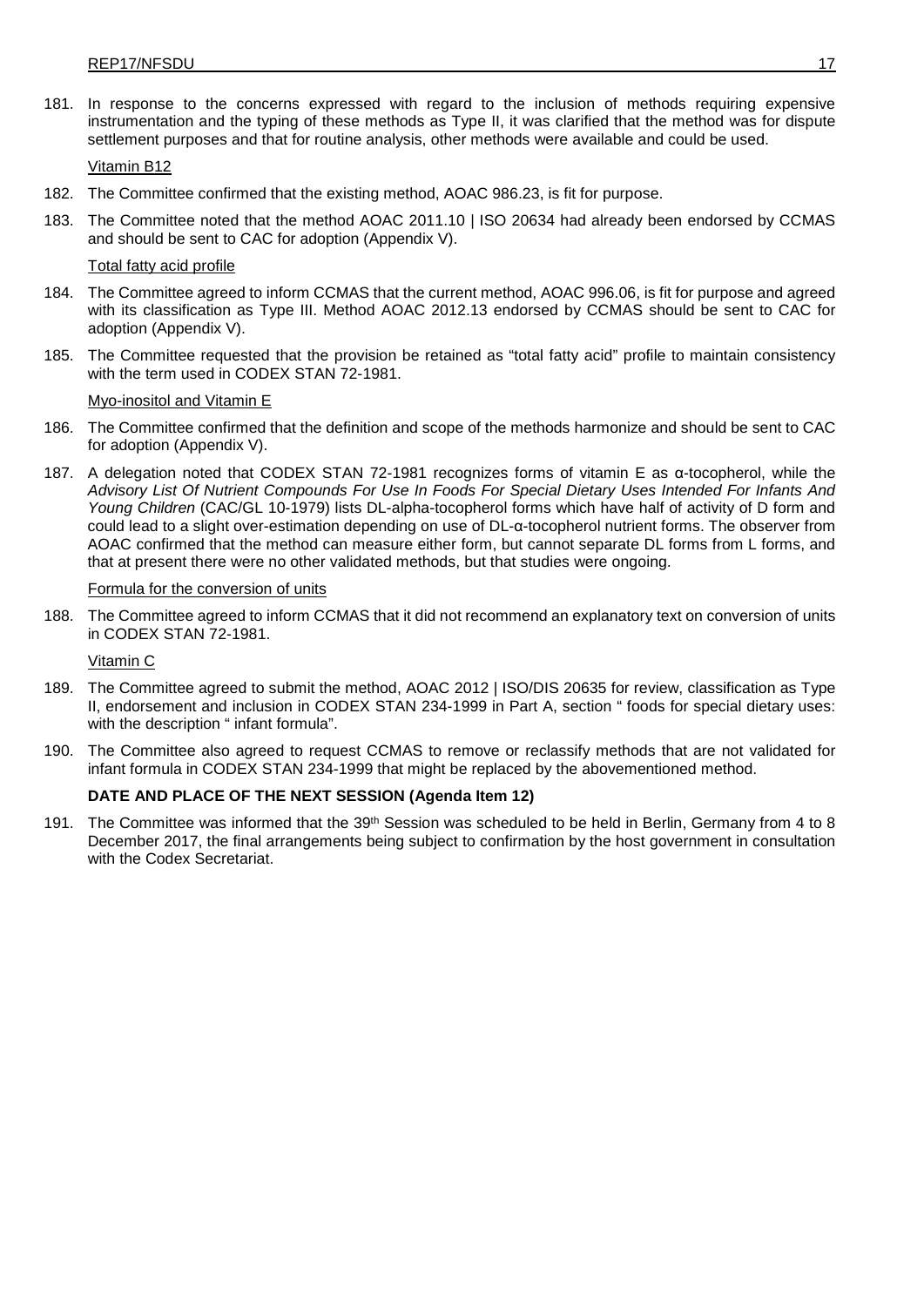181. In response to the concerns expressed with regard to the inclusion of methods requiring expensive instrumentation and the typing of these methods as Type II, it was clarified that the method was for dispute settlement purposes and that for routine analysis, other methods were available and could be used.

Vitamin B12

182. The Committee confirmed that the existing method, AOAC 986.23, is fit for purpose.

183. The Committee noted that the method AOAC 2011.10 | ISO 20634 had already been endorsed by CCMAS and should be sent to CAC for adoption (Appendix V).

Total fatty acid profile

184. The Committee agreed to inform CCMAS that the current method, AOAC 996.06, is fit for purpose and agreed with its classification as Type III. Method AOAC 2012.13 endorsed by CCMAS should be sent to CAC for adoption (Appendix V).

185. The Committee requested that the provision be retained as "total fatty acid" profile to maintain consistency with the term used in CODEX STAN 72-1981.

Myo-inositol and Vitamin E

186. The Committee confirmed that the definition and scope of the methods harmonize and should be sent to CAC for adoption (Appendix V).

187. A delegation noted that CODEX STAN 72-1981 recognizes forms of vitamin E as α-tocopherol, while the *Advisory List Of Nutrient Compounds For Use In Foods For Special Dietary Uses Intended For Infants And Young Children* (CAC/GL 10-1979) lists DL-alpha-tocopherol forms which have half of activity of D form and could lead to a slight over-estimation depending on use of DL-α-tocopherol nutrient forms. The observer from AOAC confirmed that the method can measure either form, but cannot separate DL forms from L forms, and that at present there were no other validated methods, but that studies were ongoing.

Formula for the conversion of units

188. The Committee agreed to inform CCMAS that it did not recommend an explanatory text on conversion of units in CODEX STAN 72-1981.

Vitamin C

189. The Committee agreed to submit the method, AOAC 2012 | ISO/DIS 20635 for review, classification as Type II, endorsement and inclusion in CODEX STAN 234-1999 in Part A, section " foods for special dietary uses: with the description " infant formula".

190. The Committee also agreed to request CCMAS to remove or reclassify methods that are not validated for infant formula in CODEX STAN 234-1999 that might be replaced by the abovementioned method.

**DATE AND PLACE OF THE NEXT SESSION (Agenda Item 12)**

191. The Committee was informed that the 39th Session was scheduled to be held in Berlin, Germany from 4 to 8 December 2017, the final arrangements being subject to confirmation by the host government in consultation with the Codex Secretariat.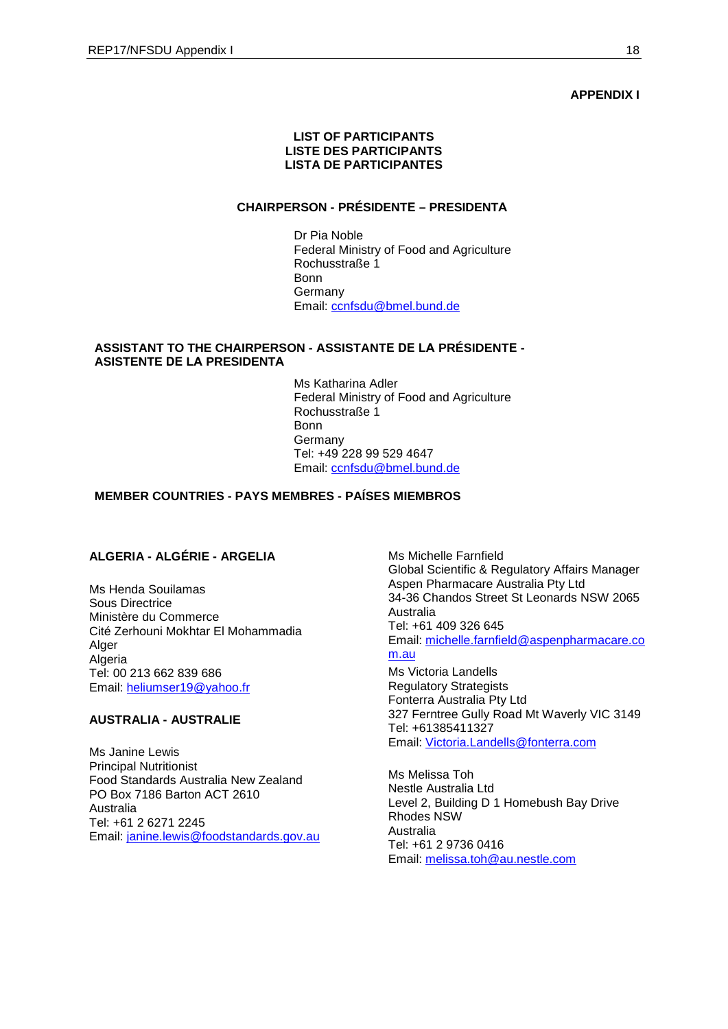**APPENDIX I**

**LIST OF PARTICIPANTS**
**LISTE DES PARTICIPANTS**
**LISTA DE PARTICIPANTES**

**CHAIRPERSON - PRÉSIDENTE – PRESIDENTA**

Dr Pia Noble
Federal Ministry of Food and Agriculture
Rochusstraße 1
Bonn
Germany
Email: ccnfsdu@bmel.bund.de

**ASSISTANT TO THE CHAIRPERSON - ASSISTANTE DE LA PRÉSIDENTE - ASISTENTE DE LA PRESIDENTA**

Ms Katharina Adler
Federal Ministry of Food and Agriculture
Rochusstraße 1
Bonn
Germany
Tel: +49 228 99 529 4647
Email: ccnfsdu@bmel.bund.de

**MEMBER COUNTRIES - PAYS MEMBRES - PAÍSES MIEMBROS**

**ALGERIA - ALGÉRIE - ARGELIA**

Ms Henda Souilamas
Sous Directrice
Ministère du Commerce
Cité Zerhouni Mokhtar El Mohammadia
Alger
Algeria
Tel: 00 213 662 839 686
Email: heliumser19@yahoo.fr

**AUSTRALIA - AUSTRALIE**

Ms Janine Lewis
Principal Nutritionist
Food Standards Australia New Zealand
PO Box 7186 Barton ACT 2610
Australia
Tel: +61 2 6271 2245
Email: janine.lewis@foodstandards.gov.au

Ms Michelle Farnfield
Global Scientific & Regulatory Affairs Manager
Aspen Pharmacare Australia Pty Ltd
34-36 Chandos Street St Leonards NSW 2065
Australia
Tel: +61 409 326 645
Email: michelle.farnfield@aspenpharmacare.com.au

Ms Victoria Landells
Regulatory Strategists
Fonterra Australia Pty Ltd
327 Ferntree Gully Road Mt Waverly VIC 3149
Tel: +61385411327
Email: Victoria.Landells@fonterra.com

Ms Melissa Toh
Nestle Australia Ltd
Level 2, Building D 1 Homebush Bay Drive
Rhodes NSW
Australia
Tel: +61 2 9736 0416
Email: melissa.toh@au.nestle.com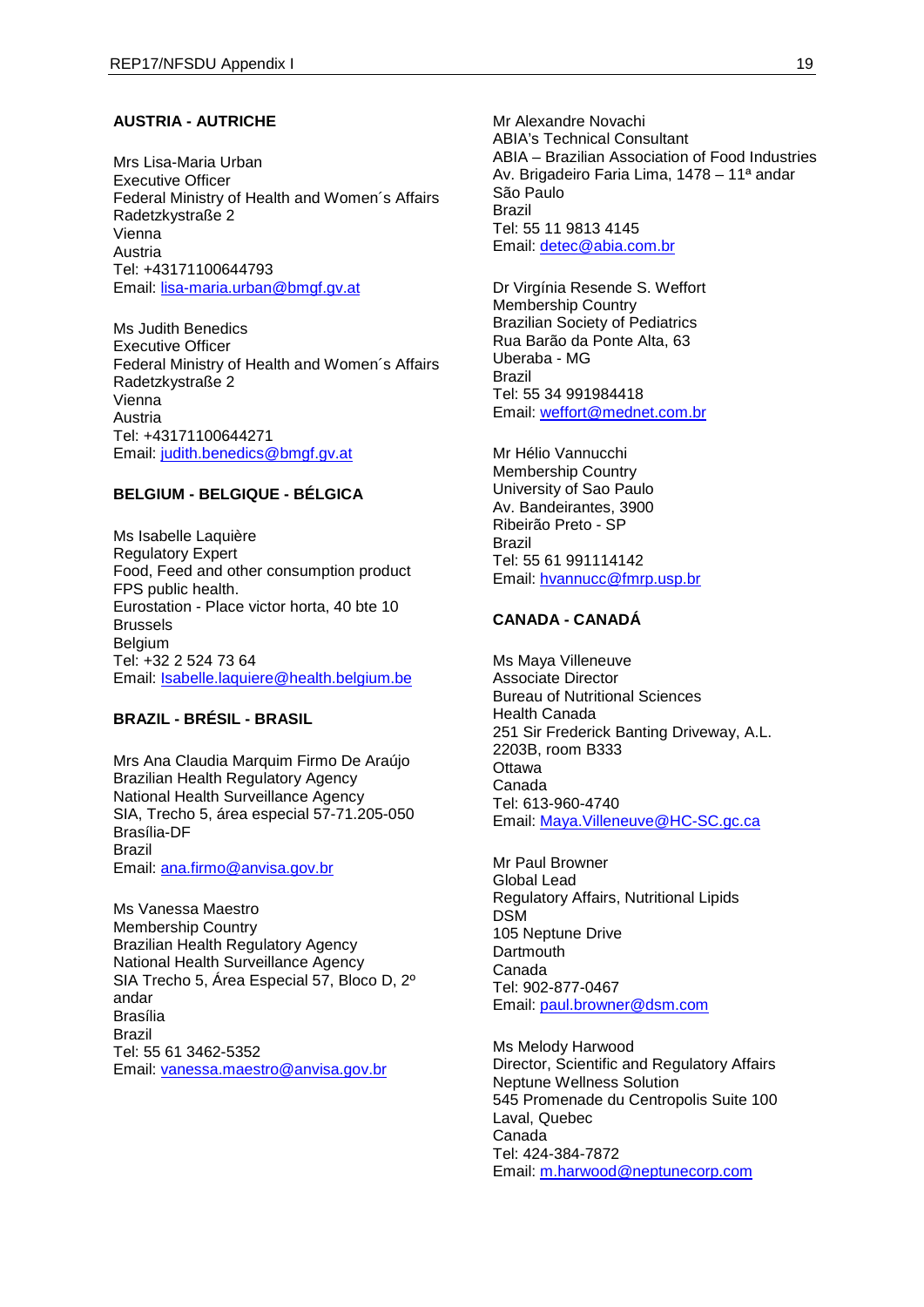**AUSTRIA - AUTRICHE**

Mrs Lisa-Maria Urban
Executive Officer
Federal Ministry of Health and Women´s Affairs
Radetzkystraße 2
Vienna
Austria
Tel: +43171100644793
Email: lisa-maria.urban@bmgf.gv.at

Ms Judith Benedics
Executive Officer
Federal Ministry of Health and Women´s Affairs
Radetzkystraße 2
Vienna
Austria
Tel: +43171100644271
Email: judith.benedics@bmgf.gv.at

**BELGIUM - BELGIQUE - BÉLGICA**

Ms Isabelle Laquière
Regulatory Expert
Food, Feed and other consumption product
FPS public health.
Eurostation - Place victor horta, 40 bte 10
Brussels
Belgium
Tel: +32 2 524 73 64
Email: Isabelle.laquiere@health.belgium.be

**BRAZIL - BRÉSIL - BRASIL**

Mrs Ana Claudia Marquim Firmo De Araújo
Brazilian Health Regulatory Agency
National Health Surveillance Agency
SIA, Trecho 5, área especial 57-71.205-050
Brasília-DF
Brazil
Email: ana.firmo@anvisa.gov.br

Ms Vanessa Maestro
Membership Country
Brazilian Health Regulatory Agency
National Health Surveillance Agency
SIA Trecho 5, Área Especial 57, Bloco D, 2º andar
Brasília
Brazil
Tel: 55 61 3462-5352
Email: vanessa.maestro@anvisa.gov.br

Mr Alexandre Novachi
ABIA's Technical Consultant
ABIA – Brazilian Association of Food Industries
Av. Brigadeiro Faria Lima, 1478 – 11ª andar
São Paulo
Brazil
Tel: 55 11 9813 4145
Email: detec@abia.com.br

Dr Virgínia Resende S. Weffort
Membership Country
Brazilian Society of Pediatrics
Rua Barão da Ponte Alta, 63
Uberaba - MG
Brazil
Tel: 55 34 991984418
Email: weffort@mednet.com.br

Mr Hélio Vannucchi
Membership Country
University of Sao Paulo
Av. Bandeirantes, 3900
Ribeirão Preto - SP
Brazil
Tel: 55 61 991114142
Email: hvannucc@fmrp.usp.br

**CANADA - CANADÁ**

Ms Maya Villeneuve
Associate Director
Bureau of Nutritional Sciences
Health Canada
251 Sir Frederick Banting Driveway, A.L. 2203B, room B333
Ottawa
Canada
Tel: 613-960-4740
Email: Maya.Villeneuve@HC-SC.gc.ca

Mr Paul Browner
Global Lead
Regulatory Affairs, Nutritional Lipids
DSM
105 Neptune Drive
Dartmouth
Canada
Tel: 902-877-0467
Email: paul.browner@dsm.com

Ms Melody Harwood
Director, Scientific and Regulatory Affairs
Neptune Wellness Solution
545 Promenade du Centropolis Suite 100
Laval, Quebec
Canada
Tel: 424-384-7872
Email: m.harwood@neptunecorp.com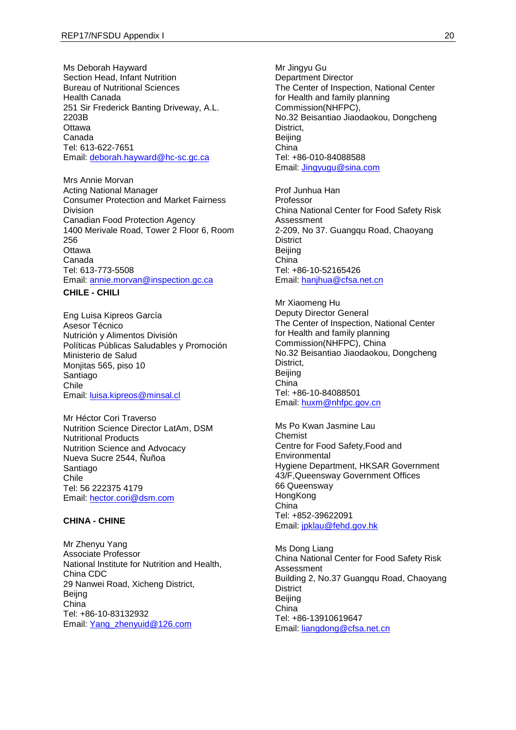Ms Deborah Hayward
Section Head, Infant Nutrition
Bureau of Nutritional Sciences
Health Canada
251 Sir Frederick Banting Driveway, A.L. 2203B
Ottawa
Canada
Tel: 613-622-7651
Email: deborah.hayward@hc-sc.gc.ca

Mrs Annie Morvan
Acting National Manager
Consumer Protection and Market Fairness Division
Canadian Food Protection Agency
1400 Merivale Road, Tower 2 Floor 6, Room 256
Ottawa
Canada
Tel: 613-773-5508
Email: annie.morvan@inspection.gc.ca

**CHILE - CHILI**

Eng Luisa Kipreos García
Asesor Técnico
Nutrición y Alimentos División
Políticas Públicas Saludables y Promoción
Ministerio de Salud
Monjitas 565, piso 10
Santiago
Chile
Email: luisa.kipreos@minsal.cl

Mr Héctor Cori Traverso
Nutrition Science Director LatAm, DSM Nutritional Products
Nutrition Science and Advocacy
Nueva Sucre 2544, Ñuñoa
Santiago
Chile
Tel: 56 222375 4179
Email: hector.cori@dsm.com

**CHINA - CHINE**

Mr Zhenyu Yang
Associate Professor
National Institute for Nutrition and Health, China CDC
29 Nanwei Road, Xicheng District,
Beijng
China
Tel: +86-10-83132932
Email: Yang_zhenyuid@126.com

Mr Jingyu Gu
Department Director
The Center of Inspection, National Center for Health and family planning Commission(NHFPC),
No.32 Beisantiao Jiaodaokou, Dongcheng District,
Beijing
China
Tel: +86-010-84088588
Email: Jingyugu@sina.com

Prof Junhua Han
Professor
China National Center for Food Safety Risk Assessment
2-209, No 37. Guangqu Road, Chaoyang District
Beijing
China
Tel: +86-10-52165426
Email: hanjhua@cfsa.net.cn

Mr Xiaomeng Hu
Deputy Director General
The Center of Inspection, National Center for Health and family planning Commission(NHFPC), China
No.32 Beisantiao Jiaodaokou, Dongcheng District,
Beijing
China
Tel: +86-10-84088501
Email: huxm@nhfpc.gov.cn

Ms Po Kwan Jasmine Lau
Chemist
Centre for Food Safety,Food and Environmental
Hygiene Department, HKSAR Government
43/F,Queensway Government Offices
66 Queensway
HongKong
China
Tel: +852-39622091
Email: jpklau@fehd.gov.hk

Ms Dong Liang
China National Center for Food Safety Risk Assessment
Building 2, No.37 Guangqu Road, Chaoyang District
Beijing
China
Tel: +86-13910619647
Email: liangdong@cfsa.net.cn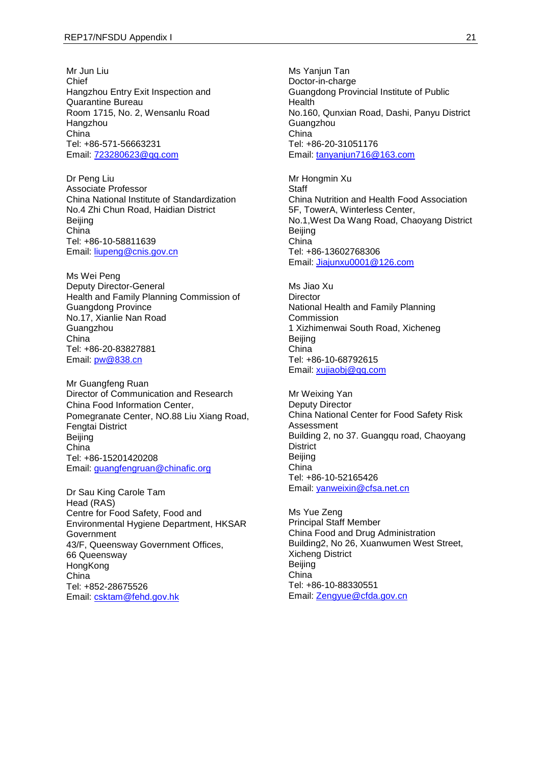Mr Jun Liu
Chief
Hangzhou Entry Exit Inspection and Quarantine Bureau
Room 1715, No. 2, Wensanlu Road
Hangzhou
China
Tel: +86-571-56663231
Email: 723280623@qq.com

Dr Peng Liu
Associate Professor
China National Institute of Standardization
No.4 Zhi Chun Road, Haidian District
Beijing
China
Tel: +86-10-58811639
Email: liupeng@cnis.gov.cn

Ms Wei Peng
Deputy Director-General
Health and Family Planning Commission of Guangdong Province
No.17, Xianlie Nan Road
Guangzhou
China
Tel: +86-20-83827881
Email: pw@838.cn

Mr Guangfeng Ruan
Director of Communication and Research
China Food Information Center,
Pomegranate Center, NO.88 Liu Xiang Road, Fengtai District
Beijing
China
Tel: +86-15201420208
Email: guangfengruan@chinafic.org

Dr Sau King Carole Tam
Head (RAS)
Centre for Food Safety, Food and Environmental Hygiene Department, HKSAR Government
43/F, Queensway Government Offices,
66 Queensway
HongKong
China
Tel: +852-28675526
Email: csktam@fehd.gov.hk

Ms Yanjun Tan
Doctor-in-charge
Guangdong Provincial Institute of Public Health
No.160, Qunxian Road, Dashi, Panyu District
Guangzhou
China
Tel: +86-20-31051176
Email: tanyanjun716@163.com

Mr Hongmin Xu
Staff
China Nutrition and Health Food Association
5F, TowerA, Winterless Center,
No.1,West Da Wang Road, Chaoyang District
Beijing
China
Tel: +86-13602768306
Email: Jiajunxu0001@126.com

Ms Jiao Xu
Director
National Health and Family Planning Commission
1 Xizhimenwai South Road, Xicheneg
Beijing
China
Tel: +86-10-68792615
Email: xujiaobj@qq.com

Mr Weixing Yan
Deputy Director
China National Center for Food Safety Risk Assessment
Building 2, no 37. Guangqu road, Chaoyang District
Beijing
China
Tel: +86-10-52165426
Email: yanweixin@cfsa.net.cn

Ms Yue Zeng
Principal Staff Member
China Food and Drug Administration
Building2, No 26, Xuanwumen West Street, Xicheng District
Beijing
China
Tel: +86-10-88330551
Email: Zengyue@cfda.gov.cn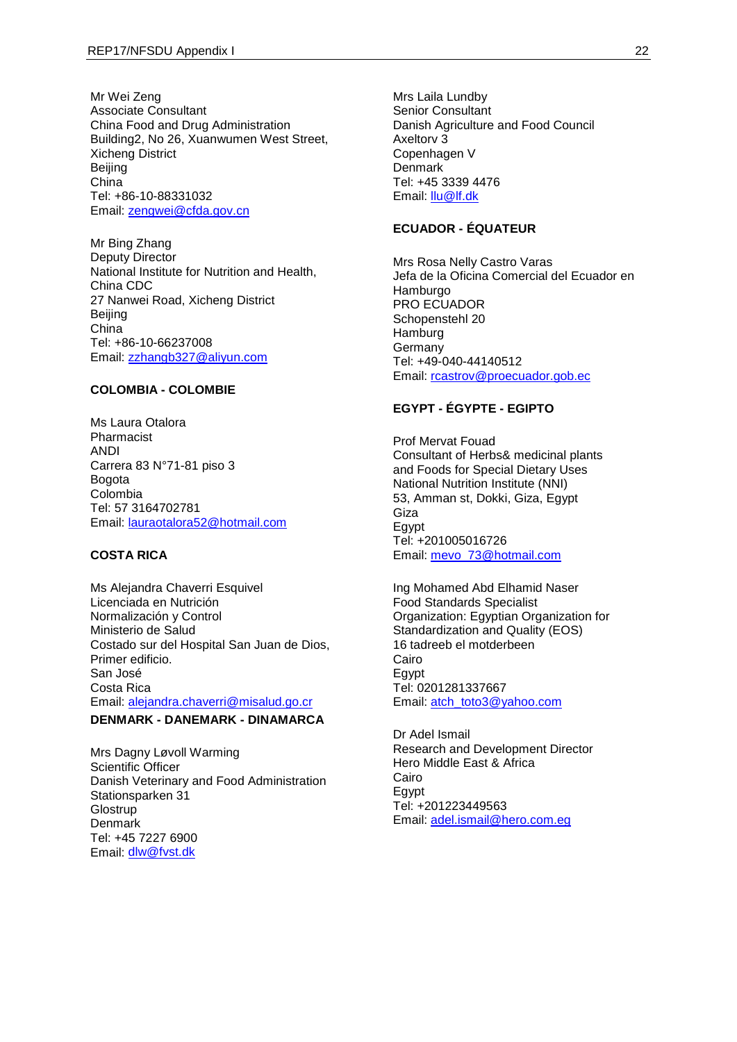Mr Wei Zeng
Associate Consultant
China Food and Drug Administration
Building2, No 26, Xuanwumen West Street, Xicheng District
Beijing
China
Tel: +86-10-88331032
Email: zengwei@cfda.gov.cn

Mr Bing Zhang
Deputy Director
National Institute for Nutrition and Health, China CDC
27 Nanwei Road, Xicheng District
Beijing
China
Tel: +86-10-66237008
Email: zzhangb327@aliyun.com

**COLOMBIA - COLOMBIE**

Ms Laura Otalora
Pharmacist
ANDI
Carrera 83 N°71-81 piso 3
Bogota
Colombia
Tel: 57 3164702781
Email: lauraotalora52@hotmail.com

**COSTA RICA**

Ms Alejandra Chaverri Esquivel
Licenciada en Nutrición
Normalización y Control
Ministerio de Salud
Costado sur del Hospital San Juan de Dios, Primer edificio.
San José
Costa Rica
Email: alejandra.chaverri@misalud.go.cr

**DENMARK - DANEMARK - DINAMARCA**

Mrs Dagny Løvoll Warming
Scientific Officer
Danish Veterinary and Food Administration
Stationsparken 31
Glostrup
Denmark
Tel: +45 7227 6900
Email: dlw@fvst.dk

Mrs Laila Lundby
Senior Consultant
Danish Agriculture and Food Council
Axeltorv 3
Copenhagen V
Denmark
Tel: +45 3339 4476
Email: llu@lf.dk

**ECUADOR - ÉQUATEUR**

Mrs Rosa Nelly Castro Varas
Jefa de la Oficina Comercial del Ecuador en Hamburgo
PRO ECUADOR
Schopenstehl 20
Hamburg
Germany
Tel: +49-040-44140512
Email: rcastrov@proecuador.gob.ec

**EGYPT - ÉGYPTE - EGIPTO**

Prof Mervat Fouad
Consultant of Herbs& medicinal plants and Foods for Special Dietary Uses
National Nutrition Institute (NNI)
53, Amman st, Dokki, Giza, Egypt
Giza
Egypt
Tel: +201005016726
Email: mevo_73@hotmail.com

Ing Mohamed Abd Elhamid Naser
Food Standards Specialist
Organization: Egyptian Organization for Standardization and Quality (EOS)
16 tadreeb el motderbeen
Cairo
Egypt
Tel: 0201281337667
Email: atch_toto3@yahoo.com

Dr Adel Ismail
Research and Development Director
Hero Middle East & Africa
Cairo
Egypt
Tel: +201223449563
Email: adel.ismail@hero.com.eg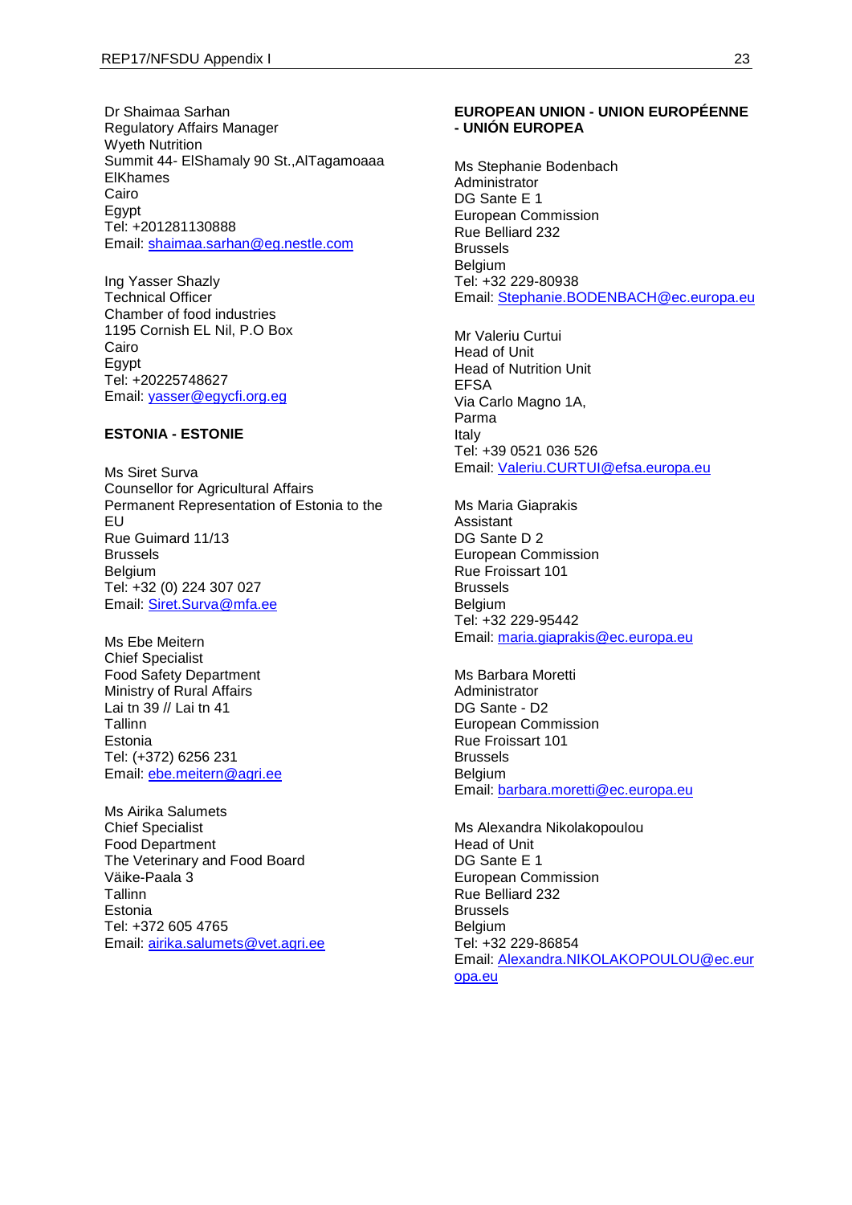Dr Shaimaa Sarhan
Regulatory Affairs Manager
Wyeth Nutrition
Summit 44- ElShamaly 90 St.,AlTagamoaaa
ElKhames
Cairo
Egypt
Tel: +201281130888
Email: shaimaa.sarhan@eg.nestle.com

Ing Yasser Shazly
Technical Officer
Chamber of food industries
1195 Cornish EL Nil, P.O Box
Cairo
Egypt
Tel: +20225748627
Email: yasser@egycfi.org.eg

**ESTONIA - ESTONIE**

Ms Siret Surva
Counsellor for Agricultural Affairs
Permanent Representation of Estonia to the EU
Rue Guimard 11/13
Brussels
Belgium
Tel: +32 (0) 224 307 027
Email: Siret.Surva@mfa.ee

Ms Ebe Meitern
Chief Specialist
Food Safety Department
Ministry of Rural Affairs
Lai tn 39 // Lai tn 41
Tallinn
Estonia
Tel: (+372) 6256 231
Email: ebe.meitern@agri.ee

Ms Airika Salumets
Chief Specialist
Food Department
The Veterinary and Food Board
Väike-Paala 3
Tallinn
Estonia
Tel: +372 605 4765
Email: airika.salumets@vet.agri.ee

**EUROPEAN UNION - UNION EUROPÉENNE - UNIÓN EUROPEA**

Ms Stephanie Bodenbach
Administrator
DG Sante E 1
European Commission
Rue Belliard 232
Brussels
Belgium
Tel: +32 229-80938
Email: Stephanie.BODENBACH@ec.europa.eu

Mr Valeriu Curtui
Head of Unit
Head of Nutrition Unit
EFSA
Via Carlo Magno 1A,
Parma
Italy
Tel: +39 0521 036 526
Email: Valeriu.CURTUI@efsa.europa.eu

Ms Maria Giaprakis
Assistant
DG Sante D 2
European Commission
Rue Froissart 101
Brussels
Belgium
Tel: +32 229-95442
Email: maria.giaprakis@ec.europa.eu

Ms Barbara Moretti
Administrator
DG Sante - D2
European Commission
Rue Froissart 101
Brussels
Belgium
Email: barbara.moretti@ec.europa.eu

Ms Alexandra Nikolakopoulou
Head of Unit
DG Sante E 1
European Commission
Rue Belliard 232
Brussels
Belgium
Tel: +32 229-86854
Email: Alexandra.NIKOLAKOPOULOU@ec.europa.eu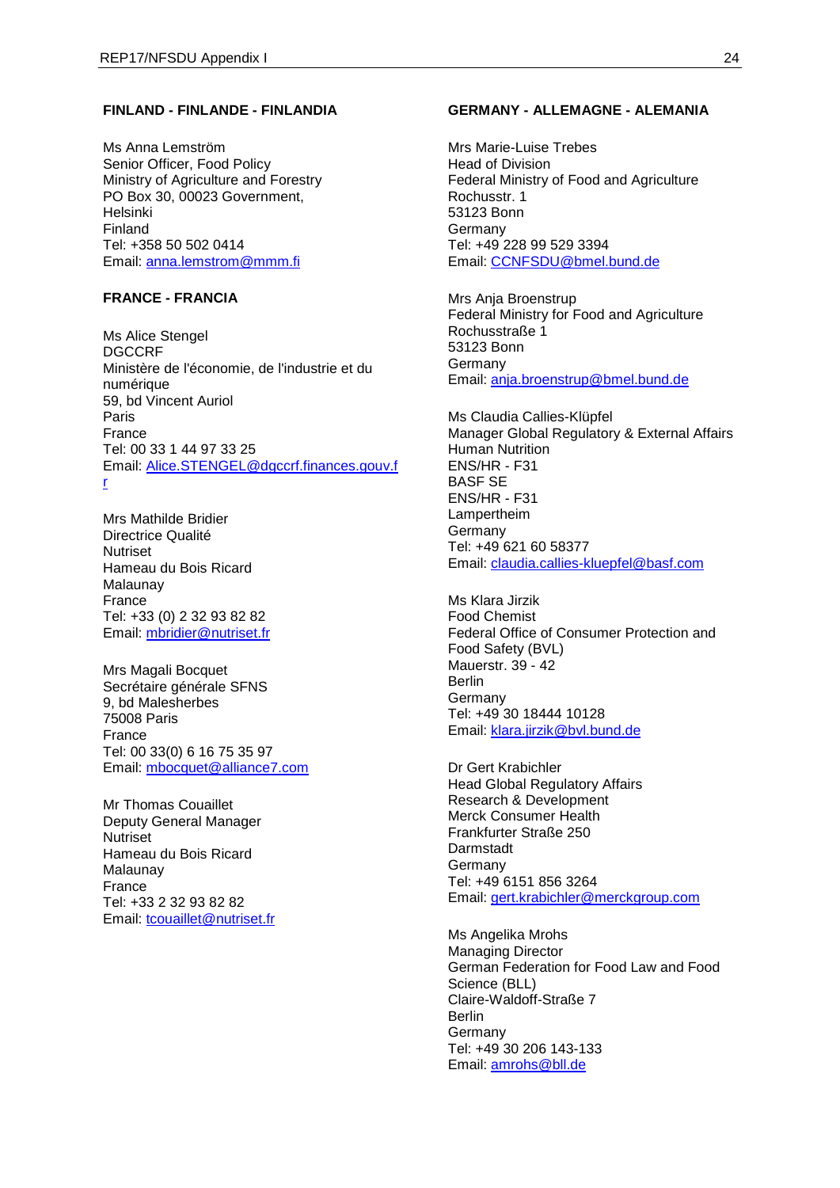**FINLAND - FINLANDE - FINLANDIA**

Ms Anna Lemström
Senior Officer, Food Policy
Ministry of Agriculture and Forestry
PO Box 30, 00023 Government,
Helsinki
Finland
Tel: +358 50 502 0414
Email: anna.lemstrom@mmm.fi

**FRANCE - FRANCIA**

Ms Alice Stengel
DGCCRF
Ministère de l'économie, de l'industrie et du numérique
59, bd Vincent Auriol
Paris
France
Tel: 00 33 1 44 97 33 25
Email: Alice.STENGEL@dgccrf.finances.gouv.fr

Mrs Mathilde Bridier
Directrice Qualité
Nutriset
Hameau du Bois Ricard
Malaunay
France
Tel: +33 (0) 2 32 93 82 82
Email: mbridier@nutriset.fr

Mrs Magali Bocquet
Secrétaire générale SFNS
9, bd Malesherbes
75008 Paris
France
Tel: 00 33(0) 6 16 75 35 97
Email: mbocquet@alliance7.com

Mr Thomas Couaillet
Deputy General Manager
Nutriset
Hameau du Bois Ricard
Malaunay
France
Tel: +33 2 32 93 82 82
Email: tcouaillet@nutriset.fr

**GERMANY - ALLEMAGNE - ALEMANIA**

Mrs Marie-Luise Trebes
Head of Division
Federal Ministry of Food and Agriculture
Rochusstr. 1
53123 Bonn
Germany
Tel: +49 228 99 529 3394
Email: CCNFSDU@bmel.bund.de

Mrs Anja Broenstrup
Federal Ministry for Food and Agriculture
Rochusstraße 1
53123 Bonn
Germany
Email: anja.broenstrup@bmel.bund.de

Ms Claudia Callies-Klüpfel
Manager Global Regulatory & External Affairs
Human Nutrition
ENS/HR - F31
BASF SE
ENS/HR - F31
Lampertheim
Germany
Tel: +49 621 60 58377
Email: claudia.callies-kluepfel@basf.com

Ms Klara Jirzik
Food Chemist
Federal Office of Consumer Protection and Food Safety (BVL)
Mauerstr. 39 - 42
Berlin
Germany
Tel: +49 30 18444 10128
Email: klara.jirzik@bvl.bund.de

Dr Gert Krabichler
Head Global Regulatory Affairs
Research & Development
Merck Consumer Health
Frankfurter Straße 250
Darmstadt
Germany
Tel: +49 6151 856 3264
Email: gert.krabichler@merckgroup.com

Ms Angelika Mrohs
Managing Director
German Federation for Food Law and Food Science (BLL)
Claire-Waldoff-Straße 7
Berlin
Germany
Tel: +49 30 206 143-133
Email: amrohs@bll.de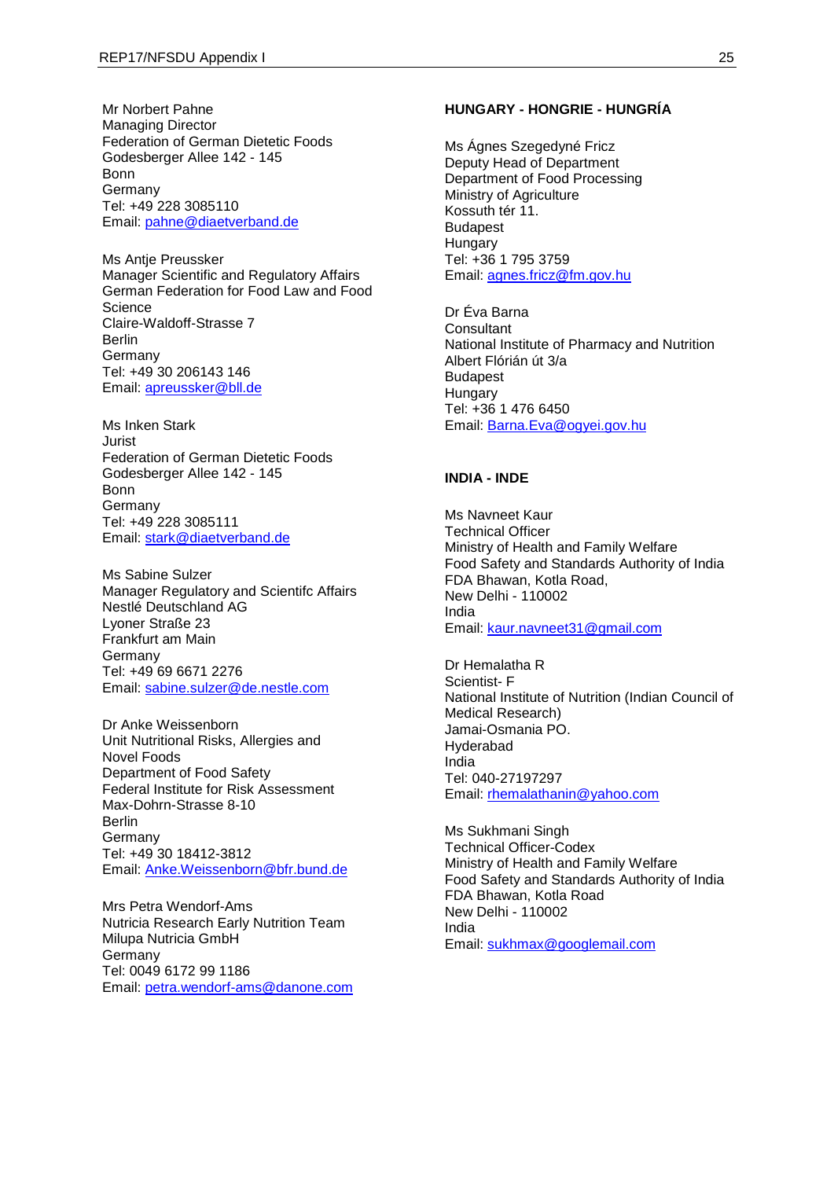Mr Norbert Pahne
Managing Director
Federation of German Dietetic Foods
Godesberger Allee 142 - 145
Bonn
Germany
Tel: +49 228 3085110
Email: pahne@diaetverband.de

Ms Antje Preussker
Manager Scientific and Regulatory Affairs
German Federation for Food Law and Food Science
Claire-Waldoff-Strasse 7
Berlin
Germany
Tel: +49 30 206143 146
Email: apreussker@bll.de

Ms Inken Stark
Jurist
Federation of German Dietetic Foods
Godesberger Allee 142 - 145
Bonn
Germany
Tel: +49 228 3085111
Email: stark@diaetverband.de

Ms Sabine Sulzer
Manager Regulatory and Scientifc Affairs
Nestlé Deutschland AG
Lyoner Straße 23
Frankfurt am Main
Germany
Tel: +49 69 6671 2276
Email: sabine.sulzer@de.nestle.com

Dr Anke Weissenborn
Unit Nutritional Risks, Allergies and Novel Foods
Department of Food Safety
Federal Institute for Risk Assessment
Max-Dohrn-Strasse 8-10
Berlin
Germany
Tel: +49 30 18412-3812
Email: Anke.Weissenborn@bfr.bund.de

Mrs Petra Wendorf-Ams
Nutricia Research Early Nutrition Team
Milupa Nutricia GmbH
Germany
Tel: 0049 6172 99 1186
Email: petra.wendorf-ams@danone.com

**HUNGARY - HONGRIE - HUNGRÍA**

Ms Ágnes Szegedyné Fricz
Deputy Head of Department
Department of Food Processing
Ministry of Agriculture
Kossuth tér 11.
Budapest
Hungary
Tel: +36 1 795 3759
Email: agnes.fricz@fm.gov.hu

Dr Éva Barna
Consultant
National Institute of Pharmacy and Nutrition
Albert Flórián út 3/a
Budapest
Hungary
Tel: +36 1 476 6450
Email: Barna.Eva@ogyei.gov.hu

**INDIA - INDE**

Ms Navneet Kaur
Technical Officer
Ministry of Health and Family Welfare
Food Safety and Standards Authority of India
FDA Bhawan, Kotla Road,
New Delhi - 110002
India
Email: kaur.navneet31@gmail.com

Dr Hemalatha R
Scientist- F
National Institute of Nutrition (Indian Council of Medical Research)
Jamai-Osmania PO.
Hyderabad
India
Tel: 040-27197297
Email: rhemalathanin@yahoo.com

Ms Sukhmani Singh
Technical Officer-Codex
Ministry of Health and Family Welfare
Food Safety and Standards Authority of India
FDA Bhawan, Kotla Road
New Delhi - 110002
India
Email: sukhmax@googlemail.com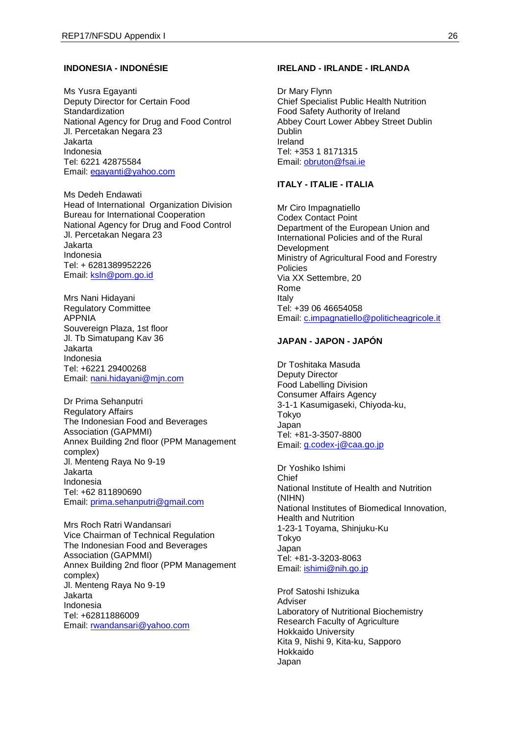**INDONESIA - INDONÉSIE**

Ms Yusra Egayanti
Deputy Director for Certain Food Standardization
National Agency for Drug and Food Control
Jl. Percetakan Negara 23
Jakarta
Indonesia
Tel: 6221 42875584
Email: egayanti@yahoo.com

Ms Dedeh Endawati
Head of International Organization Division
Bureau for International Cooperation
National Agency for Drug and Food Control
Jl. Percetakan Negara 23
Jakarta
Indonesia
Tel: + 6281389952226
Email: ksln@pom.go.id

Mrs Nani Hidayani
Regulatory Committee
APPNIA
Souvereign Plaza, 1st floor
Jl. Tb Simatupang Kav 36
Jakarta
Indonesia
Tel: +6221 29400268
Email: nani.hidayani@mjn.com

Dr Prima Sehanputri
Regulatory Affairs
The Indonesian Food and Beverages Association (GAPMMI)
Annex Building 2nd floor (PPM Management complex)
Jl. Menteng Raya No 9-19
Jakarta
Indonesia
Tel: +62 811890690
Email: prima.sehanputri@gmail.com

Mrs Roch Ratri Wandansari
Vice Chairman of Technical Regulation
The Indonesian Food and Beverages Association (GAPMMI)
Annex Building 2nd floor (PPM Management complex)
Jl. Menteng Raya No 9-19
Jakarta
Indonesia
Tel: +62811886009
Email: rwandansari@yahoo.com

**IRELAND - IRLANDE - IRLANDA**

Dr Mary Flynn
Chief Specialist Public Health Nutrition
Food Safety Authority of Ireland
Abbey Court Lower Abbey Street Dublin
Dublin
Ireland
Tel: +353 1 8171315
Email: obruton@fsai.ie

**ITALY - ITALIE - ITALIA**

Mr Ciro Impagnatiello
Codex Contact Point
Department of the European Union and International Policies and of the Rural Development
Ministry of Agricultural Food and Forestry Policies
Via XX Settembre, 20
Rome
Italy
Tel: +39 06 46654058
Email: c.impagnatiello@politicheagricole.it

**JAPAN - JAPON - JAPÓN**

Dr Toshitaka Masuda
Deputy Director
Food Labelling Division
Consumer Affairs Agency
3-1-1 Kasumigaseki, Chiyoda-ku,
Tokyo
Japan
Tel: +81-3-3507-8800
Email: g.codex-j@caa.go.jp

Dr Yoshiko Ishimi
Chief
National Institute of Health and Nutrition (NIHN)
National Institutes of Biomedical Innovation, Health and Nutrition
1-23-1 Toyama, Shinjuku-Ku
Tokyo
Japan
Tel: +81-3-3203-8063
Email: ishimi@nih.go.jp

Prof Satoshi Ishizuka
Adviser
Laboratory of Nutritional Biochemistry
Research Faculty of Agriculture
Hokkaido University
Kita 9, Nishi 9, Kita-ku, Sapporo
Hokkaido
Japan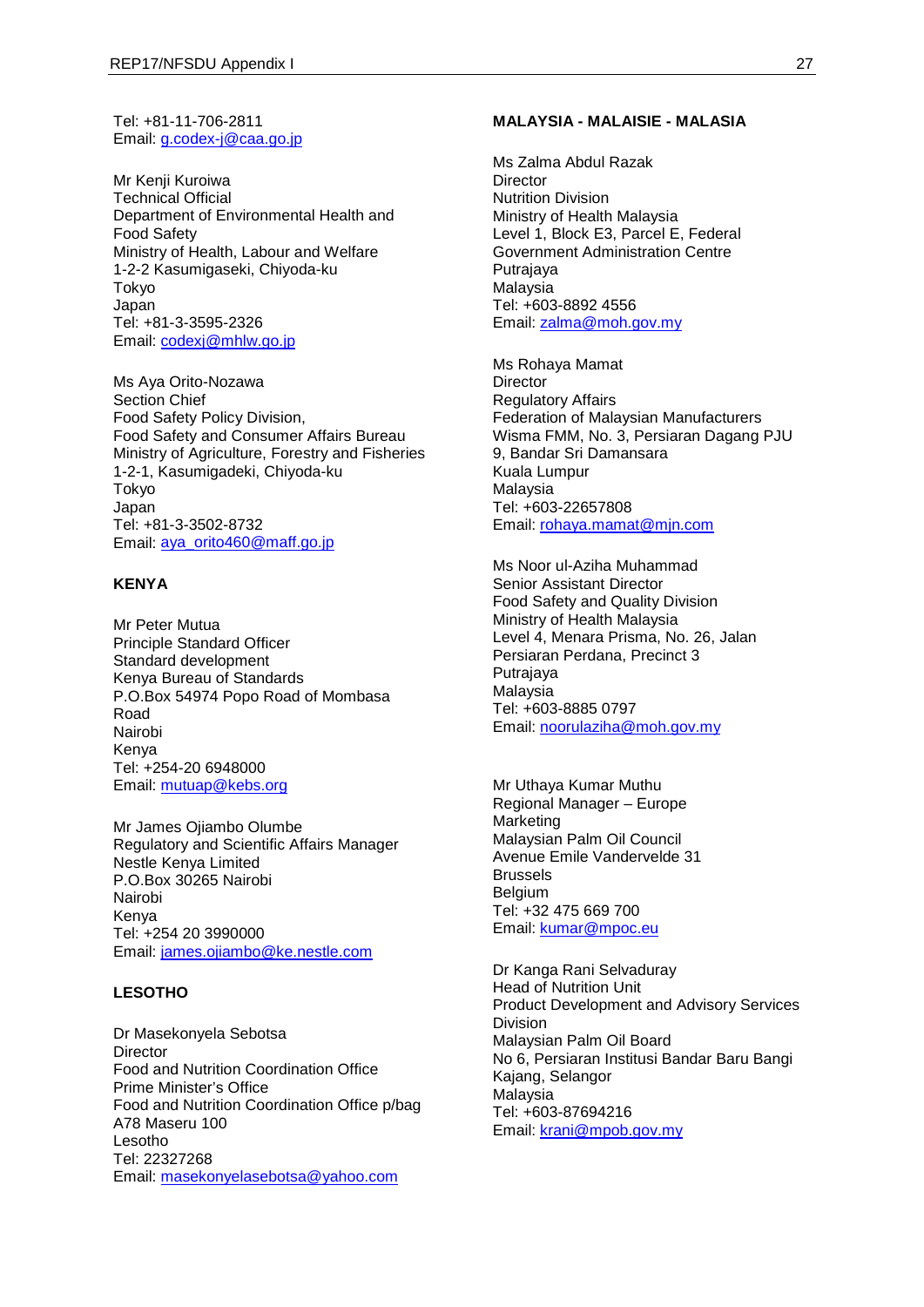Tel: +81-11-706-2811
Email: g.codex-j@caa.go.jp

Mr Kenji Kuroiwa
Technical Official
Department of Environmental Health and Food Safety
Ministry of Health, Labour and Welfare
1-2-2 Kasumigaseki, Chiyoda-ku
Tokyo
Japan
Tel: +81-3-3595-2326
Email: codexj@mhlw.go.jp

Ms Aya Orito-Nozawa
Section Chief
Food Safety Policy Division,
Food Safety and Consumer Affairs Bureau
Ministry of Agriculture, Forestry and Fisheries
1-2-1, Kasumigadeki, Chiyoda-ku
Tokyo
Japan
Tel: +81-3-3502-8732
Email: aya_orito460@maff.go.jp

**KENYA**

Mr Peter Mutua
Principle Standard Officer
Standard development
Kenya Bureau of Standards
P.O.Box 54974 Popo Road of Mombasa Road
Nairobi
Kenya
Tel: +254-20 6948000
Email: mutuap@kebs.org

Mr James Ojiambo Olumbe
Regulatory and Scientific Affairs Manager
Nestle Kenya Limited
P.O.Box 30265 Nairobi
Nairobi
Kenya
Tel: +254 20 3990000
Email: james.ojiambo@ke.nestle.com

**LESOTHO**

Dr Masekonyela Sebotsa
Director
Food and Nutrition Coordination Office
Prime Minister's Office
Food and Nutrition Coordination Office p/bag A78 Maseru 100
Lesotho
Tel: 22327268
Email: masekonyelasebotsa@yahoo.com

**MALAYSIA - MALAISIE - MALASIA**

Ms Zalma Abdul Razak
Director
Nutrition Division
Ministry of Health Malaysia
Level 1, Block E3, Parcel E, Federal Government Administration Centre
Putrajaya
Malaysia
Tel: +603-8892 4556
Email: zalma@moh.gov.my

Ms Rohaya Mamat
Director
Regulatory Affairs
Federation of Malaysian Manufacturers
Wisma FMM, No. 3, Persiaran Dagang PJU 9, Bandar Sri Damansara
Kuala Lumpur
Malaysia
Tel: +603-22657808
Email: rohaya.mamat@mjn.com

Ms Noor ul-Aziha Muhammad
Senior Assistant Director
Food Safety and Quality Division
Ministry of Health Malaysia
Level 4, Menara Prisma, No. 26, Jalan Persiaran Perdana, Precinct 3
Putrajaya
Malaysia
Tel: +603-8885 0797
Email: noorulaziha@moh.gov.my

Mr Uthaya Kumar Muthu
Regional Manager – Europe
Marketing
Malaysian Palm Oil Council
Avenue Emile Vandervelde 31
Brussels
Belgium
Tel: +32 475 669 700
Email: kumar@mpoc.eu

Dr Kanga Rani Selvaduray
Head of Nutrition Unit
Product Development and Advisory Services Division
Malaysian Palm Oil Board
No 6, Persiaran Institusi Bandar Baru Bangi
Kajang, Selangor
Malaysia
Tel: +603-87694216
Email: krani@mpob.gov.my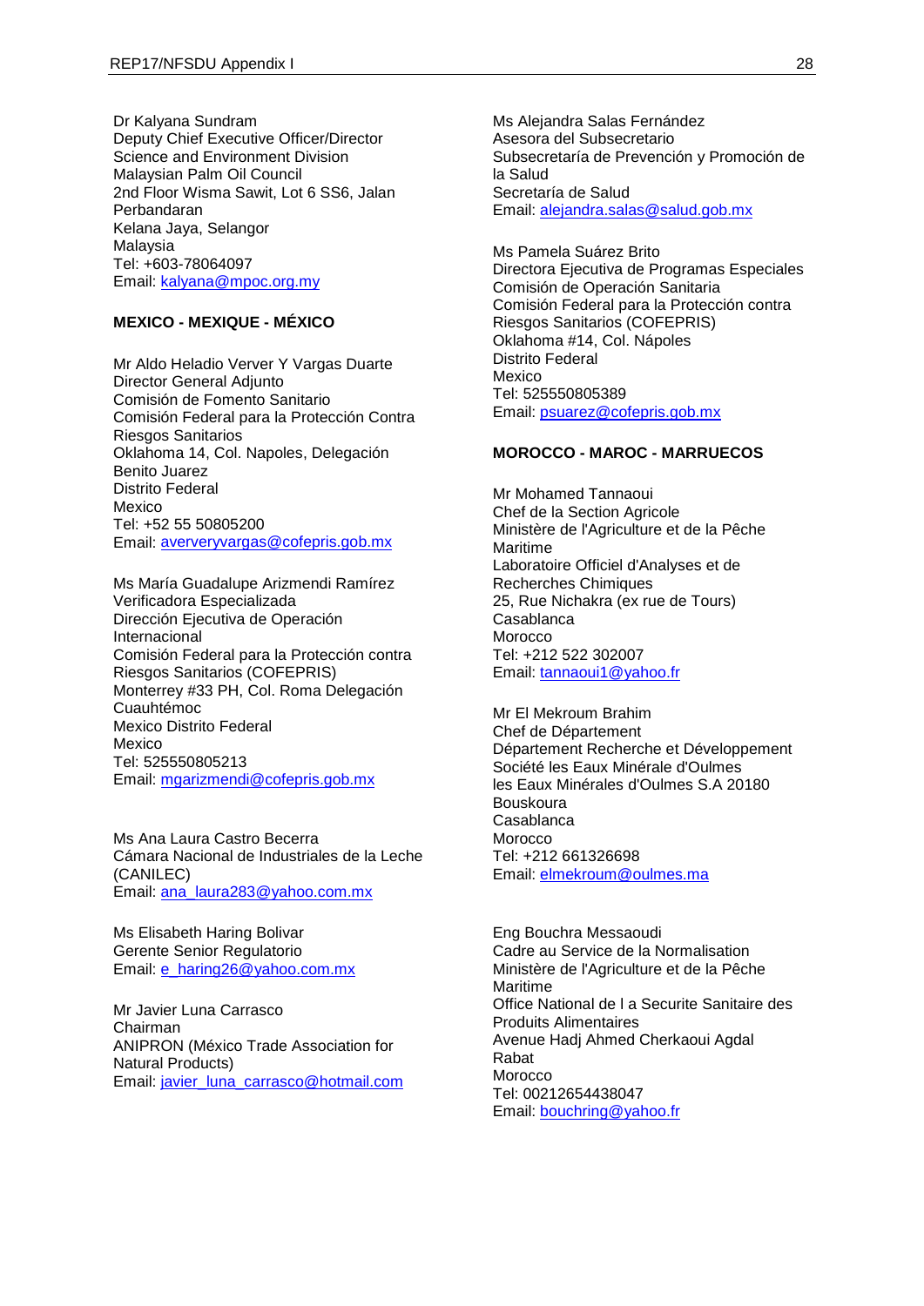Dr Kalyana Sundram
Deputy Chief Executive Officer/Director
Science and Environment Division
Malaysian Palm Oil Council
2nd Floor Wisma Sawit, Lot 6 SS6, Jalan Perbandaran
Kelana Jaya, Selangor
Malaysia
Tel: +603-78064097
Email: kalyana@mpoc.org.my

**MEXICO - MEXIQUE - MÉXICO**

Mr Aldo Heladio Verver Y Vargas Duarte
Director General Adjunto
Comisión de Fomento Sanitario
Comisión Federal para la Protección Contra Riesgos Sanitarios
Oklahoma 14, Col. Napoles, Delegación Benito Juarez
Distrito Federal
Mexico
Tel: +52 55 50805200
Email: aververyvargas@cofepris.gob.mx

Ms María Guadalupe Arizmendi Ramírez
Verificadora Especializada
Dirección Ejecutiva de Operación Internacional
Comisión Federal para la Protección contra Riesgos Sanitarios (COFEPRIS)
Monterrey #33 PH, Col. Roma Delegación Cuauhtémoc
Mexico Distrito Federal
Mexico
Tel: 525550805213
Email: mgarizmendi@cofepris.gob.mx

Ms Ana Laura Castro Becerra
Cámara Nacional de Industriales de la Leche (CANILEC)
Email: ana_laura283@yahoo.com.mx

Ms Elisabeth Haring Bolivar
Gerente Senior Regulatorio
Email: e_haring26@yahoo.com.mx

Mr Javier Luna Carrasco
Chairman
ANIPRON (México Trade Association for Natural Products)
Email: javier_luna_carrasco@hotmail.com

Ms Alejandra Salas Fernández
Asesora del Subsecretario
Subsecretaría de Prevención y Promoción de la Salud
Secretaría de Salud
Email: alejandra.salas@salud.gob.mx

Ms Pamela Suárez Brito
Directora Ejecutiva de Programas Especiales
Comisión de Operación Sanitaria
Comisión Federal para la Protección contra Riesgos Sanitarios (COFEPRIS)
Oklahoma #14, Col. Nápoles
Distrito Federal
Mexico
Tel: 525550805389
Email: psuarez@cofepris.gob.mx

**MOROCCO - MAROC - MARRUECOS**

Mr Mohamed Tannaoui
Chef de la Section Agricole
Ministère de l'Agriculture et de la Pêche Maritime
Laboratoire Officiel d'Analyses et de Recherches Chimiques
25, Rue Nichakra (ex rue de Tours)
Casablanca
Morocco
Tel: +212 522 302007
Email: tannaoui1@yahoo.fr

Mr El Mekroum Brahim
Chef de Département
Département Recherche et Développement
Société les Eaux Minérale d'Oulmes
les Eaux Minérales d'Oulmes S.A 20180 Bouskoura
Casablanca
Morocco
Tel: +212 661326698
Email: elmekroum@oulmes.ma

Eng Bouchra Messaoudi
Cadre au Service de la Normalisation
Ministère de l'Agriculture et de la Pêche Maritime
Office National de l a Securite Sanitaire des Produits Alimentaires
Avenue Hadj Ahmed Cherkaoui Agdal
Rabat
Morocco
Tel: 00212654438047
Email: bouchring@yahoo.fr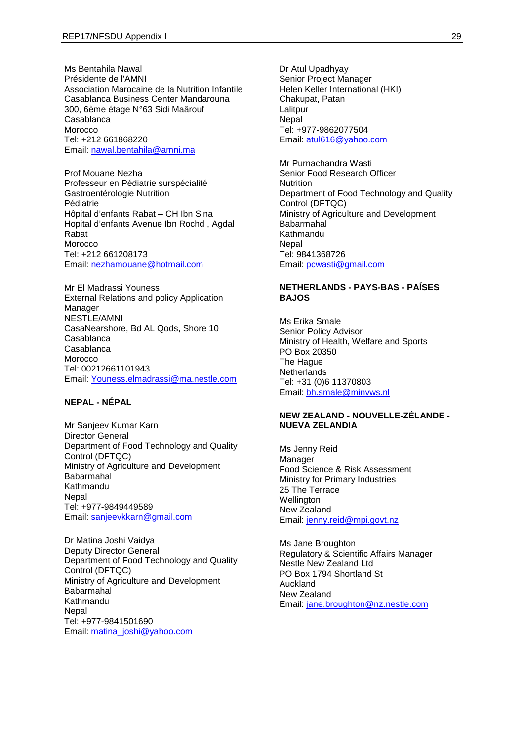Ms Bentahila Nawal
Présidente de l'AMNI
Association Marocaine de la Nutrition Infantile
Casablanca Business Center Mandarouna
300, 6ème étage N°63 Sidi Maârouf
Casablanca
Morocco
Tel: +212 661868220
Email: nawal.bentahila@amni.ma

Prof Mouane Nezha
Professeur en Pédiatrie surspécialité
Gastroentérologie Nutrition
Pédiatrie
Hôpital d'enfants Rabat – CH Ibn Sina
Hopital d'enfants Avenue Ibn Rochd , Agdal
Rabat
Morocco
Tel: +212 661208173
Email: nezhamouane@hotmail.com

Mr El Madrassi Youness
External Relations and policy Application Manager
NESTLE/AMNI
CasaNearshore, Bd AL Qods, Shore 10
Casablanca
Casablanca
Morocco
Tel: 00212661101943
Email: Youness.elmadrassi@ma.nestle.com

**NEPAL - NÉPAL**

Mr Sanjeev Kumar Karn
Director General
Department of Food Technology and Quality Control (DFTQC)
Ministry of Agriculture and Development
Babarmahal
Kathmandu
Nepal
Tel: +977-9849449589
Email: sanjeevkkarn@gmail.com

Dr Matina Joshi Vaidya
Deputy Director General
Department of Food Technology and Quality Control (DFTQC)
Ministry of Agriculture and Development
Babarmahal
Kathmandu
Nepal
Tel: +977-9841501690
Email: matina_joshi@yahoo.com

Dr Atul Upadhyay
Senior Project Manager
Helen Keller International (HKI)
Chakupat, Patan
Lalitpur
Nepal
Tel: +977-9862077504
Email: atul616@yahoo.com

Mr Purnachandra Wasti
Senior Food Research Officer
Nutrition
Department of Food Technology and Quality Control (DFTQC)
Ministry of Agriculture and Development
Babarmahal
Kathmandu
Nepal
Tel: 9841368726
Email: pcwasti@gmail.com

**NETHERLANDS - PAYS-BAS - PAÍSES BAJOS**

Ms Erika Smale
Senior Policy Advisor
Ministry of Health, Welfare and Sports
PO Box 20350
The Hague
Netherlands
Tel: +31 (0)6 11370803
Email: bh.smale@minvws.nl

**NEW ZEALAND - NOUVELLE-ZÉLANDE - NUEVA ZELANDIA**

Ms Jenny Reid
Manager
Food Science & Risk Assessment
Ministry for Primary Industries
25 The Terrace
Wellington
New Zealand
Email: jenny.reid@mpi.govt.nz

Ms Jane Broughton
Regulatory & Scientific Affairs Manager
Nestle New Zealand Ltd
PO Box 1794 Shortland St
Auckland
New Zealand
Email: jane.broughton@nz.nestle.com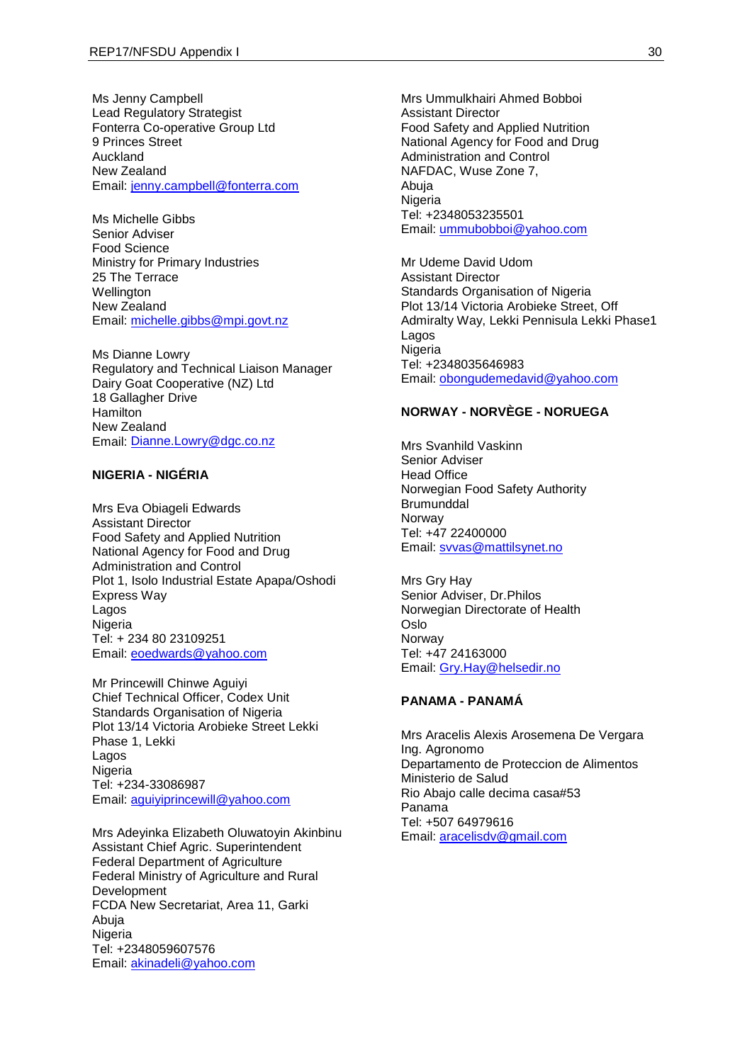Ms Jenny Campbell
Lead Regulatory Strategist
Fonterra Co-operative Group Ltd
9 Princes Street
Auckland
New Zealand
Email: jenny.campbell@fonterra.com

Ms Michelle Gibbs
Senior Adviser
Food Science
Ministry for Primary Industries
25 The Terrace
Wellington
New Zealand
Email: michelle.gibbs@mpi.govt.nz

Ms Dianne Lowry
Regulatory and Technical Liaison Manager
Dairy Goat Cooperative (NZ) Ltd
18 Gallagher Drive
Hamilton
New Zealand
Email: Dianne.Lowry@dgc.co.nz

**NIGERIA - NIGÉRIA**

Mrs Eva Obiageli Edwards
Assistant Director
Food Safety and Applied Nutrition
National Agency for Food and Drug
Administration and Control
Plot 1, Isolo Industrial Estate Apapa/Oshodi
Express Way
Lagos
Nigeria
Tel: + 234 80 23109251
Email: eoedwards@yahoo.com

Mr Princewill Chinwe Aguiyi
Chief Technical Officer, Codex Unit
Standards Organisation of Nigeria
Plot 13/14 Victoria Arobieke Street Lekki
Phase 1, Lekki
Lagos
Nigeria
Tel: +234-33086987
Email: aguiyiprincewill@yahoo.com

Mrs Adeyinka Elizabeth Oluwatoyin Akinbinu
Assistant Chief Agric. Superintendent
Federal Department of Agriculture
Federal Ministry of Agriculture and Rural
Development
FCDA New Secretariat, Area 11, Garki
Abuja
Nigeria
Tel: +2348059607576
Email: akinadeli@yahoo.com

Mrs Ummulkhairi Ahmed Bobboi
Assistant Director
Food Safety and Applied Nutrition
National Agency for Food and Drug
Administration and Control
NAFDAC, Wuse Zone 7,
Abuja
Nigeria
Tel: +2348053235501
Email: ummubobboi@yahoo.com

Mr Udeme David Udom
Assistant Director
Standards Organisation of Nigeria
Plot 13/14 Victoria Arobieke Street, Off
Admiralty Way, Lekki Pennisula Lekki Phase1
Lagos
Nigeria
Tel: +2348035646983
Email: obongudemedavid@yahoo.com

**NORWAY - NORVÈGE - NORUEGA**

Mrs Svanhild Vaskinn
Senior Adviser
Head Office
Norwegian Food Safety Authority
Brumunddal
Norway
Tel: +47 22400000
Email: svvas@mattilsynet.no

Mrs Gry Hay
Senior Adviser, Dr.Philos
Norwegian Directorate of Health
Oslo
Norway
Tel: +47 24163000
Email: Gry.Hay@helsedir.no

**PANAMA - PANAMÁ**

Mrs Aracelis Alexis Arosemena De Vergara
Ing. Agronomo
Departamento de Proteccion de Alimentos
Ministerio de Salud
Rio Abajo calle decima casa#53
Panama
Tel: +507 64979616
Email: aracelisdv@gmail.com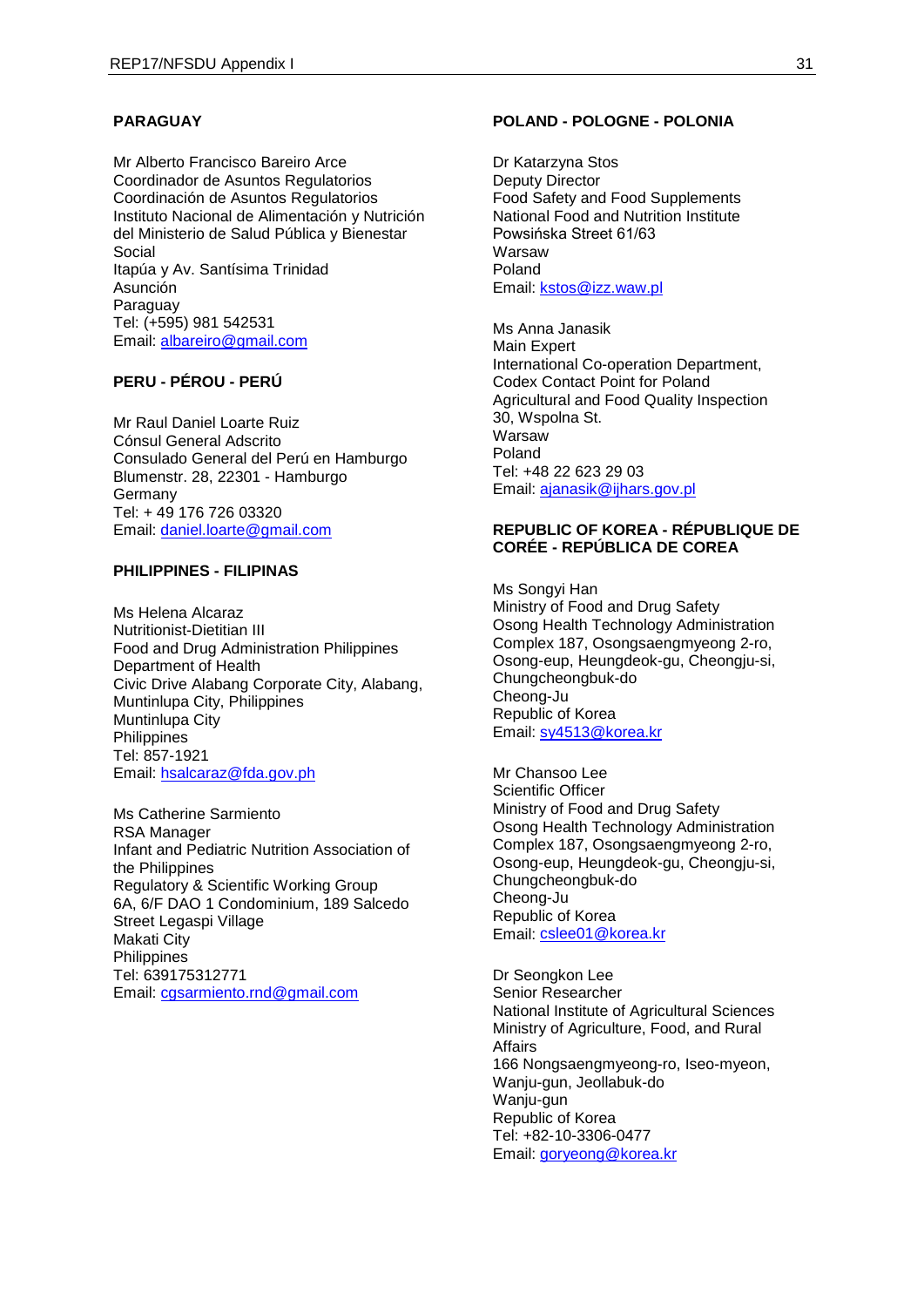**PARAGUAY**

Mr Alberto Francisco Bareiro Arce
Coordinador de Asuntos Regulatorios
Coordinación de Asuntos Regulatorios
Instituto Nacional de Alimentación y Nutrición del Ministerio de Salud Pública y Bienestar Social
Itapúa y Av. Santísima Trinidad
Asunción
Paraguay
Tel: (+595) 981 542531
Email: albareiro@gmail.com

**PERU - PÉROU - PERÚ**

Mr Raul Daniel Loarte Ruiz
Cónsul General Adscrito
Consulado General del Perú en Hamburgo
Blumenstr. 28, 22301 - Hamburgo
Germany
Tel: + 49 176 726 03320
Email: daniel.loarte@gmail.com

**PHILIPPINES - FILIPINAS**

Ms Helena Alcaraz
Nutritionist-Dietitian III
Food and Drug Administration Philippines
Department of Health
Civic Drive Alabang Corporate City, Alabang, Muntinlupa City, Philippines
Muntinlupa City
Philippines
Tel: 857-1921
Email: hsalcaraz@fda.gov.ph

Ms Catherine Sarmiento
RSA Manager
Infant and Pediatric Nutrition Association of the Philippines
Regulatory & Scientific Working Group
6A, 6/F DAO 1 Condominium, 189 Salcedo Street Legaspi Village
Makati City
Philippines
Tel: 639175312771
Email: cgsarmiento.rnd@gmail.com

**POLAND - POLOGNE - POLONIA**

Dr Katarzyna Stos
Deputy Director
Food Safety and Food Supplements
National Food and Nutrition Institute
Powsińska Street 61/63
Warsaw
Poland
Email: kstos@izz.waw.pl

Ms Anna Janasik
Main Expert
International Co-operation Department, Codex Contact Point for Poland
Agricultural and Food Quality Inspection
30, Wspolna St.
Warsaw
Poland
Tel: +48 22 623 29 03
Email: ajanasik@ijhars.gov.pl

**REPUBLIC OF KOREA - RÉPUBLIQUE DE CORÉE - REPÚBLICA DE COREA**

Ms Songyi Han
Ministry of Food and Drug Safety
Osong Health Technology Administration Complex 187, Osongsaengmyeong 2-ro, Osong-eup, Heungdeok-gu, Cheongju-si, Chungcheongbuk-do
Cheong-Ju
Republic of Korea
Email: sy4513@korea.kr

Mr Chansoo Lee
Scientific Officer
Ministry of Food and Drug Safety
Osong Health Technology Administration Complex 187, Osongsaengmyeong 2-ro, Osong-eup, Heungdeok-gu, Cheongju-si, Chungcheongbuk-do
Cheong-Ju
Republic of Korea
Email: cslee01@korea.kr

Dr Seongkon Lee
Senior Researcher
National Institute of Agricultural Sciences
Ministry of Agriculture, Food, and Rural Affairs
166 Nongsaengmyeong-ro, Iseo-myeon, Wanju-gun, Jeollabuk-do
Wanju-gun
Republic of Korea
Tel: +82-10-3306-0477
Email: goryeong@korea.kr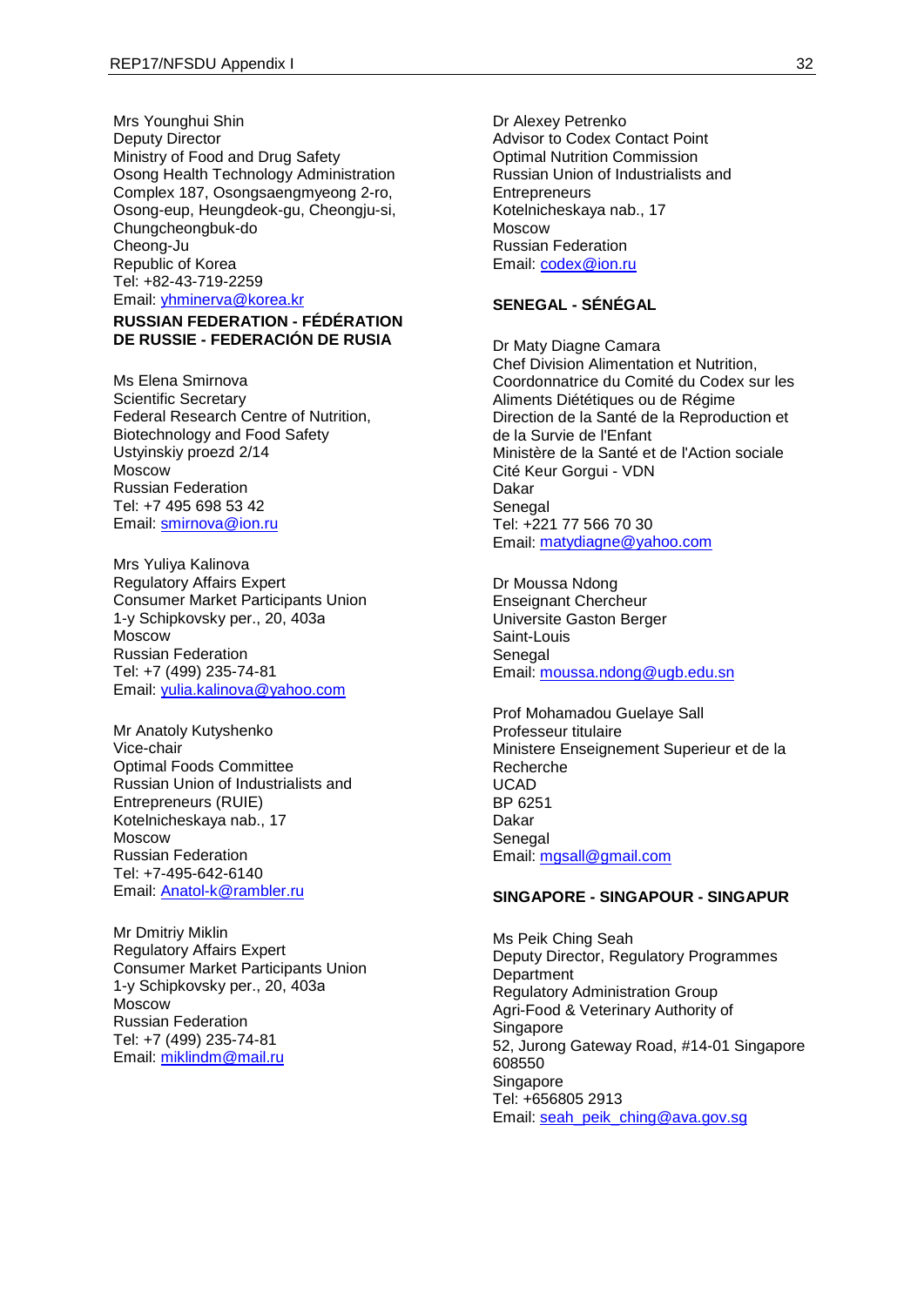Mrs Younghui Shin
Deputy Director
Ministry of Food and Drug Safety
Osong Health Technology Administration
Complex 187, Osongsaengmyeong 2-ro,
Osong-eup, Heungdeok-gu, Cheongju-si,
Chungcheongbuk-do
Cheong-Ju
Republic of Korea
Tel: +82-43-719-2259
Email: yhminerva@korea.kr

**RUSSIAN FEDERATION - FÉDÉRATION DE RUSSIE - FEDERACIÓN DE RUSIA**

Ms Elena Smirnova
Scientific Secretary
Federal Research Centre of Nutrition,
Biotechnology and Food Safety
Ustyinskiy proezd 2/14
Moscow
Russian Federation
Tel: +7 495 698 53 42
Email: smirnova@ion.ru

Mrs Yuliya Kalinova
Regulatory Affairs Expert
Consumer Market Participants Union
1-y Schipkovsky per., 20, 403a
Moscow
Russian Federation
Tel: +7 (499) 235-74-81
Email: yulia.kalinova@yahoo.com

Mr Anatoly Kutyshenko
Vice-chair
Optimal Foods Committee
Russian Union of Industrialists and
Entrepreneurs (RUIE)
Kotelnicheskaya nab., 17
Moscow
Russian Federation
Tel: +7-495-642-6140
Email: Anatol-k@rambler.ru

Mr Dmitriy Miklin
Regulatory Affairs Expert
Consumer Market Participants Union
1-y Schipkovsky per., 20, 403a
Moscow
Russian Federation
Tel: +7 (499) 235-74-81
Email: miklindm@mail.ru

Dr Alexey Petrenko
Advisor to Codex Contact Point
Optimal Nutrition Commission
Russian Union of Industrialists and
Entrepreneurs
Kotelnicheskaya nab., 17
Moscow
Russian Federation
Email: codex@ion.ru

**SENEGAL - SÉNÉGAL**

Dr Maty Diagne Camara
Chef Division Alimentation et Nutrition,
Coordonnatrice du Comité du Codex sur les
Aliments Diététiques ou de Régime
Direction de la Santé de la Reproduction et
de la Survie de l'Enfant
Ministère de la Santé et de l'Action sociale
Cité Keur Gorgui - VDN
Dakar
Senegal
Tel: +221 77 566 70 30
Email: matydiagne@yahoo.com

Dr Moussa Ndong
Enseignant Chercheur
Universite Gaston Berger
Saint-Louis
Senegal
Email: moussa.ndong@ugb.edu.sn

Prof Mohamadou Guelaye Sall
Professeur titulaire
Ministere Enseignement Superieur et de la
Recherche
UCAD
BP 6251
Dakar
Senegal
Email: mgsall@gmail.com

**SINGAPORE - SINGAPOUR - SINGAPUR**

Ms Peik Ching Seah
Deputy Director, Regulatory Programmes
Department
Regulatory Administration Group
Agri-Food & Veterinary Authority of
Singapore
52, Jurong Gateway Road, #14-01 Singapore
608550
Singapore
Tel: +656805 2913
Email: seah_peik_ching@ava.gov.sg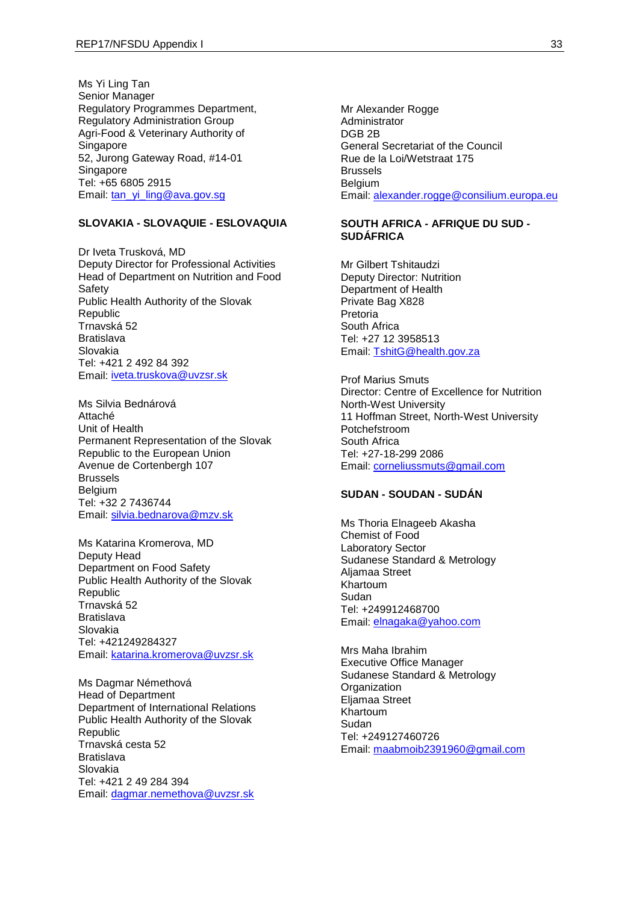Ms Yi Ling Tan
Senior Manager
Regulatory Programmes Department,
Regulatory Administration Group
Agri-Food & Veterinary Authority of Singapore
52, Jurong Gateway Road, #14-01
Singapore
Tel: +65 6805 2915
Email: tan_yi_ling@ava.gov.sg

**SLOVAKIA - SLOVAQUIE - ESLOVAQUIA**

Dr Iveta Trusková, MD
Deputy Director for Professional Activities
Head of Department on Nutrition and Food Safety
Public Health Authority of the Slovak Republic
Trnavská 52
Bratislava
Slovakia
Tel: +421 2 492 84 392
Email: iveta.truskova@uvzsr.sk

Ms Silvia Bednárová
Attaché
Unit of Health
Permanent Representation of the Slovak Republic to the European Union
Avenue de Cortenbergh 107
Brussels
Belgium
Tel: +32 2 7436744
Email: silvia.bednarova@mzv.sk

Ms Katarina Kromerova, MD
Deputy Head
Department on Food Safety
Public Health Authority of the Slovak Republic
Trnavská 52
Bratislava
Slovakia
Tel: +421249284327
Email: katarina.kromerova@uvzsr.sk

Ms Dagmar Némethová
Head of Department
Department of International Relations
Public Health Authority of the Slovak Republic
Trnavská cesta 52
Bratislava
Slovakia
Tel: +421 2 49 284 394
Email: dagmar.nemethova@uvzsr.sk

Mr Alexander Rogge
Administrator
DGB 2B
General Secretariat of the Council
Rue de la Loi/Wetstraat 175
Brussels
Belgium
Email: alexander.rogge@consilium.europa.eu

**SOUTH AFRICA - AFRIQUE DU SUD - SUDÁFRICA**

Mr Gilbert Tshitaudzi
Deputy Director: Nutrition
Department of Health
Private Bag X828
Pretoria
South Africa
Tel: +27 12 3958513
Email: TshitG@health.gov.za

Prof Marius Smuts
Director: Centre of Excellence for Nutrition
North-West University
11 Hoffman Street, North-West University
Potchefstroom
South Africa
Tel: +27-18-299 2086
Email: corneliussmuts@gmail.com

**SUDAN - SOUDAN - SUDÁN**

Ms Thoria Elnageeb Akasha
Chemist of Food
Laboratory Sector
Sudanese Standard & Metrology
Aljamaa Street
Khartoum
Sudan
Tel: +249912468700
Email: elnagaka@yahoo.com

Mrs Maha Ibrahim
Executive Office Manager
Sudanese Standard & Metrology Organization
Eljamaa Street
Khartoum
Sudan
Tel: +249127460726
Email: maabmoib2391960@gmail.com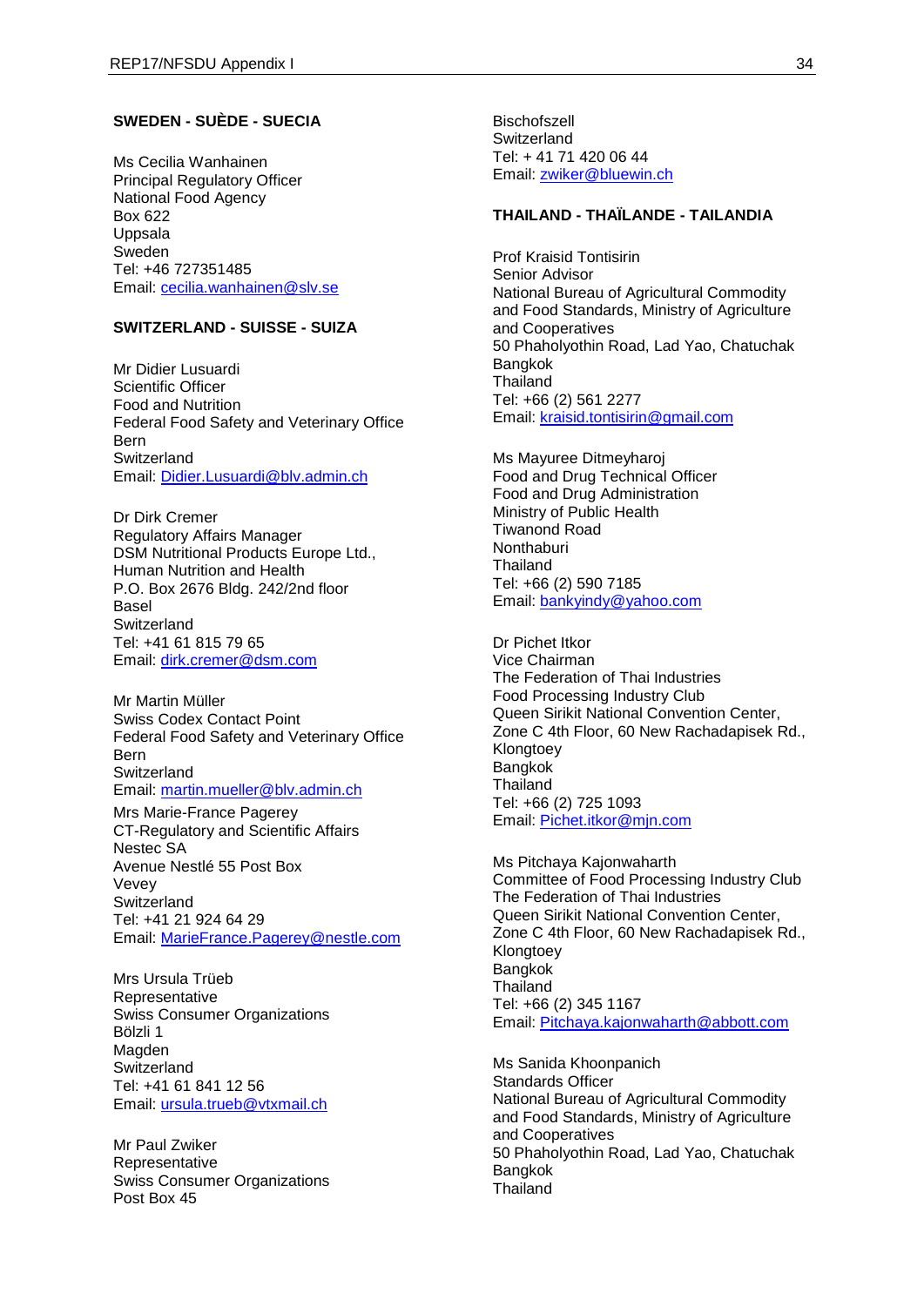**SWEDEN - SUÈDE - SUECIA**

Ms Cecilia Wanhainen
Principal Regulatory Officer
National Food Agency
Box 622
Uppsala
Sweden
Tel: +46 727351485
Email: cecilia.wanhainen@slv.se

**SWITZERLAND - SUISSE - SUIZA**

Mr Didier Lusuardi
Scientific Officer
Food and Nutrition
Federal Food Safety and Veterinary Office
Bern
Switzerland
Email: Didier.Lusuardi@blv.admin.ch

Dr Dirk Cremer
Regulatory Affairs Manager
DSM Nutritional Products Europe Ltd.,
Human Nutrition and Health
P.O. Box 2676 Bldg. 242/2nd floor
Basel
Switzerland
Tel: +41 61 815 79 65
Email: dirk.cremer@dsm.com

Mr Martin Müller
Swiss Codex Contact Point
Federal Food Safety and Veterinary Office
Bern
Switzerland
Email: martin.mueller@blv.admin.ch

Mrs Marie-France Pagerey
CT-Regulatory and Scientific Affairs
Nestec SA
Avenue Nestlé 55 Post Box
Vevey
Switzerland
Tel: +41 21 924 64 29
Email: MarieFrance.Pagerey@nestle.com

Mrs Ursula Trüeb
Representative
Swiss Consumer Organizations
Bölzli 1
Magden
Switzerland
Tel: +41 61 841 12 56
Email: ursula.trueb@vtxmail.ch

Mr Paul Zwiker
Representative
Swiss Consumer Organizations
Post Box 45
Bischofszell
Switzerland
Tel: + 41 71 420 06 44
Email: zwiker@bluewin.ch

**THAILAND - THAÏLANDE - TAILANDIA**

Prof Kraisid Tontisirin
Senior Advisor
National Bureau of Agricultural Commodity and Food Standards, Ministry of Agriculture and Cooperatives
50 Phaholyothin Road, Lad Yao, Chatuchak
Bangkok
Thailand
Tel: +66 (2) 561 2277
Email: kraisid.tontisirin@gmail.com

Ms Mayuree Ditmeyharoj
Food and Drug Technical Officer
Food and Drug Administration
Ministry of Public Health
Tiwanond Road
Nonthaburi
Thailand
Tel: +66 (2) 590 7185
Email: bankyindy@yahoo.com

Dr Pichet Itkor
Vice Chairman
The Federation of Thai Industries
Food Processing Industry Club
Queen Sirikit National Convention Center, Zone C 4th Floor, 60 New Rachadapisek Rd., Klongtoey
Bangkok
Thailand
Tel: +66 (2) 725 1093
Email: Pichet.itkor@mjn.com

Ms Pitchaya Kajonwaharth
Committee of Food Processing Industry Club
The Federation of Thai Industries
Queen Sirikit National Convention Center, Zone C 4th Floor, 60 New Rachadapisek Rd., Klongtoey
Bangkok
Thailand
Tel: +66 (2) 345 1167
Email: Pitchaya.kajonwaharth@abbott.com

Ms Sanida Khoonpanich
Standards Officer
National Bureau of Agricultural Commodity and Food Standards, Ministry of Agriculture and Cooperatives
50 Phaholyothin Road, Lad Yao, Chatuchak
Bangkok
Thailand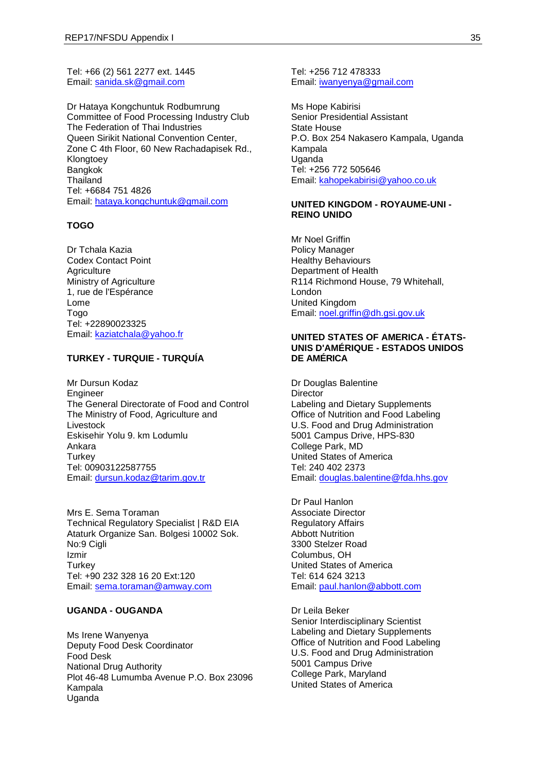Tel: +66 (2) 561 2277 ext. 1445
Email: sanida.sk@gmail.com

Dr Hataya Kongchuntuk Rodbumrung
Committee of Food Processing Industry Club
The Federation of Thai Industries
Queen Sirikit National Convention Center,
Zone C 4th Floor, 60 New Rachadapisek Rd.,
Klongtoey
Bangkok
Thailand
Tel: +6684 751 4826
Email: hataya.kongchuntuk@gmail.com

**TOGO**

Dr Tchala Kazia
Codex Contact Point
Agriculture
Ministry of Agriculture
1, rue de l'Espérance
Lome
Togo
Tel: +22890023325
Email: kaziatchala@yahoo.fr

**TURKEY - TURQUIE - TURQUÍA**

Mr Dursun Kodaz
Engineer
The General Directorate of Food and Control
The Ministry of Food, Agriculture and Livestock
Eskisehir Yolu 9. km Lodumlu
Ankara
Turkey
Tel: 00903122587755
Email: dursun.kodaz@tarim.gov.tr

Mrs E. Sema Toraman
Technical Regulatory Specialist | R&D EIA
Ataturk Organize San. Bolgesi 10002 Sok. No:9 Cigli
Izmir
Turkey
Tel: +90 232 328 16 20 Ext:120
Email: sema.toraman@amway.com

**UGANDA - OUGANDA**

Ms Irene Wanyenya
Deputy Food Desk Coordinator
Food Desk
National Drug Authority
Plot 46-48 Lumumba Avenue P.O. Box 23096
Kampala
Uganda
Tel: +256 712 478333
Email: iwanyenya@gmail.com

Ms Hope Kabirisi
Senior Presidential Assistant
State House
P.O. Box 254 Nakasero Kampala, Uganda
Kampala
Uganda
Tel: +256 772 505646
Email: kahopekabirisi@yahoo.co.uk

**UNITED KINGDOM - ROYAUME-UNI - REINO UNIDO**

Mr Noel Griffin
Policy Manager
Healthy Behaviours
Department of Health
R114 Richmond House, 79 Whitehall,
London
United Kingdom
Email: noel.griffin@dh.gsi.gov.uk

**UNITED STATES OF AMERICA - ÉTATS-UNIS D'AMÉRIQUE - ESTADOS UNIDOS DE AMÉRICA**

Dr Douglas Balentine
Director
Labeling and Dietary Supplements
Office of Nutrition and Food Labeling
U.S. Food and Drug Administration
5001 Campus Drive, HPS-830
College Park, MD
United States of America
Tel: 240 402 2373
Email: douglas.balentine@fda.hhs.gov

Dr Paul Hanlon
Associate Director
Regulatory Affairs
Abbott Nutrition
3300 Stelzer Road
Columbus, OH
United States of America
Tel: 614 624 3213
Email: paul.hanlon@abbott.com

Dr Leila Beker
Senior Interdisciplinary Scientist
Labeling and Dietary Supplements
Office of Nutrition and Food Labeling
U.S. Food and Drug Administration
5001 Campus Drive
College Park, Maryland
United States of America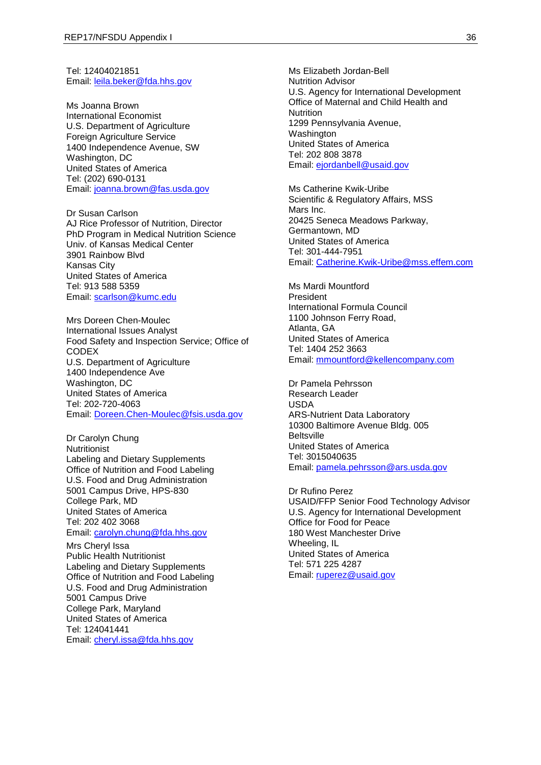Tel: 12404021851
Email: leila.beker@fda.hhs.gov

Ms Joanna Brown
International Economist
U.S. Department of Agriculture
Foreign Agriculture Service
1400 Independence Avenue, SW
Washington, DC
United States of America
Tel: (202) 690-0131
Email: joanna.brown@fas.usda.gov

Dr Susan Carlson
AJ Rice Professor of Nutrition, Director
PhD Program in Medical Nutrition Science
Univ. of Kansas Medical Center
3901 Rainbow Blvd
Kansas City
United States of America
Tel: 913 588 5359
Email: scarlson@kumc.edu

Mrs Doreen Chen-Moulec
International Issues Analyst
Food Safety and Inspection Service; Office of CODEX
U.S. Department of Agriculture
1400 Independence Ave
Washington, DC
United States of America
Tel: 202-720-4063
Email: Doreen.Chen-Moulec@fsis.usda.gov

Dr Carolyn Chung
Nutritionist
Labeling and Dietary Supplements
Office of Nutrition and Food Labeling
U.S. Food and Drug Administration
5001 Campus Drive, HPS-830
College Park, MD
United States of America
Tel: 202 402 3068
Email: carolyn.chung@fda.hhs.gov

Mrs Cheryl Issa
Public Health Nutritionist
Labeling and Dietary Supplements
Office of Nutrition and Food Labeling
U.S. Food and Drug Administration
5001 Campus Drive
College Park, Maryland
United States of America
Tel: 124041441
Email: cheryl.issa@fda.hhs.gov

Ms Elizabeth Jordan-Bell
Nutrition Advisor
U.S. Agency for International Development
Office of Maternal and Child Health and Nutrition
1299 Pennsylvania Avenue,
Washington
United States of America
Tel: 202 808 3878
Email: ejordanbell@usaid.gov

Ms Catherine Kwik-Uribe
Scientific & Regulatory Affairs, MSS
Mars Inc.
20425 Seneca Meadows Parkway,
Germantown, MD
United States of America
Tel: 301-444-7951
Email: Catherine.Kwik-Uribe@mss.effem.com

Ms Mardi Mountford
President
International Formula Council
1100 Johnson Ferry Road,
Atlanta, GA
United States of America
Tel: 1404 252 3663
Email: mmountford@kellencompany.com

Dr Pamela Pehrsson
Research Leader
USDA
ARS-Nutrient Data Laboratory
10300 Baltimore Avenue Bldg. 005
Beltsville
United States of America
Tel: 3015040635
Email: pamela.pehrsson@ars.usda.gov

Dr Rufino Perez
USAID/FFP Senior Food Technology Advisor
U.S. Agency for International Development
Office for Food for Peace
180 West Manchester Drive
Wheeling, IL
United States of America
Tel: 571 225 4287
Email: ruperez@usaid.gov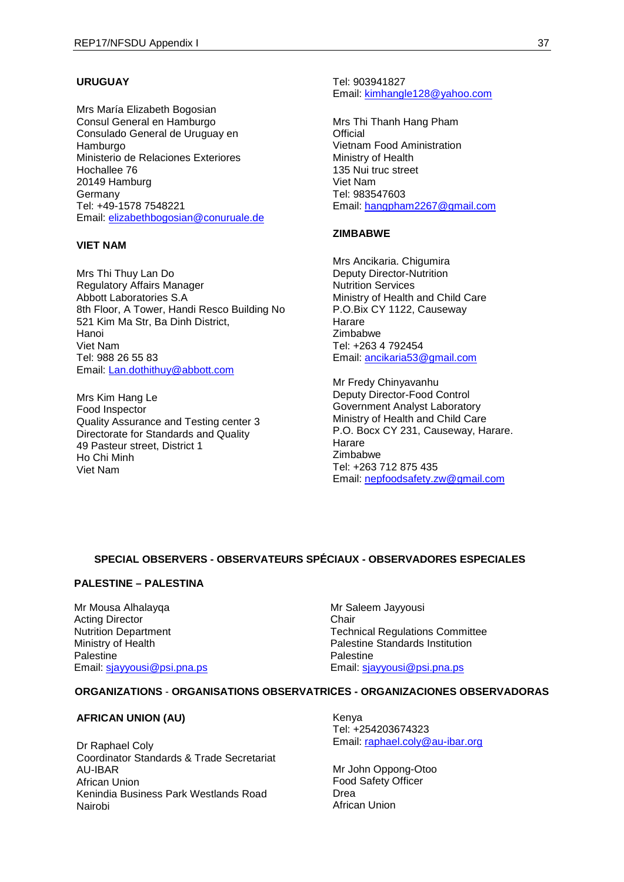**URUGUAY**

Mrs María Elizabeth Bogosian
Consul General en Hamburgo
Consulado General de Uruguay en Hamburgo
Ministerio de Relaciones Exteriores
Hochallee 76
20149 Hamburg
Germany
Tel: +49-1578 7548221
Email: elizabethbogosian@conuruale.de

**VIET NAM**

Mrs Thi Thuy Lan Do
Regulatory Affairs Manager
Abbott Laboratories S.A
8th Floor, A Tower, Handi Resco Building No 521 Kim Ma Str, Ba Dinh District,
Hanoi
Viet Nam
Tel: 988 26 55 83
Email: Lan.dothithuy@abbott.com

Mrs Kim Hang Le
Food Inspector
Quality Assurance and Testing center 3
Directorate for Standards and Quality
49 Pasteur street, District 1
Ho Chi Minh
Viet Nam
Tel: 903941827
Email: kimhangle128@yahoo.com

Mrs Thi Thanh Hang Pham
Official
Vietnam Food Aministration
Ministry of Health
135 Nui truc street
Viet Nam
Tel: 983547603
Email: hangpham2267@gmail.com

**ZIMBABWE**

Mrs Ancikaria. Chigumira
Deputy Director-Nutrition
Nutrition Services
Ministry of Health and Child Care
P.O.Bix CY 1122, Causeway
Harare
Zimbabwe
Tel: +263 4 792454
Email: ancikaria53@gmail.com

Mr Fredy Chinyavanhu
Deputy Director-Food Control
Government Analyst Laboratory
Ministry of Health and Child Care
P.O. Bocx CY 231, Causeway, Harare.
Harare
Zimbabwe
Tel: +263 712 875 435
Email: nepfoodsafety.zw@gmail.com

**SPECIAL OBSERVERS - OBSERVATEURS SPÉCIAUX - OBSERVADORES ESPECIALES**

**PALESTINE – PALESTINA**

Mr Mousa Alhalayqa
Acting Director
Nutrition Department
Ministry of Health
Palestine
Email: sjayyousi@psi.pna.ps

Mr Saleem Jayyousi
Chair
Technical Regulations Committee
Palestine Standards Institution
Palestine
Email: sjayyousi@psi.pna.ps

**ORGANIZATIONS - ORGANISATIONS OBSERVATRICES - ORGANIZACIONES OBSERVADORAS**

**AFRICAN UNION (AU)**

Dr Raphael Coly
Coordinator Standards & Trade Secretariat
AU-IBAR
African Union
Kenindia Business Park Westlands Road
Nairobi
Kenya
Tel: +254203674323
Email: raphael.coly@au-ibar.org

Mr John Oppong-Otoo
Food Safety Officer
Drea
African Union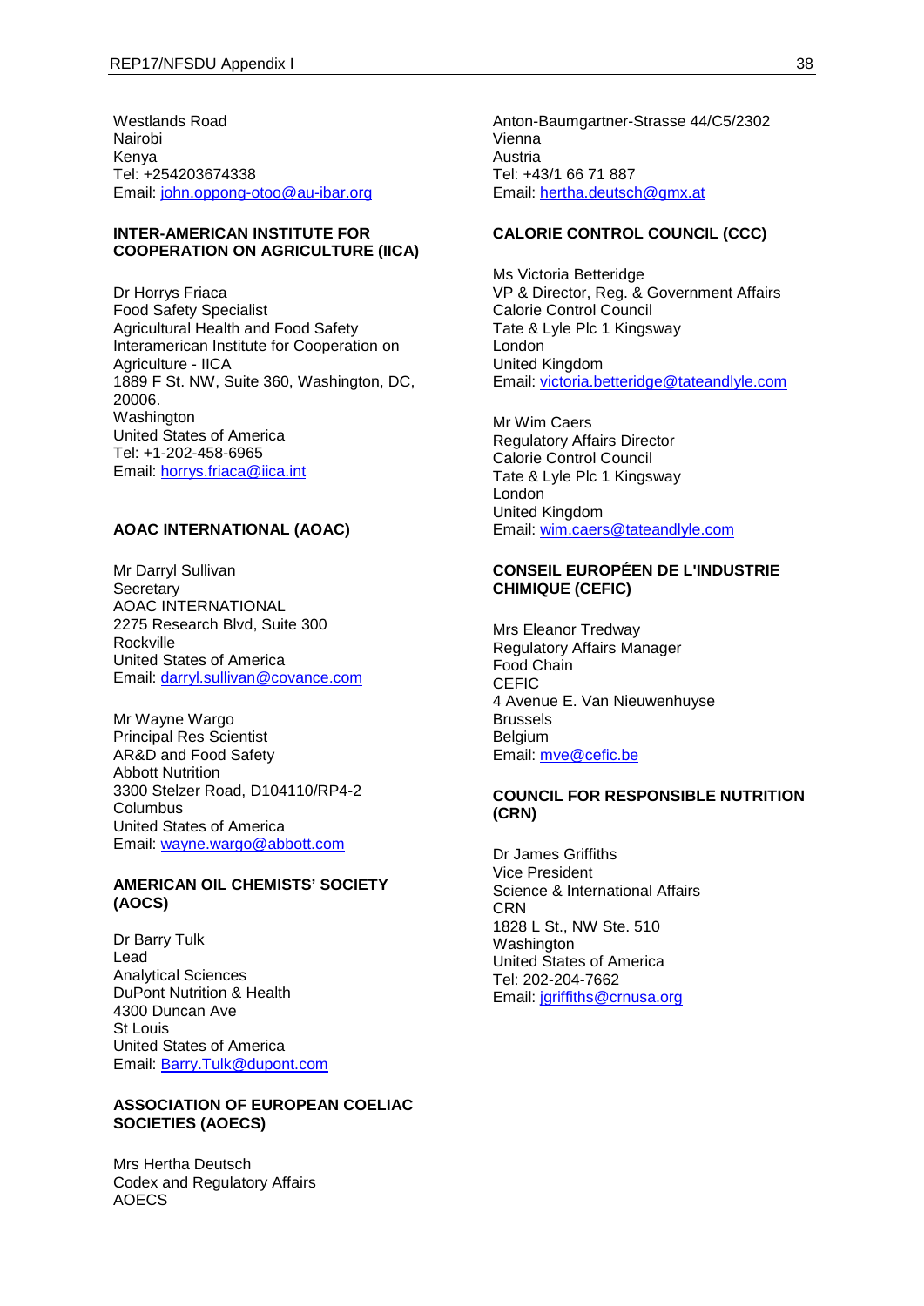Westlands Road
Nairobi
Kenya
Tel: +254203674338
Email: john.oppong-otoo@au-ibar.org

**INTER-AMERICAN INSTITUTE FOR COOPERATION ON AGRICULTURE (IICA)**

Dr Horrys Friaca
Food Safety Specialist
Agricultural Health and Food Safety
Interamerican Institute for Cooperation on Agriculture - IICA
1889 F St. NW, Suite 360, Washington, DC, 20006.
Washington
United States of America
Tel: +1-202-458-6965
Email: horrys.friaca@iica.int

**AOAC INTERNATIONAL (AOAC)**

Mr Darryl Sullivan
Secretary
AOAC INTERNATIONAL
2275 Research Blvd, Suite 300
Rockville
United States of America
Email: darryl.sullivan@covance.com

Mr Wayne Wargo
Principal Res Scientist
AR&D and Food Safety
Abbott Nutrition
3300 Stelzer Road, D104110/RP4-2
Columbus
United States of America
Email: wayne.wargo@abbott.com

**AMERICAN OIL CHEMISTS' SOCIETY (AOCS)**

Dr Barry Tulk
Lead
Analytical Sciences
DuPont Nutrition & Health
4300 Duncan Ave
St Louis
United States of America
Email: Barry.Tulk@dupont.com

**ASSOCIATION OF EUROPEAN COELIAC SOCIETIES (AOECS)**

Mrs Hertha Deutsch
Codex and Regulatory Affairs
AOECS
Anton-Baumgartner-Strasse 44/C5/2302
Vienna
Austria
Tel: +43/1 66 71 887
Email: hertha.deutsch@gmx.at

**CALORIE CONTROL COUNCIL (CCC)**

Ms Victoria Betteridge
VP & Director, Reg. & Government Affairs
Calorie Control Council
Tate & Lyle Plc 1 Kingsway
London
United Kingdom
Email: victoria.betteridge@tateandlyle.com

Mr Wim Caers
Regulatory Affairs Director
Calorie Control Council
Tate & Lyle Plc 1 Kingsway
London
United Kingdom
Email: wim.caers@tateandlyle.com

**CONSEIL EUROPÉEN DE L'INDUSTRIE CHIMIQUE (CEFIC)**

Mrs Eleanor Tredway
Regulatory Affairs Manager
Food Chain
CEFIC
4 Avenue E. Van Nieuwenhuyse
Brussels
Belgium
Email: mve@cefic.be

**COUNCIL FOR RESPONSIBLE NUTRITION (CRN)**

Dr James Griffiths
Vice President
Science & International Affairs
CRN
1828 L St., NW Ste. 510
Washington
United States of America
Tel: 202-204-7662
Email: jgriffiths@crnusa.org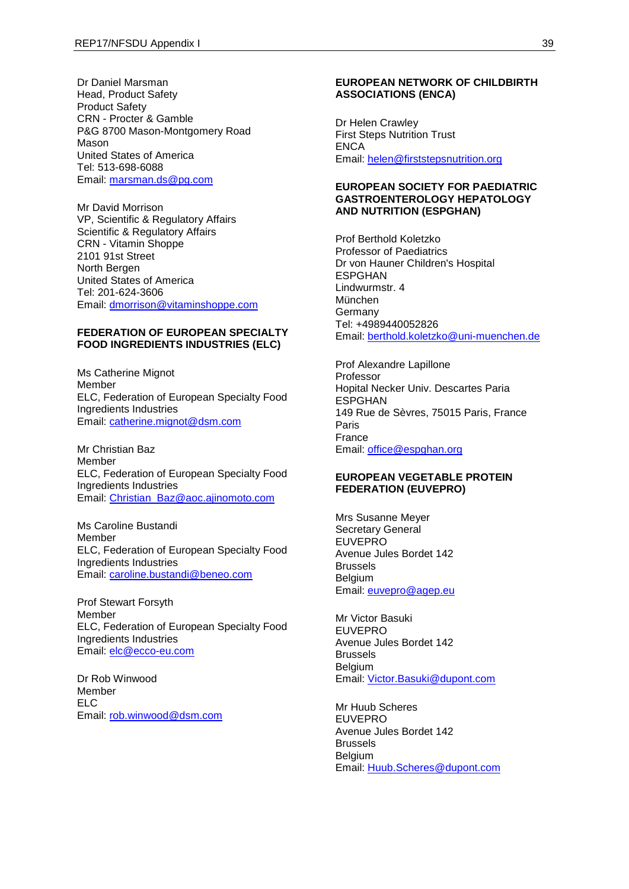Dr Daniel Marsman
Head, Product Safety
Product Safety
CRN - Procter & Gamble
P&G 8700 Mason-Montgomery Road
Mason
United States of America
Tel: 513-698-6088
Email: marsman.ds@pg.com

Mr David Morrison
VP, Scientific & Regulatory Affairs
Scientific & Regulatory Affairs
CRN - Vitamin Shoppe
2101 91st Street
North Bergen
United States of America
Tel: 201-624-3606
Email: dmorrison@vitaminshoppe.com

**FEDERATION OF EUROPEAN SPECIALTY FOOD INGREDIENTS INDUSTRIES (ELC)**

Ms Catherine Mignot
Member
ELC, Federation of European Specialty Food Ingredients Industries
Email: catherine.mignot@dsm.com

Mr Christian Baz
Member
ELC, Federation of European Specialty Food Ingredients Industries
Email: Christian_Baz@aoc.ajinomoto.com

Ms Caroline Bustandi
Member
ELC, Federation of European Specialty Food Ingredients Industries
Email: caroline.bustandi@beneo.com

Prof Stewart Forsyth
Member
ELC, Federation of European Specialty Food Ingredients Industries
Email: elc@ecco-eu.com

Dr Rob Winwood
Member
ELC
Email: rob.winwood@dsm.com

**EUROPEAN NETWORK OF CHILDBIRTH ASSOCIATIONS (ENCA)**

Dr Helen Crawley
First Steps Nutrition Trust
ENCA
Email: helen@firststepsnutrition.org

**EUROPEAN SOCIETY FOR PAEDIATRIC GASTROENTEROLOGY HEPATOLOGY AND NUTRITION (ESPGHAN)**

Prof Berthold Koletzko
Professor of Paediatrics
Dr von Hauner Children's Hospital
ESPGHAN
Lindwurmstr. 4
München
Germany
Tel: +4989440052826
Email: berthold.koletzko@uni-muenchen.de

Prof Alexandre Lapillone
Professor
Hopital Necker Univ. Descartes Paria
ESPGHAN
149 Rue de Sèvres, 75015 Paris, France
Paris
France
Email: office@espghan.org

**EUROPEAN VEGETABLE PROTEIN FEDERATION (EUVEPRO)**

Mrs Susanne Meyer
Secretary General
EUVEPRO
Avenue Jules Bordet 142
Brussels
Belgium
Email: euvepro@agep.eu

Mr Victor Basuki
EUVEPRO
Avenue Jules Bordet 142
Brussels
Belgium
Email: Victor.Basuki@dupont.com

Mr Huub Scheres
EUVEPRO
Avenue Jules Bordet 142
Brussels
Belgium
Email: Huub.Scheres@dupont.com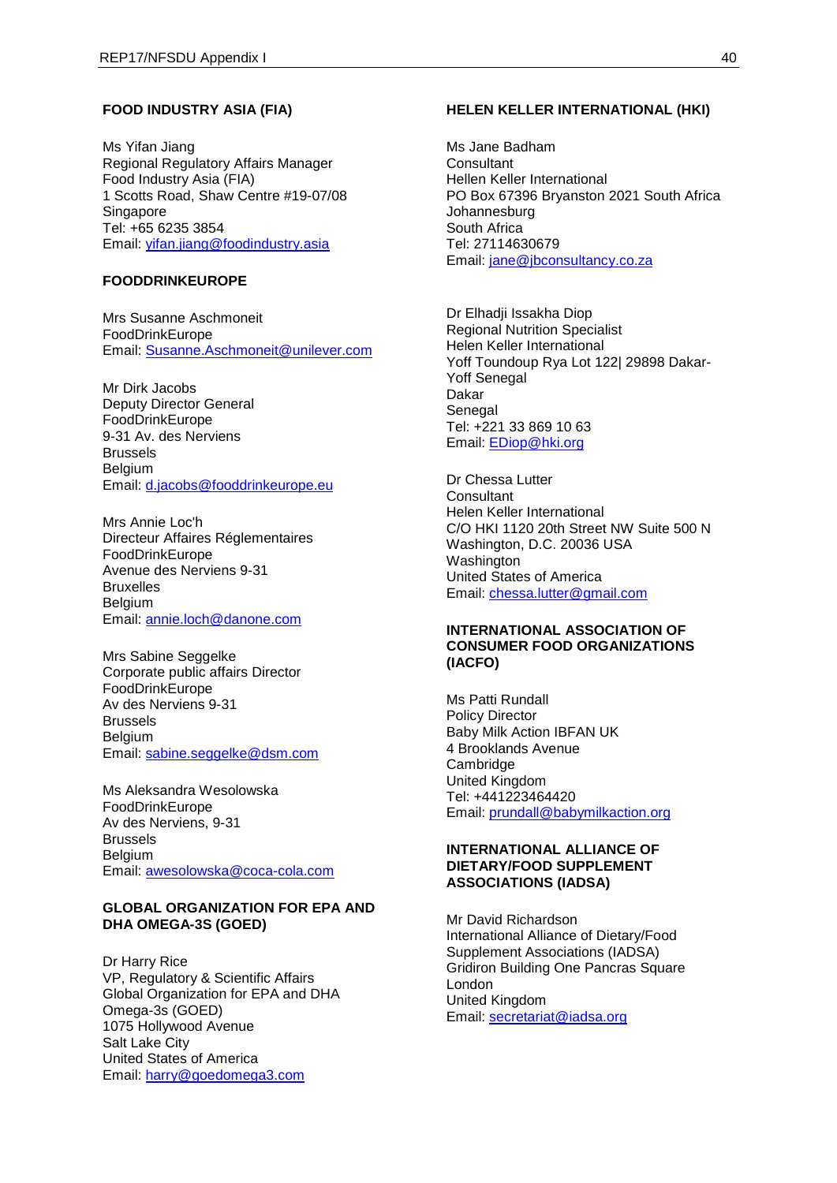**FOOD INDUSTRY ASIA (FIA)**

Ms Yifan Jiang
Regional Regulatory Affairs Manager
Food Industry Asia (FIA)
1 Scotts Road, Shaw Centre #19-07/08
Singapore
Tel: +65 6235 3854
Email: yifan.jiang@foodindustry.asia

**FOODDRINKEUROPE**

Mrs Susanne Aschmoneit
FoodDrinkEurope
Email: Susanne.Aschmoneit@unilever.com

Mr Dirk Jacobs
Deputy Director General
FoodDrinkEurope
9-31 Av. des Nerviens
Brussels
Belgium
Email: d.jacobs@fooddrinkeurope.eu

Mrs Annie Loc'h
Directeur Affaires Réglementaires
FoodDrinkEurope
Avenue des Nerviens 9-31
Bruxelles
Belgium
Email: annie.loch@danone.com

Mrs Sabine Seggelke
Corporate public affairs Director
FoodDrinkEurope
Av des Nerviens 9-31
Brussels
Belgium
Email: sabine.seggelke@dsm.com

Ms Aleksandra Wesolowska
FoodDrinkEurope
Av des Nerviens, 9-31
Brussels
Belgium
Email: awesolowska@coca-cola.com

**GLOBAL ORGANIZATION FOR EPA AND DHA OMEGA-3S (GOED)**

Dr Harry Rice
VP, Regulatory & Scientific Affairs
Global Organization for EPA and DHA Omega-3s (GOED)
1075 Hollywood Avenue
Salt Lake City
United States of America
Email: harry@goedomega3.com

**HELEN KELLER INTERNATIONAL (HKI)**

Ms Jane Badham
Consultant
Hellen Keller International
PO Box 67396 Bryanston 2021 South Africa
Johannesburg
South Africa
Tel: 27114630679
Email: jane@jbconsultancy.co.za

Dr Elhadji Issakha Diop
Regional Nutrition Specialist
Helen Keller International
Yoff Toundoup Rya Lot 122| 29898 Dakar-Yoff Senegal
Dakar
Senegal
Tel: +221 33 869 10 63
Email: EDiop@hki.org

Dr Chessa Lutter
Consultant
Helen Keller International
C/O HKI 1120 20th Street NW Suite 500 N
Washington, D.C. 20036 USA
Washington
United States of America
Email: chessa.lutter@gmail.com

**INTERNATIONAL ASSOCIATION OF CONSUMER FOOD ORGANIZATIONS (IACFO)**

Ms Patti Rundall
Policy Director
Baby Milk Action IBFAN UK
4 Brooklands Avenue
Cambridge
United Kingdom
Tel: +441223464420
Email: prundall@babymilkaction.org

**INTERNATIONAL ALLIANCE OF DIETARY/FOOD SUPPLEMENT ASSOCIATIONS (IADSA)**

Mr David Richardson
International Alliance of Dietary/Food Supplement Associations (IADSA)
Gridiron Building One Pancras Square
London
United Kingdom
Email: secretariat@iadsa.org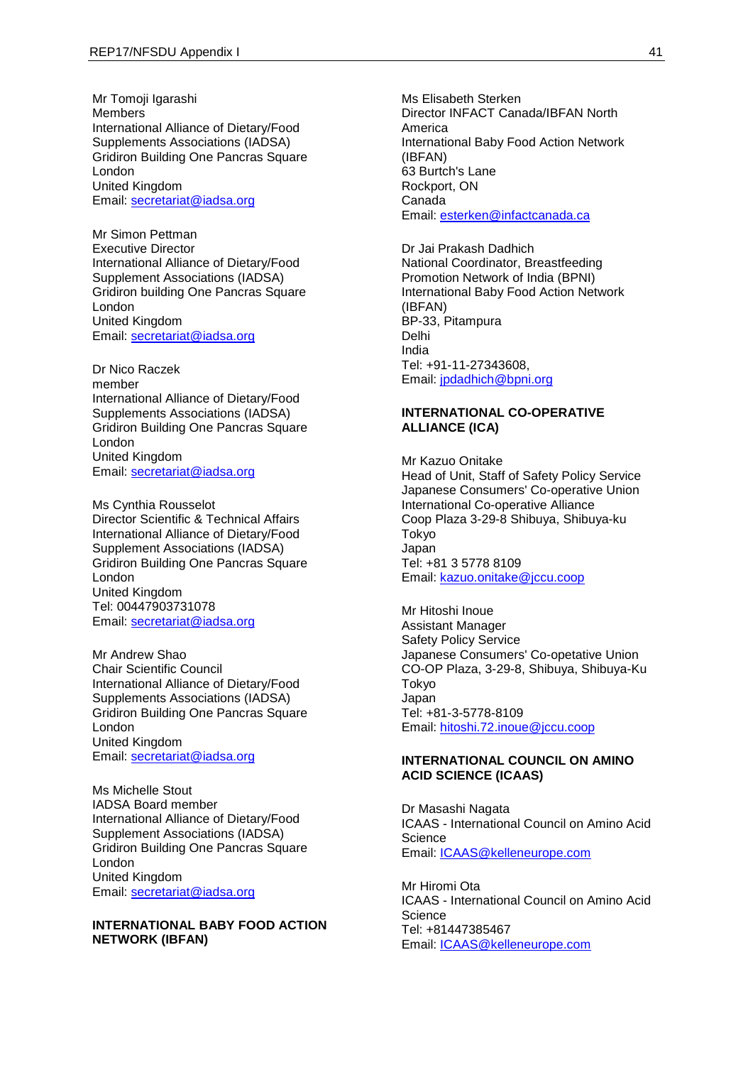Mr Tomoji Igarashi
Members
International Alliance of Dietary/Food Supplements Associations (IADSA)
Gridiron Building One Pancras Square
London
United Kingdom
Email: secretariat@iadsa.org

Mr Simon Pettman
Executive Director
International Alliance of Dietary/Food Supplement Associations (IADSA)
Gridiron building One Pancras Square
London
United Kingdom
Email: secretariat@iadsa.org

Dr Nico Raczek
member
International Alliance of Dietary/Food Supplements Associations (IADSA)
Gridiron Building One Pancras Square
London
United Kingdom
Email: secretariat@iadsa.org

Ms Cynthia Rousselot
Director Scientific & Technical Affairs
International Alliance of Dietary/Food Supplement Associations (IADSA)
Gridiron Building One Pancras Square
London
United Kingdom
Tel: 00447903731078
Email: secretariat@iadsa.org

Mr Andrew Shao
Chair Scientific Council
International Alliance of Dietary/Food Supplements Associations (IADSA)
Gridiron Building One Pancras Square
London
United Kingdom
Email: secretariat@iadsa.org

Ms Michelle Stout
IADSA Board member
International Alliance of Dietary/Food Supplement Associations (IADSA)
Gridiron Building One Pancras Square
London
United Kingdom
Email: secretariat@iadsa.org

**INTERNATIONAL BABY FOOD ACTION NETWORK (IBFAN)**

Ms Elisabeth Sterken
Director INFACT Canada/IBFAN North America
International Baby Food Action Network (IBFAN)
63 Burtch's Lane
Rockport, ON
Canada
Email: esterken@infactcanada.ca

Dr Jai Prakash Dadhich
National Coordinator, Breastfeeding Promotion Network of India (BPNI)
International Baby Food Action Network (IBFAN)
BP-33, Pitampura
Delhi
India
Tel: +91-11-27343608,
Email: jpdadhich@bpni.org

**INTERNATIONAL CO-OPERATIVE ALLIANCE (ICA)**

Mr Kazuo Onitake
Head of Unit, Staff of Safety Policy Service
Japanese Consumers' Co-operative Union
International Co-operative Alliance
Coop Plaza 3-29-8 Shibuya, Shibuya-ku
Tokyo
Japan
Tel: +81 3 5778 8109
Email: kazuo.onitake@jccu.coop

Mr Hitoshi Inoue
Assistant Manager
Safety Policy Service
Japanese Consumers' Co-opetative Union
CO-OP Plaza, 3-29-8, Shibuya, Shibuya-Ku
Tokyo
Japan
Tel: +81-3-5778-8109
Email: hitoshi.72.inoue@jccu.coop

**INTERNATIONAL COUNCIL ON AMINO ACID SCIENCE (ICAAS)**

Dr Masashi Nagata
ICAAS - International Council on Amino Acid Science
Email: ICAAS@kelleneurope.com

Mr Hiromi Ota
ICAAS - International Council on Amino Acid Science
Tel: +81447385467
Email: ICAAS@kelleneurope.com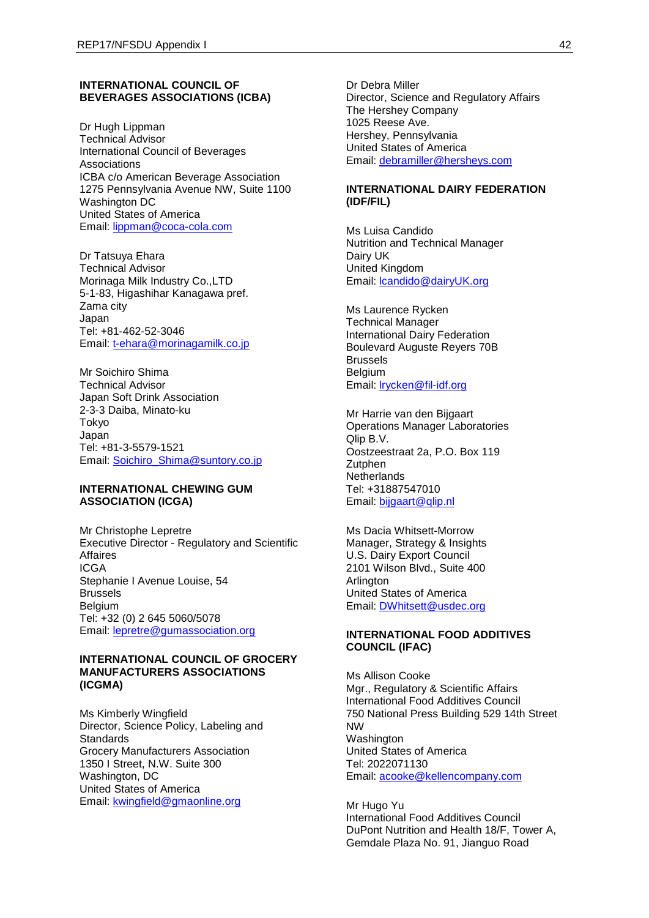**INTERNATIONAL COUNCIL OF BEVERAGES ASSOCIATIONS (ICBA)**

Dr Hugh Lippman
Technical Advisor
International Council of Beverages Associations
ICBA c/o American Beverage Association
1275 Pennsylvania Avenue NW, Suite 1100
Washington DC
United States of America
Email: lippman@coca-cola.com

Dr Tatsuya Ehara
Technical Advisor
Morinaga Milk Industry Co.,LTD
5-1-83, Higashihar Kanagawa pref.
Zama city
Japan
Tel: +81-462-52-3046
Email: t-ehara@morinagamilk.co.jp

Mr Soichiro Shima
Technical Advisor
Japan Soft Drink Association
2-3-3 Daiba, Minato-ku
Tokyo
Japan
Tel: +81-3-5579-1521
Email: Soichiro_Shima@suntory.co.jp

**INTERNATIONAL CHEWING GUM ASSOCIATION (ICGA)**

Mr Christophe Lepretre
Executive Director - Regulatory and Scientific Affaires
ICGA
Stephanie I Avenue Louise, 54
Brussels
Belgium
Tel: +32 (0) 2 645 5060/5078
Email: lepretre@gumassociation.org

**INTERNATIONAL COUNCIL OF GROCERY MANUFACTURERS ASSOCIATIONS (ICGMA)**

Ms Kimberly Wingfield
Director, Science Policy, Labeling and Standards
Grocery Manufacturers Association
1350 I Street, N.W. Suite 300
Washington, DC
United States of America
Email: kwingfield@gmaonline.org

Dr Debra Miller
Director, Science and Regulatory Affairs
The Hershey Company
1025 Reese Ave.
Hershey, Pennsylvania
United States of America
Email: debramiller@hersheys.com

**INTERNATIONAL DAIRY FEDERATION (IDF/FIL)**

Ms Luisa Candido
Nutrition and Technical Manager
Dairy UK
United Kingdom
Email: lcandido@dairyUK.org

Ms Laurence Rycken
Technical Manager
International Dairy Federation
Boulevard Auguste Reyers 70B
Brussels
Belgium
Email: lrycken@fil-idf.org

Mr Harrie van den Bijgaart
Operations Manager Laboratories
Qlip B.V.
Oostzeestraat 2a, P.O. Box 119
Zutphen
Netherlands
Tel: +31887547010
Email: bijgaart@qlip.nl

Ms Dacia Whitsett-Morrow
Manager, Strategy & Insights
U.S. Dairy Export Council
2101 Wilson Blvd., Suite 400
Arlington
United States of America
Email: DWhitsett@usdec.org

**INTERNATIONAL FOOD ADDITIVES COUNCIL (IFAC)**

Ms Allison Cooke
Mgr., Regulatory & Scientific Affairs
International Food Additives Council
750 National Press Building 529 14th Street NW
Washington
United States of America
Tel: 2022071130
Email: acooke@kellencompany.com

Mr Hugo Yu
International Food Additives Council
DuPont Nutrition and Health 18/F, Tower A, Gemdale Plaza No. 91, Jianguo Road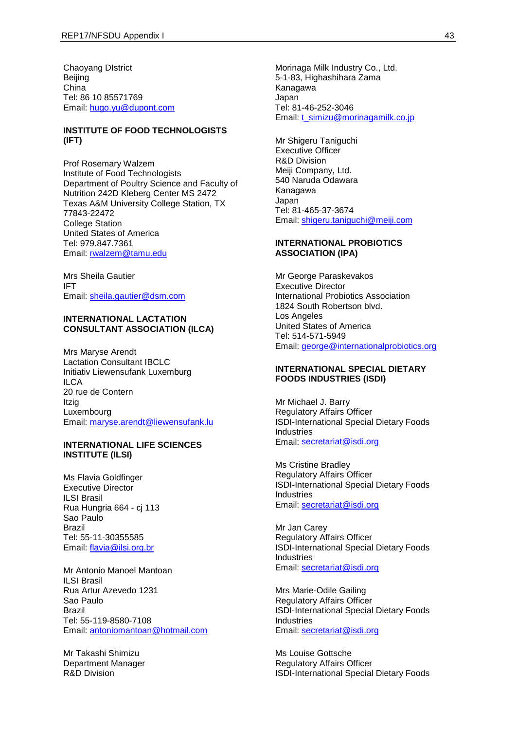Chaoyang DIstrict
Beijing
China
Tel: 86 10 85571769
Email: hugo.yu@dupont.com

**INSTITUTE OF FOOD TECHNOLOGISTS (IFT)**

Prof Rosemary Walzem
Institute of Food Technologists
Department of Poultry Science and Faculty of Nutrition 242D Kleberg Center MS 2472
Texas A&M University College Station, TX 77843-22472
College Station
United States of America
Tel: 979.847.7361
Email: rwalzem@tamu.edu

Mrs Sheila Gautier
IFT
Email: sheila.gautier@dsm.com

**INTERNATIONAL LACTATION CONSULTANT ASSOCIATION (ILCA)**

Mrs Maryse Arendt
Lactation Consultant IBCLC
Initiativ Liewensufank Luxemburg
ILCA
20 rue de Contern
Itzig
Luxembourg
Email: maryse.arendt@liewensufank.lu

**INTERNATIONAL LIFE SCIENCES INSTITUTE (ILSI)**

Ms Flavia Goldfinger
Executive Director
ILSI Brasil
Rua Hungria 664 - cj 113
Sao Paulo
Brazil
Tel: 55-11-30355585
Email: flavia@ilsi.org.br

Mr Antonio Manoel Mantoan
ILSI Brasil
Rua Artur Azevedo 1231
Sao Paulo
Brazil
Tel: 55-119-8580-7108
Email: antoniomantoan@hotmail.com

Mr Takashi Shimizu
Department Manager
R&D Division
Morinaga Milk Industry Co., Ltd.
5-1-83, Highashihara Zama
Kanagawa
Japan
Tel: 81-46-252-3046
Email: t_simizu@morinagamilk.co.jp

Mr Shigeru Taniguchi
Executive Officer
R&D Division
Meiji Company, Ltd.
540 Naruda Odawara
Kanagawa
Japan
Tel: 81-465-37-3674
Email: shigeru.taniguchi@meiji.com

**INTERNATIONAL PROBIOTICS ASSOCIATION (IPA)**

Mr George Paraskevakos
Executive Director
International Probiotics Association
1824 South Robertson blvd.
Los Angeles
United States of America
Tel: 514-571-5949
Email: george@internationalprobiotics.org

**INTERNATIONAL SPECIAL DIETARY FOODS INDUSTRIES (ISDI)**

Mr Michael J. Barry
Regulatory Affairs Officer
ISDI-International Special Dietary Foods Industries
Email: secretariat@isdi.org

Ms Cristine Bradley
Regulatory Affairs Officer
ISDI-International Special Dietary Foods Industries
Email: secretariat@isdi.org

Mr Jan Carey
Regulatory Affairs Officer
ISDI-International Special Dietary Foods Industries
Email: secretariat@isdi.org

Mrs Marie-Odile Gailing
Regulatory Affairs Officer
ISDI-International Special Dietary Foods Industries
Email: secretariat@isdi.org

Ms Louise Gottsche
Regulatory Affairs Officer
ISDI-International Special Dietary Foods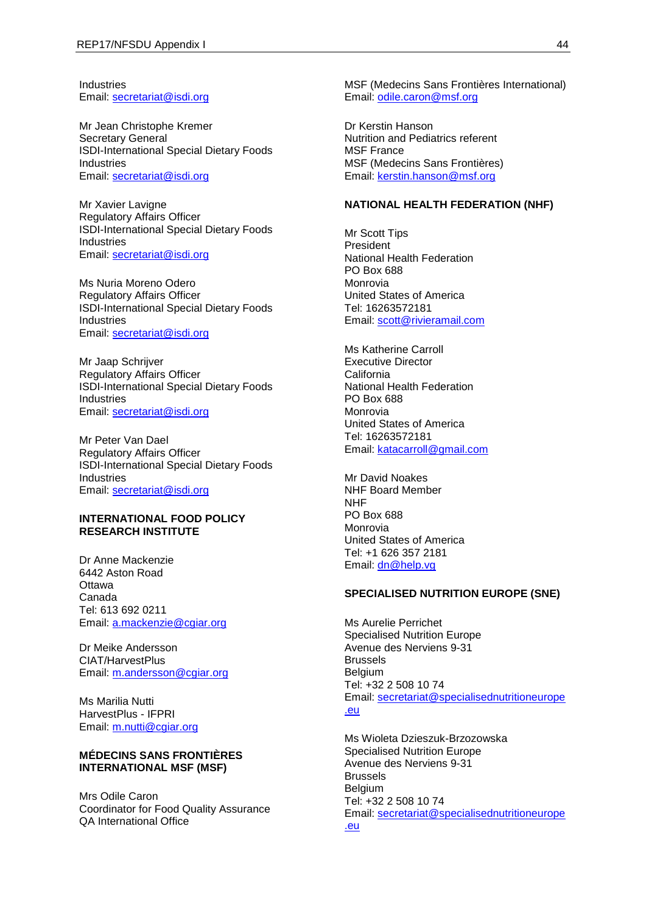Industries
Email: secretariat@isdi.org

Mr Jean Christophe Kremer
Secretary General
ISDI-International Special Dietary Foods Industries
Email: secretariat@isdi.org

Mr Xavier Lavigne
Regulatory Affairs Officer
ISDI-International Special Dietary Foods Industries
Email: secretariat@isdi.org

Ms Nuria Moreno Odero
Regulatory Affairs Officer
ISDI-International Special Dietary Foods Industries
Email: secretariat@isdi.org

Mr Jaap Schrijver
Regulatory Affairs Officer
ISDI-International Special Dietary Foods Industries
Email: secretariat@isdi.org

Mr Peter Van Dael
Regulatory Affairs Officer
ISDI-International Special Dietary Foods Industries
Email: secretariat@isdi.org

**INTERNATIONAL FOOD POLICY RESEARCH INSTITUTE**

Dr Anne Mackenzie
6442 Aston Road
Ottawa
Canada
Tel: 613 692 0211
Email: a.mackenzie@cgiar.org

Dr Meike Andersson
CIAT/HarvestPlus
Email: m.andersson@cgiar.org

Ms Marilia Nutti
HarvestPlus - IFPRI
Email: m.nutti@cgiar.org

**MÉDECINS SANS FRONTIÈRES INTERNATIONAL MSF (MSF)**

Mrs Odile Caron
Coordinator for Food Quality Assurance
QA International Office
MSF (Medecins Sans Frontières International)
Email: odile.caron@msf.org

Dr Kerstin Hanson
Nutrition and Pediatrics referent
MSF France
MSF (Medecins Sans Frontières)
Email: kerstin.hanson@msf.org

**NATIONAL HEALTH FEDERATION (NHF)**

Mr Scott Tips
President
National Health Federation
PO Box 688
Monrovia
United States of America
Tel: 16263572181
Email: scott@rivieramail.com

Ms Katherine Carroll
Executive Director
California
National Health Federation
PO Box 688
Monrovia
United States of America
Tel: 16263572181
Email: katacarroll@gmail.com

Mr David Noakes
NHF Board Member
NHF
PO Box 688
Monrovia
United States of America
Tel: +1 626 357 2181
Email: dn@help.vg

**SPECIALISED NUTRITION EUROPE (SNE)**

Ms Aurelie Perrichet
Specialised Nutrition Europe
Avenue des Nerviens 9-31
Brussels
Belgium
Tel: +32 2 508 10 74
Email: secretariat@specialisednutritioneurope.eu

Ms Wioleta Dzieszuk-Brzozowska
Specialised Nutrition Europe
Avenue des Nerviens 9-31
Brussels
Belgium
Tel: +32 2 508 10 74
Email: secretariat@specialisednutritioneurope.eu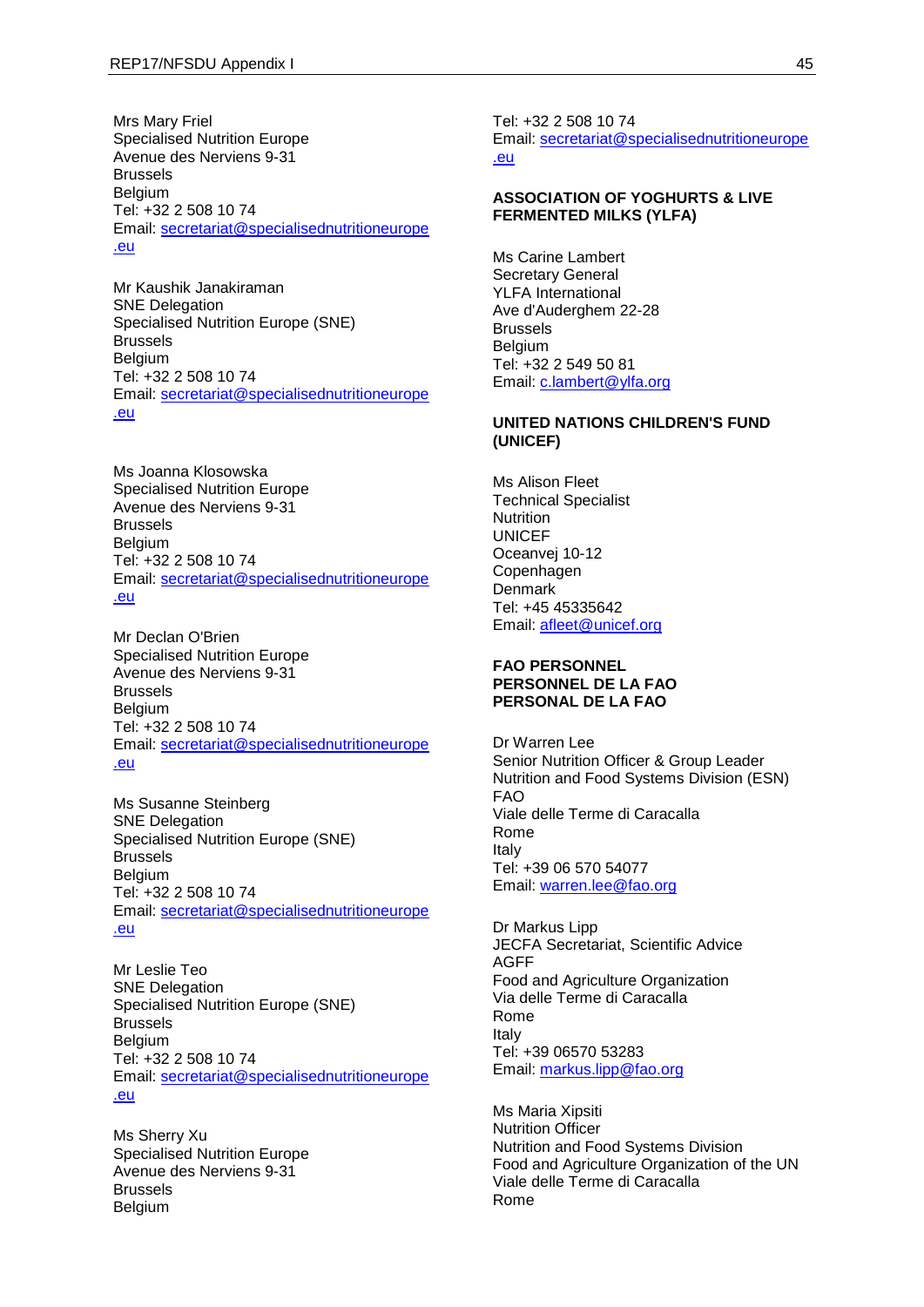Mrs Mary Friel
Specialised Nutrition Europe
Avenue des Nerviens 9-31
Brussels
Belgium
Tel: +32 2 508 10 74
Email: secretariat@specialisednutritioneurope.eu

Mr Kaushik Janakiraman
SNE Delegation
Specialised Nutrition Europe (SNE)
Brussels
Belgium
Tel: +32 2 508 10 74
Email: secretariat@specialisednutritioneurope.eu

Ms Joanna Klosowska
Specialised Nutrition Europe
Avenue des Nerviens 9-31
Brussels
Belgium
Tel: +32 2 508 10 74
Email: secretariat@specialisednutritioneurope.eu

Mr Declan O'Brien
Specialised Nutrition Europe
Avenue des Nerviens 9-31
Brussels
Belgium
Tel: +32 2 508 10 74
Email: secretariat@specialisednutritioneurope.eu

Ms Susanne Steinberg
SNE Delegation
Specialised Nutrition Europe (SNE)
Brussels
Belgium
Tel: +32 2 508 10 74
Email: secretariat@specialisednutritioneurope.eu

Mr Leslie Teo
SNE Delegation
Specialised Nutrition Europe (SNE)
Brussels
Belgium
Tel: +32 2 508 10 74
Email: secretariat@specialisednutritioneurope.eu

Ms Sherry Xu
Specialised Nutrition Europe
Avenue des Nerviens 9-31
Brussels
Belgium
Tel: +32 2 508 10 74
Email: secretariat@specialisednutritioneurope.eu

**ASSOCIATION OF YOGHURTS & LIVE FERMENTED MILKS (YLFA)**

Ms Carine Lambert
Secretary General
YLFA International
Ave d'Auderghem 22-28
Brussels
Belgium
Tel: +32 2 549 50 81
Email: c.lambert@ylfa.org

**UNITED NATIONS CHILDREN'S FUND (UNICEF)**

Ms Alison Fleet
Technical Specialist
Nutrition
UNICEF
Oceanvej 10-12
Copenhagen
Denmark
Tel: +45 45335642
Email: afleet@unicef.org

**FAO PERSONNEL**
**PERSONNEL DE LA FAO**
**PERSONAL DE LA FAO**

Dr Warren Lee
Senior Nutrition Officer & Group Leader
Nutrition and Food Systems Division (ESN)
FAO
Viale delle Terme di Caracalla
Rome
Italy
Tel: +39 06 570 54077
Email: warren.lee@fao.org

Dr Markus Lipp
JECFA Secretariat, Scientific Advice
AGFF
Food and Agriculture Organization
Via delle Terme di Caracalla
Rome
Italy
Tel: +39 06570 53283
Email: markus.lipp@fao.org

Ms Maria Xipsiti
Nutrition Officer
Nutrition and Food Systems Division
Food and Agriculture Organization of the UN
Viale delle Terme di Caracalla
Rome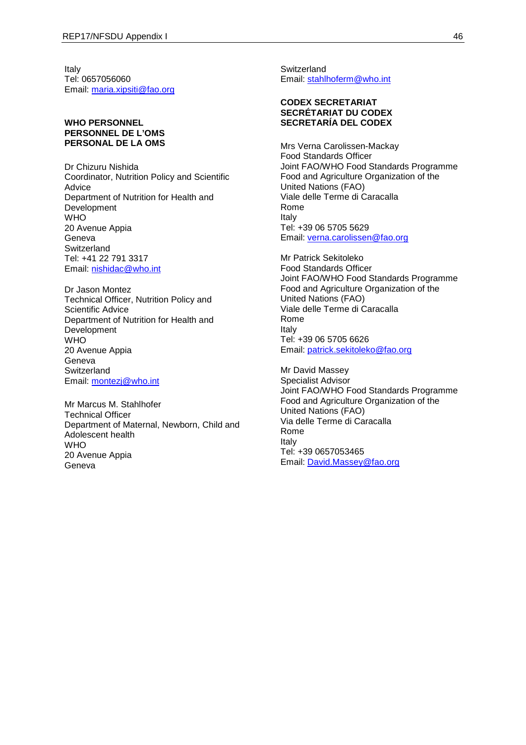Italy
Tel: 0657056060
Email: maria.xipsiti@fao.org

**WHO PERSONNEL**
**PERSONNEL DE L'OMS**
**PERSONAL DE LA OMS**

Dr Chizuru Nishida
Coordinator, Nutrition Policy and Scientific Advice
Department of Nutrition for Health and Development
WHO
20 Avenue Appia
Geneva
Switzerland
Tel: +41 22 791 3317
Email: nishidac@who.int

Dr Jason Montez
Technical Officer, Nutrition Policy and Scientific Advice
Department of Nutrition for Health and Development
WHO
20 Avenue Appia
Geneva
Switzerland
Email: montezj@who.int

Mr Marcus M. Stahlhofer
Technical Officer
Department of Maternal, Newborn, Child and Adolescent health
WHO
20 Avenue Appia
Geneva
Switzerland
Email: stahlhoferm@who.int

**CODEX SECRETARIAT**
**SECRÉTARIAT DU CODEX**
**SECRETARÍA DEL CODEX**

Mrs Verna Carolissen-Mackay
Food Standards Officer
Joint FAO/WHO Food Standards Programme
Food and Agriculture Organization of the United Nations (FAO)
Viale delle Terme di Caracalla
Rome
Italy
Tel: +39 06 5705 5629
Email: verna.carolissen@fao.org

Mr Patrick Sekitoleko
Food Standards Officer
Joint FAO/WHO Food Standards Programme
Food and Agriculture Organization of the United Nations (FAO)
Viale delle Terme di Caracalla
Rome
Italy
Tel: +39 06 5705 6626
Email: patrick.sekitoleko@fao.org

Mr David Massey
Specialist Advisor
Joint FAO/WHO Food Standards Programme
Food and Agriculture Organization of the United Nations (FAO)
Via delle Terme di Caracalla
Rome
Italy
Tel: +39 0657053465
Email: David.Massey@fao.org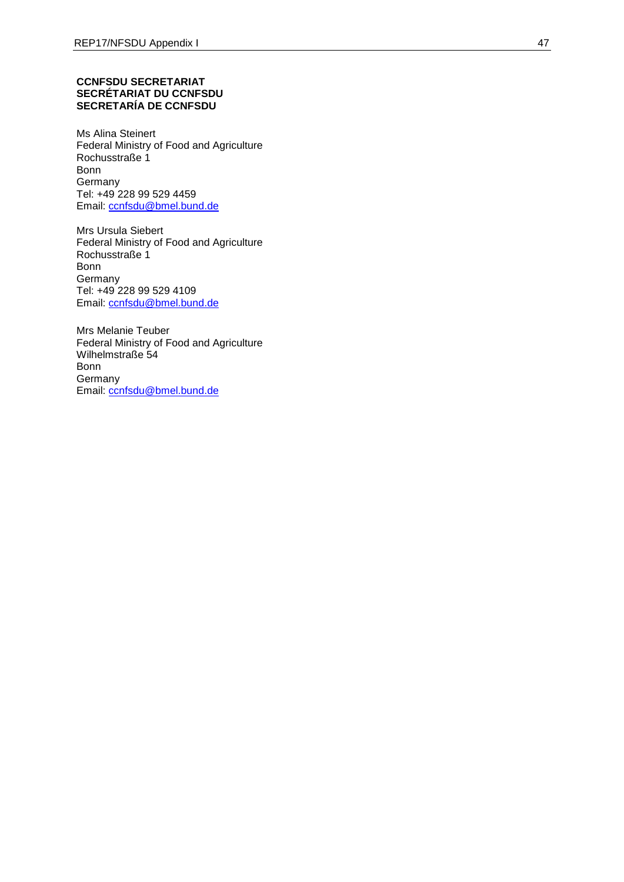**CCNFSDU SECRETARIAT**
**SECRÉTARIAT DU CCNFSDU**
**SECRETARÍA DE CCNFSDU**

Ms Alina Steinert
Federal Ministry of Food and Agriculture
Rochusstraße 1
Bonn
Germany
Tel: +49 228 99 529 4459
Email: ccnfsdu@bmel.bund.de

Mrs Ursula Siebert
Federal Ministry of Food and Agriculture
Rochusstraße 1
Bonn
Germany
Tel: +49 228 99 529 4109
Email: ccnfsdu@bmel.bund.de

Mrs Melanie Teuber
Federal Ministry of Food and Agriculture
Wilhelmstraße 54
Bonn
Germany
Email: ccnfsdu@bmel.bund.de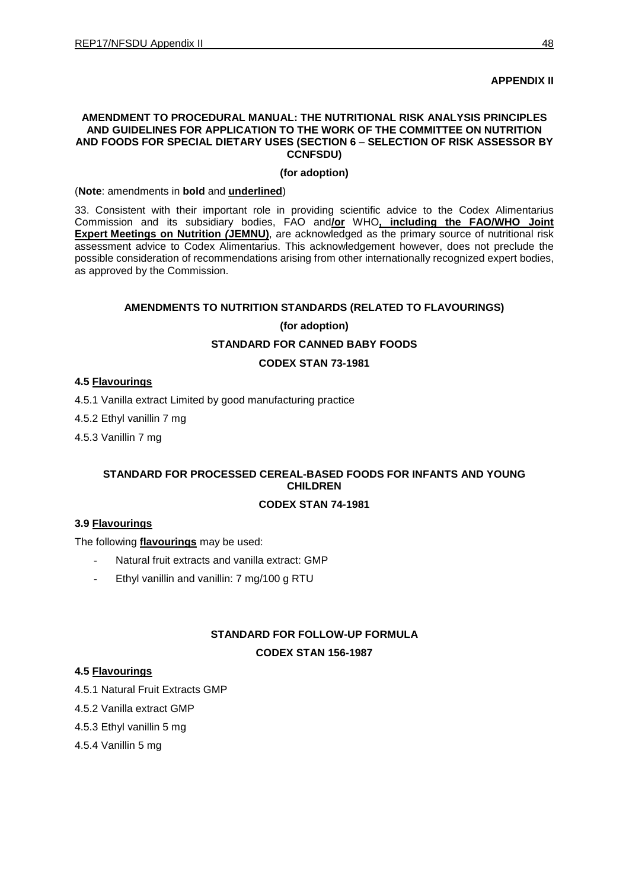**APPENDIX II**

**AMENDMENT TO PROCEDURAL MANUAL: THE NUTRITIONAL RISK ANALYSIS PRINCIPLES AND GUIDELINES FOR APPLICATION TO THE WORK OF THE COMMITTEE ON NUTRITION AND FOODS FOR SPECIAL DIETARY USES (SECTION 6 – SELECTION OF RISK ASSESSOR BY CCNFSDU)**

**(for adoption)**

(**Note**: amendments in **bold** and **underlined**)

33. Consistent with their important role in providing scientific advice to the Codex Alimentarius Commission and its subsidiary bodies, FAO and**/or** WHO**, including the FAO/WHO Joint Expert Meetings on Nutrition (JEMNU)**, are acknowledged as the primary source of nutritional risk assessment advice to Codex Alimentarius. This acknowledgement however, does not preclude the possible consideration of recommendations arising from other internationally recognized expert bodies, as approved by the Commission.

**AMENDMENTS TO NUTRITION STANDARDS (RELATED TO FLAVOURINGS)**

**(for adoption)**

**STANDARD FOR CANNED BABY FOODS**

**CODEX STAN 73-1981**

**4.5 Flavourings**

4.5.1 Vanilla extract Limited by good manufacturing practice

4.5.2 Ethyl vanillin 7 mg

4.5.3 Vanillin 7 mg

**STANDARD FOR PROCESSED CEREAL-BASED FOODS FOR INFANTS AND YOUNG CHILDREN**

**CODEX STAN 74-1981**

**3.9 Flavourings**

The following **flavourings** may be used:

- Natural fruit extracts and vanilla extract: GMP
- Ethyl vanillin and vanillin: 7 mg/100 g RTU

**STANDARD FOR FOLLOW-UP FORMULA**

**CODEX STAN 156-1987**

**4.5 Flavourings**

4.5.1 Natural Fruit Extracts GMP

4.5.2 Vanilla extract GMP

4.5.3 Ethyl vanillin 5 mg

4.5.4 Vanillin 5 mg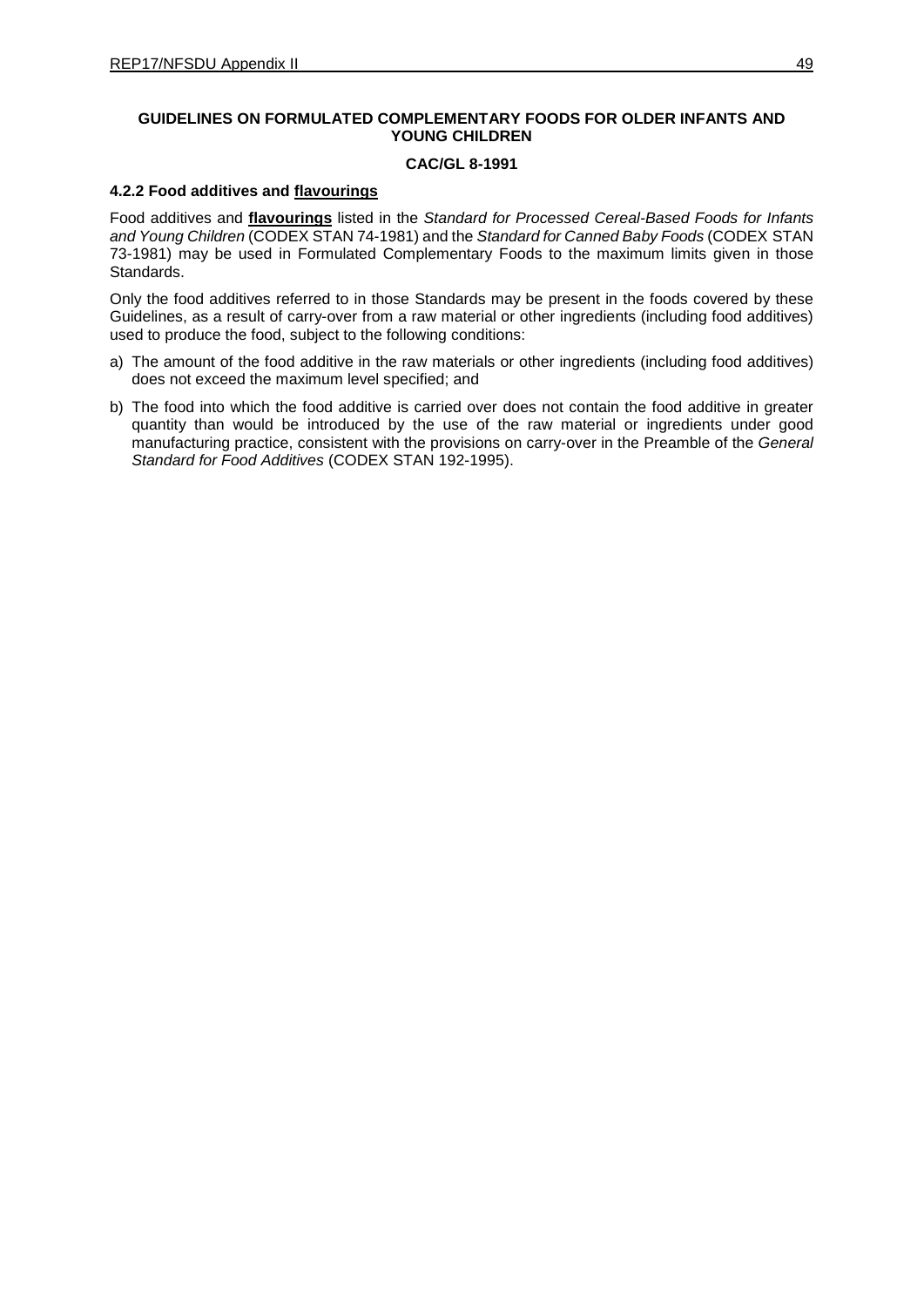**GUIDELINES ON FORMULATED COMPLEMENTARY FOODS FOR OLDER INFANTS AND YOUNG CHILDREN**

**CAC/GL 8-1991**

### 4.2.2 Food additives and flavourings

Food additives and **flavourings** listed in the *Standard for Processed Cereal-Based Foods for Infants and Young Children* (CODEX STAN 74-1981) and the *Standard for Canned Baby Foods* (CODEX STAN 73-1981) may be used in Formulated Complementary Foods to the maximum limits given in those Standards.

Only the food additives referred to in those Standards may be present in the foods covered by these Guidelines, as a result of carry-over from a raw material or other ingredients (including food additives) used to produce the food, subject to the following conditions:

a) The amount of the food additive in the raw materials or other ingredients (including food additives) does not exceed the maximum level specified; and

b) The food into which the food additive is carried over does not contain the food additive in greater quantity than would be introduced by the use of the raw material or ingredients under good manufacturing practice, consistent with the provisions on carry-over in the Preamble of the *General Standard for Food Additives* (CODEX STAN 192-1995).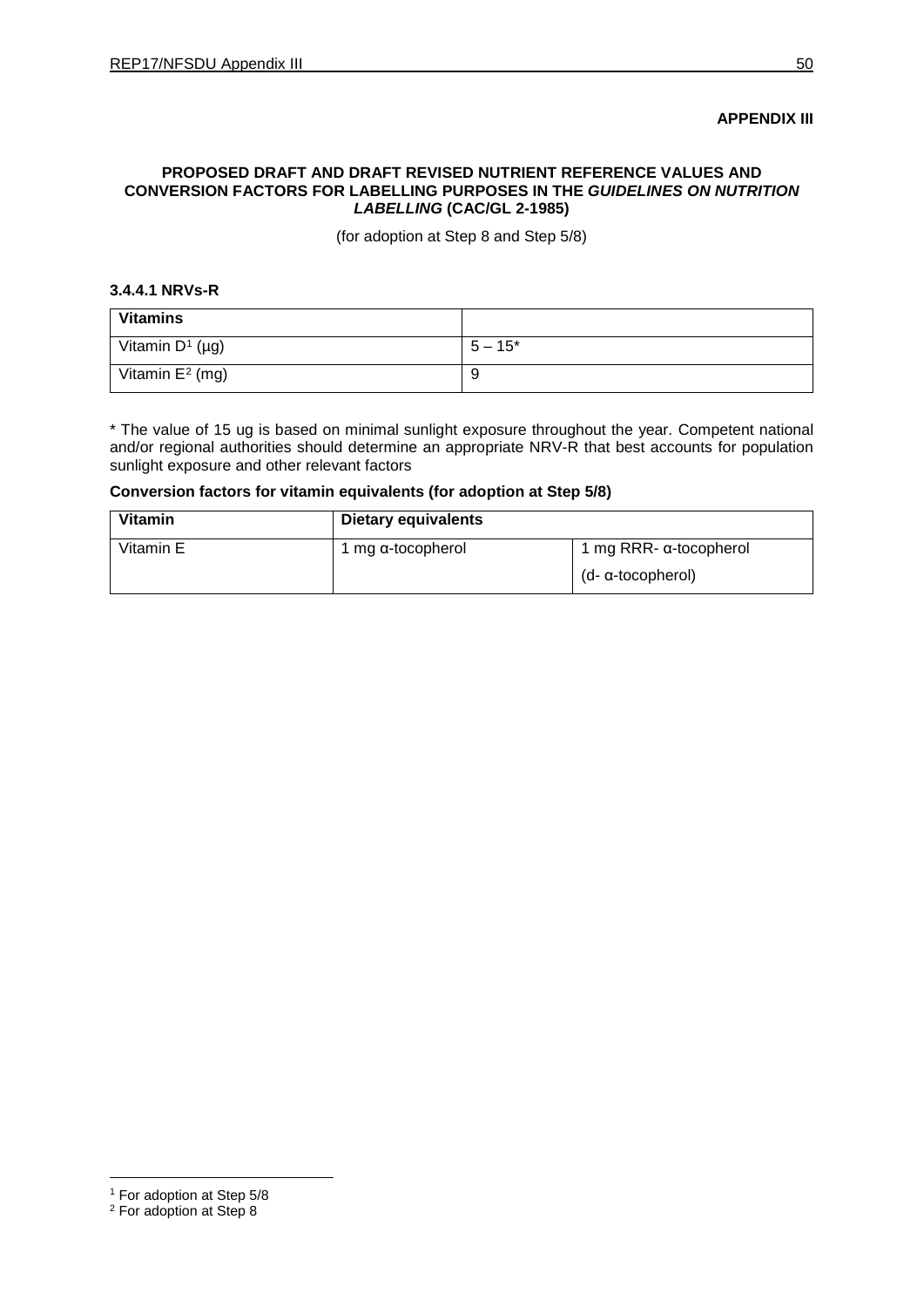**APPENDIX III**

**PROPOSED DRAFT AND DRAFT REVISED NUTRIENT REFERENCE VALUES AND CONVERSION FACTORS FOR LABELLING PURPOSES IN THE *GUIDELINES ON NUTRITION LABELLING* (CAC/GL 2-1985)**

(for adoption at Step 8 and Step 5/8)

**3.4.4.1 NRVs-R**

| **Vitamins** | |
|---|---|
| Vitamin D[1] (µg) | 5 – 15* |
| Vitamin E[2] (mg) | 9 |

* The value of 15 ug is based on minimal sunlight exposure throughout the year. Competent national and/or regional authorities should determine an appropriate NRV-R that best accounts for population sunlight exposure and other relevant factors

**Conversion factors for vitamin equivalents (for adoption at Step 5/8)**

| **Vitamin** | **Dietary equivalents** | |
|---|---|---|
| Vitamin E | 1 mg α-tocopherol | 1 mg RRR- α-tocopherol (d- α-tocopherol) |

[1] For adoption at Step 5/8

[2] For adoption at Step 8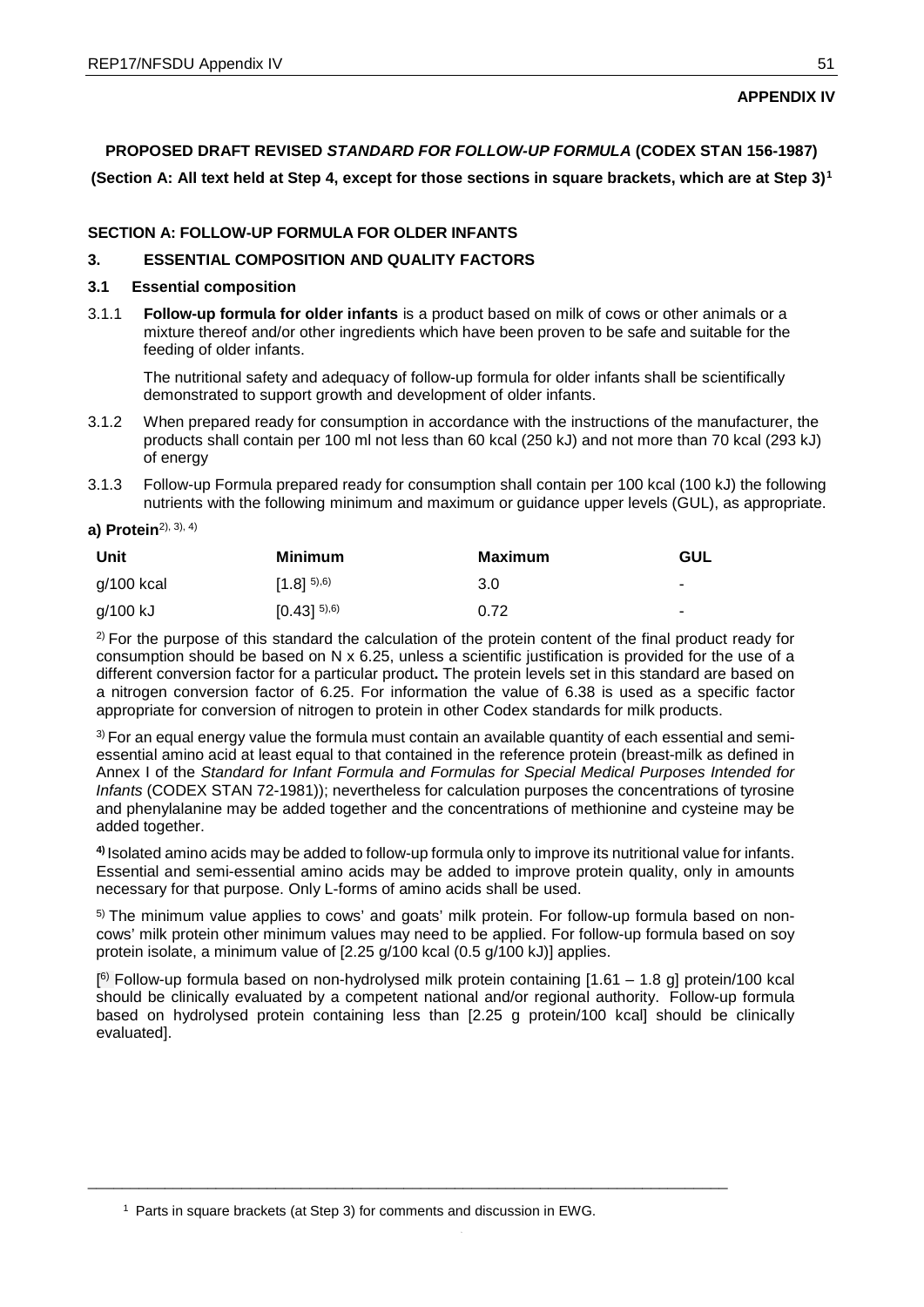**APPENDIX IV**

**PROPOSED DRAFT REVISED *STANDARD FOR FOLLOW-UP FORMULA* (CODEX STAN 156-1987)**

**(Section A: All text held at Step 4, except for those sections in square brackets, which are at Step 3)[1]**

**SECTION A: FOLLOW-UP FORMULA FOR OLDER INFANTS**

**3. ESSENTIAL COMPOSITION AND QUALITY FACTORS**

**3.1 Essential composition**

3.1.1 **Follow-up formula for older infants** is a product based on milk of cows or other animals or a mixture thereof and/or other ingredients which have been proven to be safe and suitable for the feeding of older infants.

The nutritional safety and adequacy of follow-up formula for older infants shall be scientifically demonstrated to support growth and development of older infants.

3.1.2 When prepared ready for consumption in accordance with the instructions of the manufacturer, the products shall contain per 100 ml not less than 60 kcal (250 kJ) and not more than 70 kcal (293 kJ) of energy

3.1.3 Follow-up Formula prepared ready for consumption shall contain per 100 kcal (100 kJ) the following nutrients with the following minimum and maximum or guidance upper levels (GUL), as appropriate.

**a) Protein**[2), 3), 4)]

| Unit | Minimum | Maximum | GUL |
|---|---|---|---|
| g/100 kcal | [1.8] [5),6)] | 3.0 | - |
| g/100 kJ | [0.43] [5),6)] | 0.72 | - |

[2)] For the purpose of this standard the calculation of the protein content of the final product ready for consumption should be based on N x 6.25, unless a scientific justification is provided for the use of a different conversion factor for a particular product**.** The protein levels set in this standard are based on a nitrogen conversion factor of 6.25. For information the value of 6.38 is used as a specific factor appropriate for conversion of nitrogen to protein in other Codex standards for milk products.

[3)] For an equal energy value the formula must contain an available quantity of each essential and semi-essential amino acid at least equal to that contained in the reference protein (breast-milk as defined in Annex I of the *Standard for Infant Formula and Formulas for Special Medical Purposes Intended for Infants* (CODEX STAN 72-1981)); nevertheless for calculation purposes the concentrations of tyrosine and phenylalanine may be added together and the concentrations of methionine and cysteine may be added together.

**[4)]** Isolated amino acids may be added to follow-up formula only to improve its nutritional value for infants. Essential and semi-essential amino acids may be added to improve protein quality, only in amounts necessary for that purpose. Only L-forms of amino acids shall be used.

[5)] The minimum value applies to cows' and goats' milk protein. For follow-up formula based on non-cows' milk protein other minimum values may need to be applied. For follow-up formula based on soy protein isolate, a minimum value of [2.25 g/100 kcal (0.5 g/100 kJ)] applies.

[[6)] Follow-up formula based on non-hydrolysed milk protein containing [1.61 – 1.8 g] protein/100 kcal should be clinically evaluated by a competent national and/or regional authority. Follow-up formula based on hydrolysed protein containing less than [2.25 g protein/100 kcal] should be clinically evaluated].

---

[1] Parts in square brackets (at Step 3) for comments and discussion in EWG.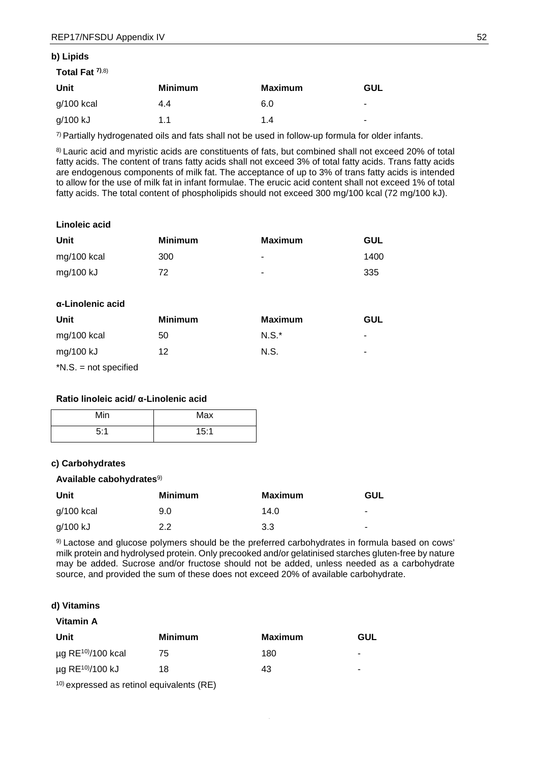#### b) Lipids

**Total Fat** [7),8)]

| Unit | Minimum | Maximum | GUL |
|---|---|---|---|
| g/100 kcal | 4.4 | 6.0 | - |
| g/100 kJ | 1.1 | 1.4 | - |

[7)] Partially hydrogenated oils and fats shall not be used in follow-up formula for older infants.

[8)] Lauric acid and myristic acids are constituents of fats, but combined shall not exceed 20% of total fatty acids. The content of trans fatty acids shall not exceed 3% of total fatty acids. Trans fatty acids are endogenous components of milk fat. The acceptance of up to 3% of trans fatty acids is intended to allow for the use of milk fat in infant formulae. The erucic acid content shall not exceed 1% of total fatty acids. The total content of phospholipids should not exceed 300 mg/100 kcal (72 mg/100 kJ).

**Linoleic acid**

| Unit | Minimum | Maximum | GUL |
|---|---|---|---|
| mg/100 kcal | 300 | - | 1400 |
| mg/100 kJ | 72 | - | 335 |

**α-Linolenic acid**

| Unit | Minimum | Maximum | GUL |
|---|---|---|---|
| mg/100 kcal | 50 | N.S.* | - |
| mg/100 kJ | 12 | N.S. | - |

*N.S. = not specified

**Ratio linoleic acid/ α-Linolenic acid**

| Min | Max |
|---|---|
| 5:1 | 15:1 |

#### c) Carbohydrates

**Available cabohydrates**[9)]

| Unit | Minimum | Maximum | GUL |
|---|---|---|---|
| g/100 kcal | 9.0 | 14.0 | - |
| g/100 kJ | 2.2 | 3.3 | - |

[9)] Lactose and glucose polymers should be the preferred carbohydrates in formula based on cows' milk protein and hydrolysed protein. Only precooked and/or gelatinised starches gluten-free by nature may be added. Sucrose and/or fructose should not be added, unless needed as a carbohydrate source, and provided the sum of these does not exceed 20% of available carbohydrate.

#### d) Vitamins

**Vitamin A**

| Unit | Minimum | Maximum | GUL |
|---|---|---|---|
| µg RE[10)]/100 kcal | 75 | 180 | - |
| µg RE[10)]/100 kJ | 18 | 43 | - |

[10)] expressed as retinol equivalents (RE)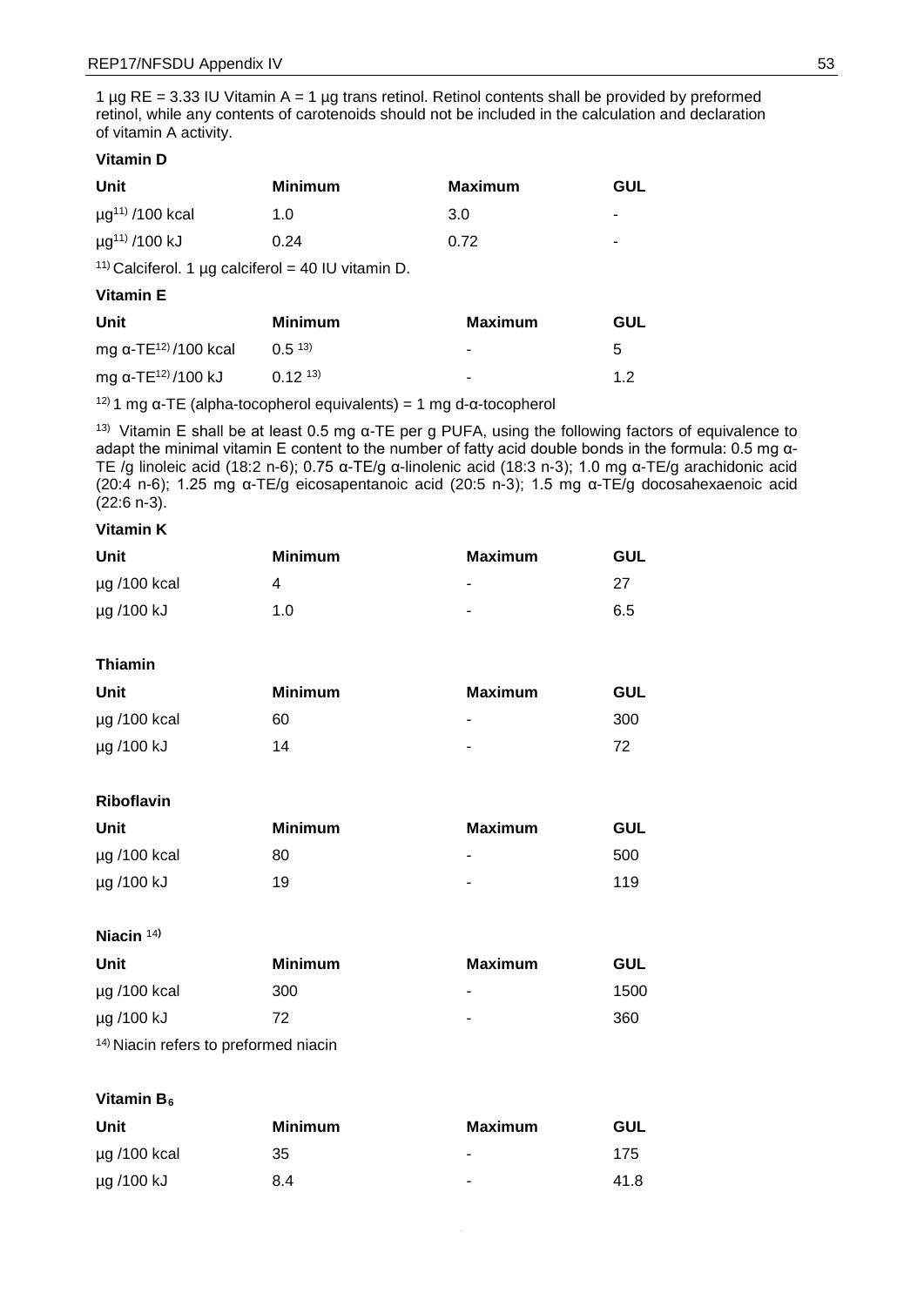1 µg RE = 3.33 IU Vitamin A = 1 µg trans retinol. Retinol contents shall be provided by preformed retinol, while any contents of carotenoids should not be included in the calculation and declaration of vitamin A activity.

**Vitamin D**

| Unit | Minimum | Maximum | GUL |
|---|---|---|---|
| µg[11] /100 kcal | 1.0 | 3.0 | - |
| µg[11] /100 kJ | 0.24 | 0.72 | - |

[11] Calciferol. 1 µg calciferol = 40 IU vitamin D.

**Vitamin E**

| Unit | Minimum | Maximum | GUL |
|---|---|---|---|
| mg α-TE[12] /100 kcal | 0.5 [13] | - | 5 |
| mg α-TE[12] /100 kJ | 0.12 [13] | - | 1.2 |

[12] 1 mg α-TE (alpha-tocopherol equivalents) = 1 mg d-α-tocopherol

[13] Vitamin E shall be at least 0.5 mg α-TE per g PUFA, using the following factors of equivalence to adapt the minimal vitamin E content to the number of fatty acid double bonds in the formula: 0.5 mg α-TE /g linoleic acid (18:2 n-6); 0.75 α-TE/g α-linolenic acid (18:3 n-3); 1.0 mg α-TE/g arachidonic acid (20:4 n-6); 1.25 mg α-TE/g eicosapentanoic acid (20:5 n-3); 1.5 mg α-TE/g docosahexaenoic acid (22:6 n-3).

**Vitamin K**

| Unit | Minimum | Maximum | GUL |
|---|---|---|---|
| µg /100 kcal | 4 | - | 27 |
| µg /100 kJ | 1.0 | - | 6.5 |

**Thiamin**

| Unit | Minimum | Maximum | GUL |
|---|---|---|---|
| µg /100 kcal | 60 | - | 300 |
| µg /100 kJ | 14 | - | 72 |

**Riboflavin**

| Unit | Minimum | Maximum | GUL |
|---|---|---|---|
| µg /100 kcal | 80 | - | 500 |
| µg /100 kJ | 19 | - | 119 |

**Niacin** [14]

| Unit | Minimum | Maximum | GUL |
|---|---|---|---|
| µg /100 kcal | 300 | - | 1500 |
| µg /100 kJ | 72 | - | 360 |

[14] Niacin refers to preformed niacin

**Vitamin $B_6$**

| Unit | Minimum | Maximum | GUL |
|---|---|---|---|
| µg /100 kcal | 35 | - | 175 |
| µg /100 kJ | 8.4 | - | 41.8 |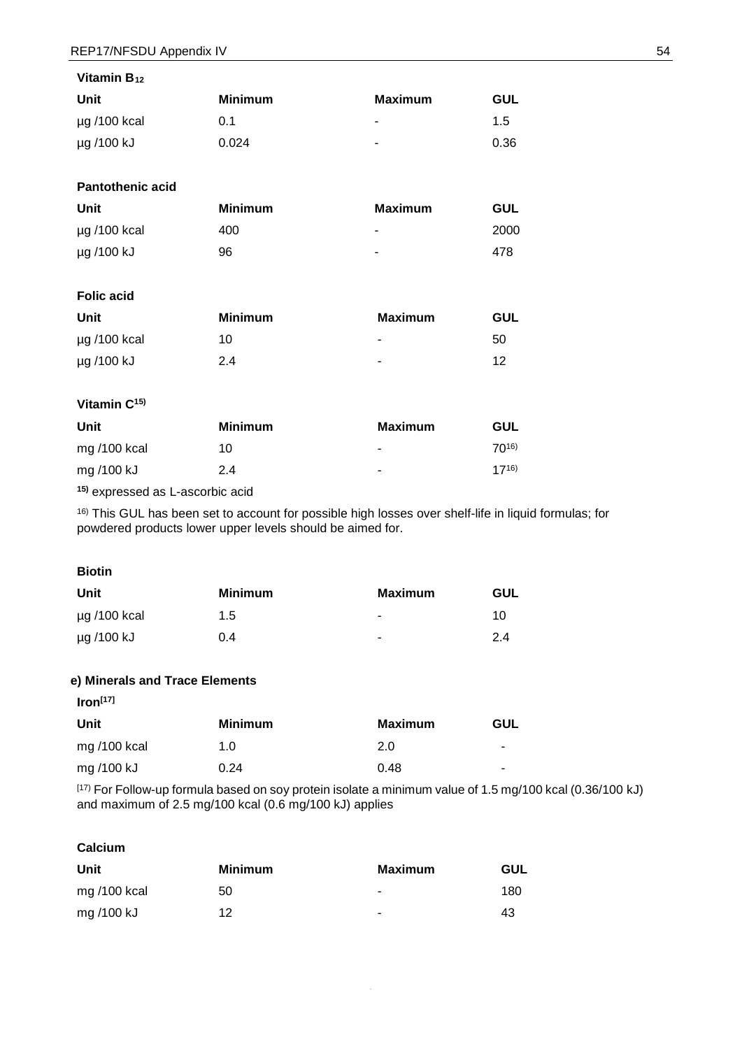**Vitamin $B_{12}$**

| Unit | Minimum | Maximum | GUL |
|---|---|---|---|
| µg /100 kcal | 0.1 | - | 1.5 |
| µg /100 kJ | 0.024 | - | 0.36 |

**Pantothenic acid**

| Unit | Minimum | Maximum | GUL |
|---|---|---|---|
| µg /100 kcal | 400 | - | 2000 |
| µg /100 kJ | 96 | - | 478 |

**Folic acid**

| Unit | Minimum | Maximum | GUL |
|---|---|---|---|
| µg /100 kcal | 10 | - | 50 |
| µg /100 kJ | 2.4 | - | 12 |

**Vitamin C[15)]**

| Unit | Minimum | Maximum | GUL |
|---|---|---|---|
| mg /100 kcal | 10 | - | 70[16)] |
| mg /100 kJ | 2.4 | - | 17[16)] |

**[15)]** expressed as L-ascorbic acid

[16)] This GUL has been set to account for possible high losses over shelf-life in liquid formulas; for powdered products lower upper levels should be aimed for.

**Biotin**

| Unit | Minimum | Maximum | GUL |
|---|---|---|---|
| µg /100 kcal | 1.5 | - | 10 |
| µg /100 kJ | 0.4 | - | 2.4 |

**e) Minerals and Trace Elements**

**Iron[17]**

| Unit | Minimum | Maximum | GUL |
|---|---|---|---|
| mg /100 kcal | 1.0 | 2.0 | - |
| mg /100 kJ | 0.24 | 0.48 | - |

[17) For Follow-up formula based on soy protein isolate a minimum value of 1.5 mg/100 kcal (0.36/100 kJ) and maximum of 2.5 mg/100 kcal (0.6 mg/100 kJ) applies

**Calcium**

| Unit | Minimum | Maximum | GUL |
|---|---|---|---|
| mg /100 kcal | 50 | - | 180 |
| mg /100 kJ | 12 | - | 43 |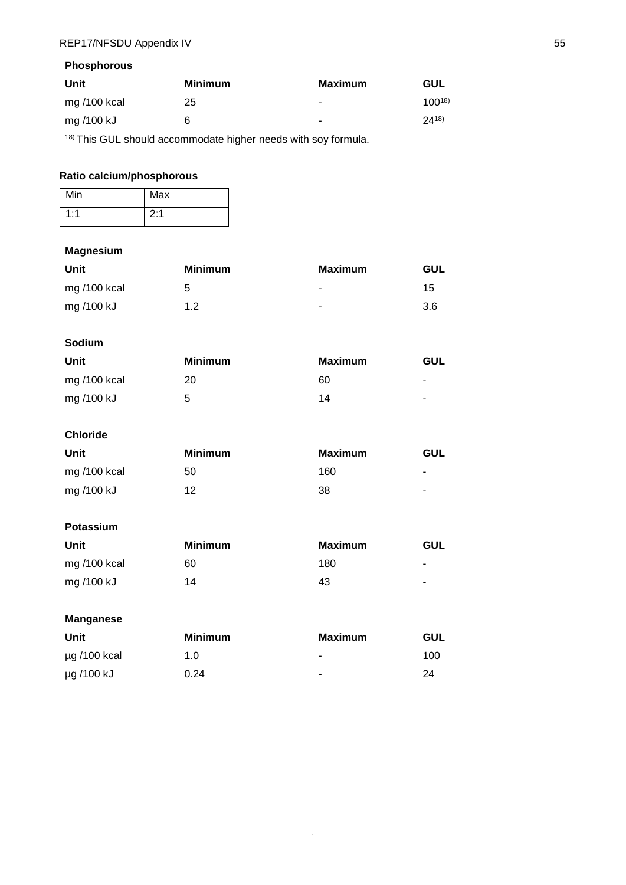**Phosphorous**

| Unit | Minimum | Maximum | GUL |
|---|---|---|---|
| mg /100 kcal | 25 | - | 100[18)] |
| mg /100 kJ | 6 | - | 24[18)] |

[18)] This GUL should accommodate higher needs with soy formula.

**Ratio calcium/phosphorous**

| Min | Max |
|---|---|
| 1:1 | 2:1 |

**Magnesium**

| Unit | Minimum | Maximum | GUL |
|---|---|---|---|
| mg /100 kcal | 5 | - | 15 |
| mg /100 kJ | 1.2 | - | 3.6 |

**Sodium**

| Unit | Minimum | Maximum | GUL |
|---|---|---|---|
| mg /100 kcal | 20 | 60 | - |
| mg /100 kJ | 5 | 14 | - |

**Chloride**

| Unit | Minimum | Maximum | GUL |
|---|---|---|---|
| mg /100 kcal | 50 | 160 | - |
| mg /100 kJ | 12 | 38 | - |

**Potassium**

| Unit | Minimum | Maximum | GUL |
|---|---|---|---|
| mg /100 kcal | 60 | 180 | - |
| mg /100 kJ | 14 | 43 | - |

**Manganese**

| Unit | Minimum | Maximum | GUL |
|---|---|---|---|
| µg /100 kcal | 1.0 | - | 100 |
| µg /100 kJ | 0.24 | - | 24 |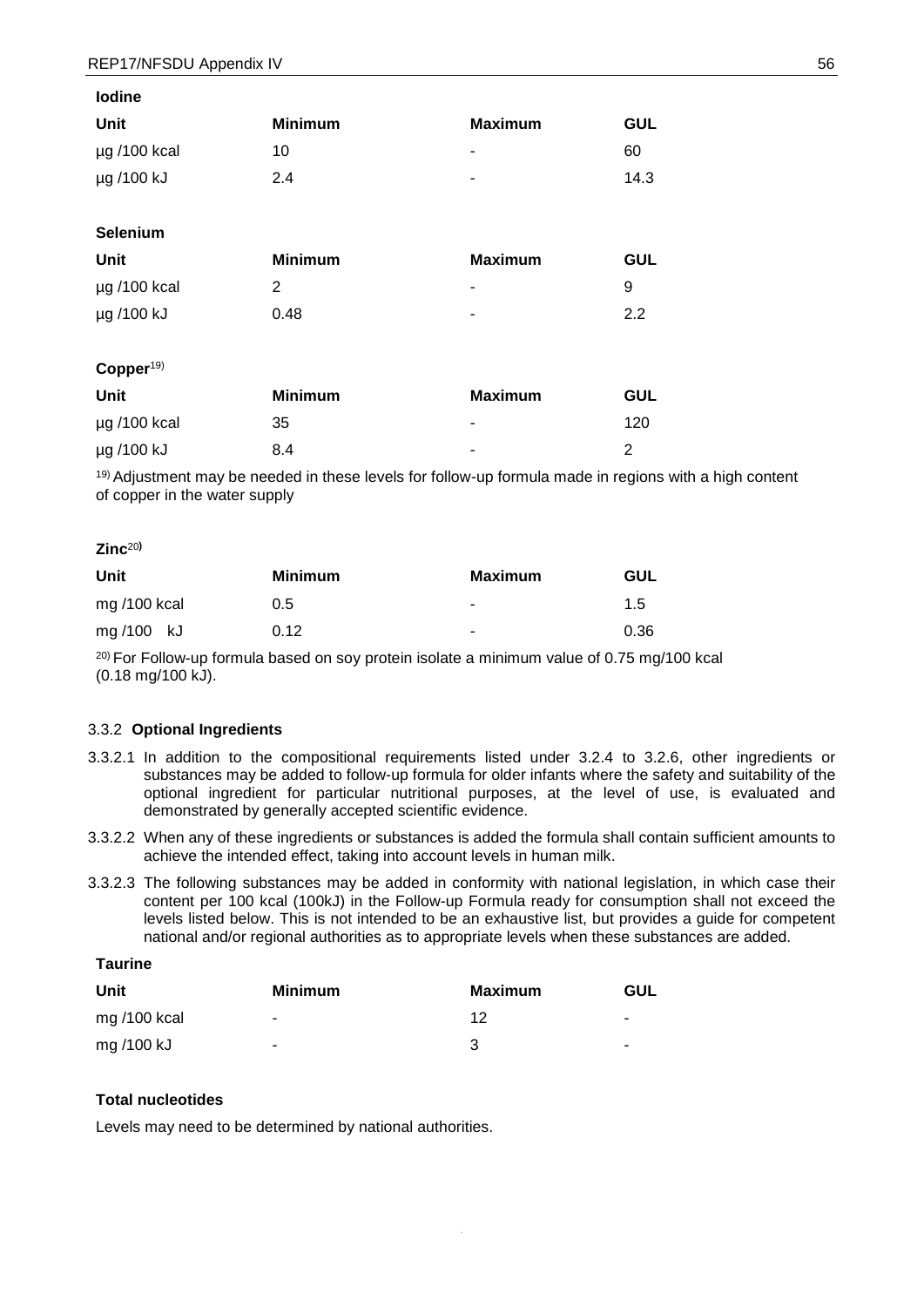**Iodine**

| Unit | Minimum | Maximum | GUL |
| --- | --- | --- | --- |
| µg /100 kcal | 10 | - | 60 |
| µg /100 kJ | 2.4 | - | 14.3 |

**Selenium**

| Unit | Minimum | Maximum | GUL |
| --- | --- | --- | --- |
| µg /100 kcal | 2 | - | 9 |
| µg /100 kJ | 0.48 | - | 2.2 |

**Copper**[19)]

| Unit | Minimum | Maximum | GUL |
| --- | --- | --- | --- |
| µg /100 kcal | 35 | - | 120 |
| µg /100 kJ | 8.4 | - | 2 |

[19)] Adjustment may be needed in these levels for follow-up formula made in regions with a high content of copper in the water supply

**Zinc**[20)]

| Unit | Minimum | Maximum | GUL |
| --- | --- | --- | --- |
| mg /100 kcal | 0.5 | - | 1.5 |
| mg /100 kJ | 0.12 | - | 0.36 |

[20)] For Follow-up formula based on soy protein isolate a minimum value of 0.75 mg/100 kcal (0.18 mg/100 kJ).

3.3.2 **Optional Ingredients**

3.3.2.1 In addition to the compositional requirements listed under 3.2.4 to 3.2.6, other ingredients or substances may be added to follow-up formula for older infants where the safety and suitability of the optional ingredient for particular nutritional purposes, at the level of use, is evaluated and demonstrated by generally accepted scientific evidence.

3.3.2.2 When any of these ingredients or substances is added the formula shall contain sufficient amounts to achieve the intended effect, taking into account levels in human milk.

3.3.2.3 The following substances may be added in conformity with national legislation, in which case their content per 100 kcal (100kJ) in the Follow-up Formula ready for consumption shall not exceed the levels listed below. This is not intended to be an exhaustive list, but provides a guide for competent national and/or regional authorities as to appropriate levels when these substances are added.

**Taurine**

| Unit | Minimum | Maximum | GUL |
| --- | --- | --- | --- |
| mg /100 kcal | - | 12 | - |
| mg /100 kJ | - | 3 | - |

**Total nucleotides**

Levels may need to be determined by national authorities.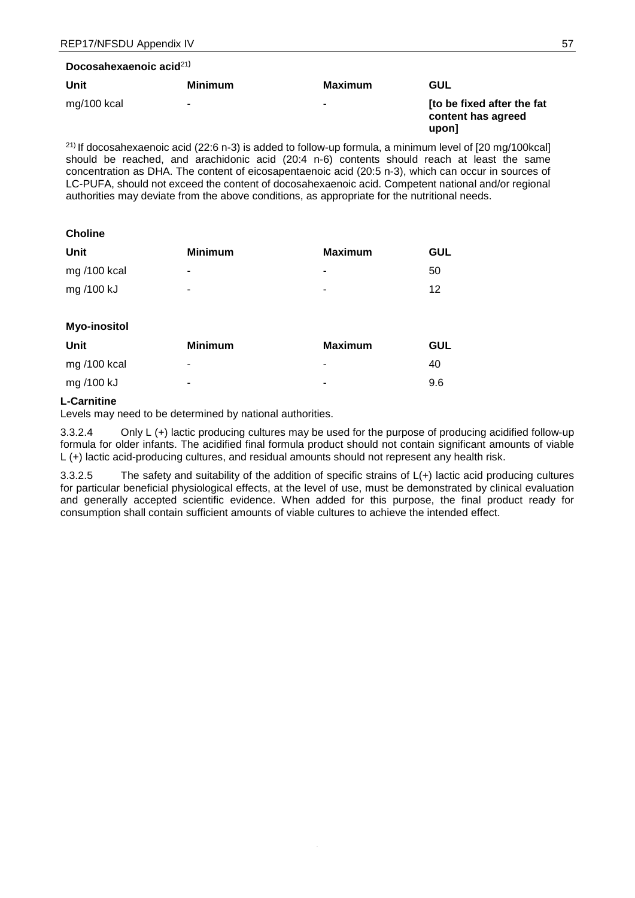**Docosahexaenoic acid**[21)]

| Unit | Minimum | Maximum | GUL |
|---|---|---|---|
| mg/100 kcal | - | - | **[to be fixed after the fat content has agreed upon]** |

[21)] If docosahexaenoic acid (22:6 n-3) is added to follow-up formula, a minimum level of [20 mg/100kcal] should be reached, and arachidonic acid (20:4 n-6) contents should reach at least the same concentration as DHA. The content of eicosapentaenoic acid (20:5 n-3), which can occur in sources of LC-PUFA, should not exceed the content of docosahexaenoic acid. Competent national and/or regional authorities may deviate from the above conditions, as appropriate for the nutritional needs.

**Choline**

| Unit | Minimum | Maximum | GUL |
|---|---|---|---|
| mg /100 kcal | - | - | 50 |
| mg /100 kJ | - | - | 12 |

**Myo-inositol**

| Unit | Minimum | Maximum | GUL |
|---|---|---|---|
| mg /100 kcal | - | - | 40 |
| mg /100 kJ | - | - | 9.6 |

**L-Carnitine**

Levels may need to be determined by national authorities.

3.3.2.4 Only L (+) lactic producing cultures may be used for the purpose of producing acidified follow-up formula for older infants. The acidified final formula product should not contain significant amounts of viable L (+) lactic acid-producing cultures, and residual amounts should not represent any health risk.

3.3.2.5 The safety and suitability of the addition of specific strains of L(+) lactic acid producing cultures for particular beneficial physiological effects, at the level of use, must be demonstrated by clinical evaluation and generally accepted scientific evidence. When added for this purpose, the final product ready for consumption shall contain sufficient amounts of viable cultures to achieve the intended effect.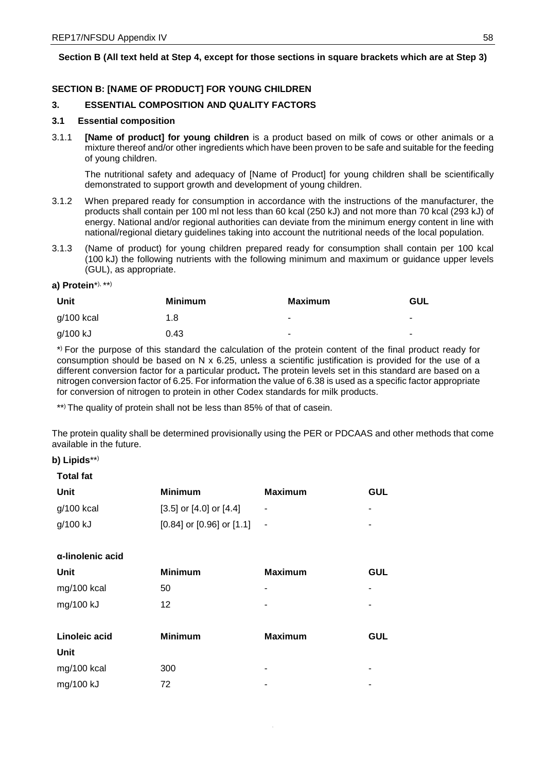**Section B (All text held at Step 4, except for those sections in square brackets which are at Step 3)**

**SECTION B: [NAME OF PRODUCT] FOR YOUNG CHILDREN**

**3. ESSENTIAL COMPOSITION AND QUALITY FACTORS**

**3.1 Essential composition**

3.1.1 **[Name of product] for young children** is a product based on milk of cows or other animals or a mixture thereof and/or other ingredients which have been proven to be safe and suitable for the feeding of young children.

The nutritional safety and adequacy of [Name of Product] for young children shall be scientifically demonstrated to support growth and development of young children.

3.1.2 When prepared ready for consumption in accordance with the instructions of the manufacturer, the products shall contain per 100 ml not less than 60 kcal (250 kJ) and not more than 70 kcal (293 kJ) of energy. National and/or regional authorities can deviate from the minimum energy content in line with national/regional dietary guidelines taking into account the nutritional needs of the local population.

3.1.3 (Name of product) for young children prepared ready for consumption shall contain per 100 kcal (100 kJ) the following nutrients with the following minimum and maximum or guidance upper levels (GUL), as appropriate.

**a) Protein**[*), **)]

| Unit | Minimum | Maximum | GUL |
|---|---|---|---|
| g/100 kcal | 1.8 | - | - |
| g/100 kJ | 0.43 | - | - |

*) For the purpose of this standard the calculation of the protein content of the final product ready for consumption should be based on N x 6.25, unless a scientific justification is provided for the use of a different conversion factor for a particular product**.** The protein levels set in this standard are based on a nitrogen conversion factor of 6.25. For information the value of 6.38 is used as a specific factor appropriate for conversion of nitrogen to protein in other Codex standards for milk products.

**) The quality of protein shall not be less than 85% of that of casein.

The protein quality shall be determined provisionally using the PER or PDCAAS and other methods that come available in the future.

**b) Lipids**[**)]

**Total fat**

| Unit | Minimum | Maximum | GUL |
|---|---|---|---|
| g/100 kcal | [3.5] or [4.0] or [4.4] | - | - |
| g/100 kJ | [0.84] or [0.96] or [1.1] | - | - |

**α-linolenic acid**

| Unit | Minimum | Maximum | GUL |
|---|---|---|---|
| mg/100 kcal | 50 | - | - |
| mg/100 kJ | 12 | - | - |

| Linoleic acid Unit | Minimum | Maximum | GUL |
|---|---|---|---|
| mg/100 kcal | 300 | - | - |
| mg/100 kJ | 72 | - | - |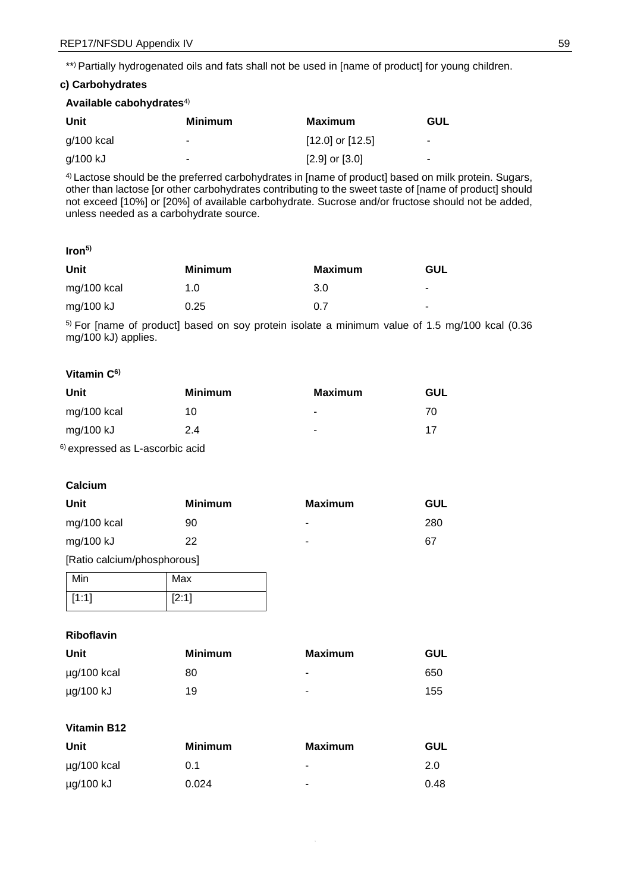**) Partially hydrogenated oils and fats shall not be used in [name of product] for young children.

**c) Carbohydrates**

**Available cabohydrates**[4)]

| Unit | Minimum | Maximum | GUL |
|---|---|---|---|
| g/100 kcal | - | [12.0] or [12.5] | - |
| g/100 kJ | - | [2.9] or [3.0] | - |

[4)] Lactose should be the preferred carbohydrates in [name of product] based on milk protein. Sugars, other than lactose [or other carbohydrates contributing to the sweet taste of [name of product] should not exceed [10%] or [20%] of available carbohydrate. Sucrose and/or fructose should not be added, unless needed as a carbohydrate source.

**Iron**[5)]

| Unit | Minimum | Maximum | GUL |
|---|---|---|---|
| mg/100 kcal | 1.0 | 3.0 | - |
| mg/100 kJ | 0.25 | 0.7 | - |

[5)] For [name of product] based on soy protein isolate a minimum value of 1.5 mg/100 kcal (0.36 mg/100 kJ) applies.

**Vitamin C**[6)]

| Unit | Minimum | Maximum | GUL |
|---|---|---|---|
| mg/100 kcal | 10 | - | 70 |
| mg/100 kJ | 2.4 | - | 17 |

[6)] expressed as L-ascorbic acid

**Calcium**

| Unit | Minimum | Maximum | GUL |
|---|---|---|---|
| mg/100 kcal | 90 | - | 280 |
| mg/100 kJ | 22 | - | 67 |

[Ratio calcium/phosphorous]

| Min | Max |
|---|---|
| [1:1] | [2:1] |

**Riboflavin**

| Unit | Minimum | Maximum | GUL |
|---|---|---|---|
| µg/100 kcal | 80 | - | 650 |
| µg/100 kJ | 19 | - | 155 |

**Vitamin B12**

| Unit | Minimum | Maximum | GUL |
|---|---|---|---|
| µg/100 kcal | 0.1 | - | 2.0 |
| µg/100 kJ | 0.024 | - | 0.48 |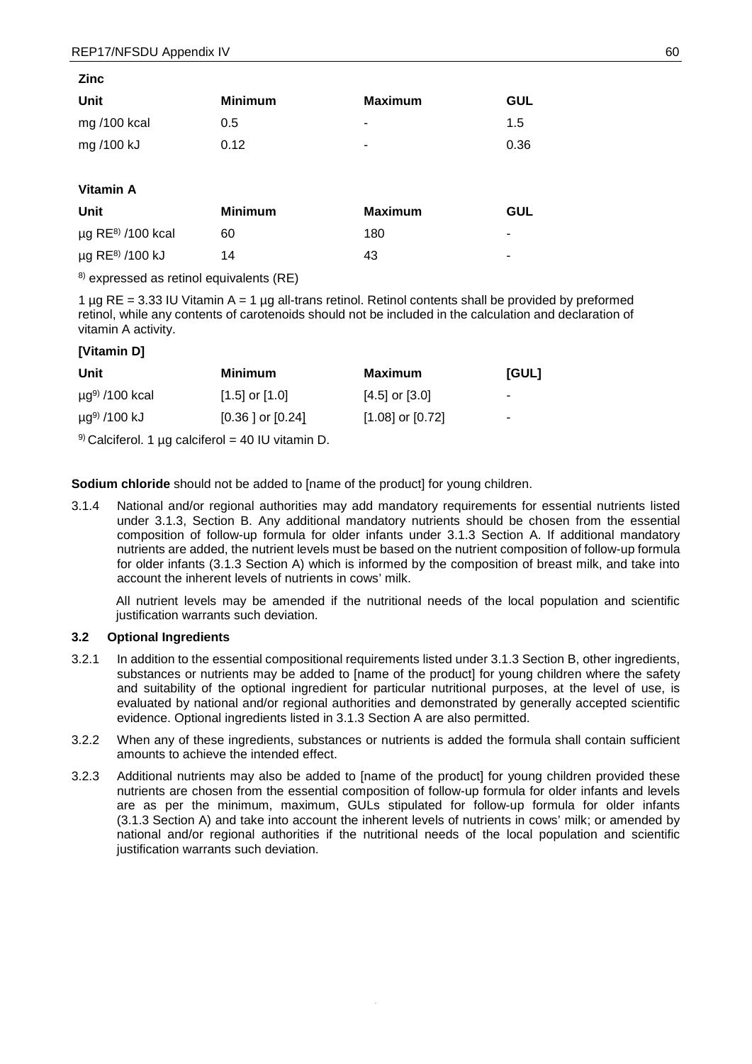**Zinc**

| Unit | Minimum | Maximum | GUL |
|---|---|---|---|
| mg /100 kcal | 0.5 | - | 1.5 |
| mg /100 kJ | 0.12 | - | 0.36 |

**Vitamin A**

| Unit | Minimum | Maximum | GUL |
|---|---|---|---|
| µg RE[8] /100 kcal | 60 | 180 | - |
| µg RE[8] /100 kJ | 14 | 43 | - |

[8] expressed as retinol equivalents (RE)

1 µg RE = 3.33 IU Vitamin A = 1 µg all-trans retinol. Retinol contents shall be provided by preformed retinol, while any contents of carotenoids should not be included in the calculation and declaration of vitamin A activity.

**[Vitamin D]**

| Unit | Minimum | Maximum | [GUL] |
|---|---|---|---|
| µg[9] /100 kcal | [1.5] or [1.0] | [4.5] or [3.0] | - |
| µg[9] /100 kJ | [0.36 ] or [0.24] | [1.08] or [0.72] | - |

[9] Calciferol. 1 µg calciferol = 40 IU vitamin D.

**Sodium chloride** should not be added to [name of the product] for young children.

3.1.4 National and/or regional authorities may add mandatory requirements for essential nutrients listed under 3.1.3, Section B. Any additional mandatory nutrients should be chosen from the essential composition of follow-up formula for older infants under 3.1.3 Section A. If additional mandatory nutrients are added, the nutrient levels must be based on the nutrient composition of follow-up formula for older infants (3.1.3 Section A) which is informed by the composition of breast milk, and take into account the inherent levels of nutrients in cows' milk.

All nutrient levels may be amended if the nutritional needs of the local population and scientific justification warrants such deviation.

### 3.2 Optional Ingredients

3.2.1 In addition to the essential compositional requirements listed under 3.1.3 Section B, other ingredients, substances or nutrients may be added to [name of the product] for young children where the safety and suitability of the optional ingredient for particular nutritional purposes, at the level of use, is evaluated by national and/or regional authorities and demonstrated by generally accepted scientific evidence. Optional ingredients listed in 3.1.3 Section A are also permitted.

3.2.2 When any of these ingredients, substances or nutrients is added the formula shall contain sufficient amounts to achieve the intended effect.

3.2.3 Additional nutrients may also be added to [name of the product] for young children provided these nutrients are chosen from the essential composition of follow-up formula for older infants and levels are as per the minimum, maximum, GULs stipulated for follow-up formula for older infants (3.1.3 Section A) and take into account the inherent levels of nutrients in cows' milk; or amended by national and/or regional authorities if the nutritional needs of the local population and scientific justification warrants such deviation.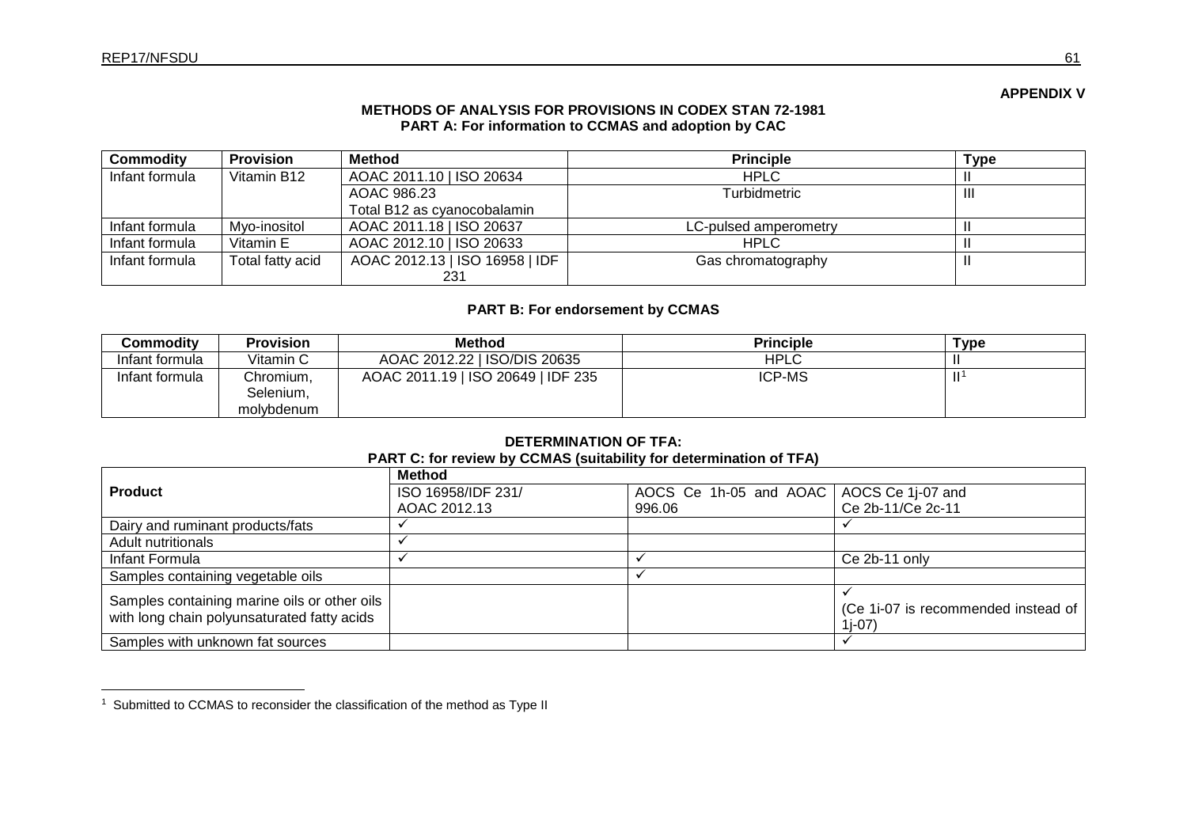**APPENDIX V**

**METHODS OF ANALYSIS FOR PROVISIONS IN CODEX STAN 72-1981**

**PART A: For information to CCMAS and adoption by CAC**

| Commodity | Provision | Method | Principle | Type |
|---|---|---|---|---|
| Infant formula | Vitamin B12 | AOAC 2011.10 \| ISO 20634 | HPLC | II |
| | | AOAC 986.23 Total B12 as cyanocobalamin | Turbidmetric | III |
| Infant formula | Myo-inositol | AOAC 2011.18 \| ISO 20637 | LC-pulsed amperometry | II |
| Infant formula | Vitamin E | AOAC 2012.10 \| ISO 20633 | HPLC | II |
| Infant formula | Total fatty acid | AOAC 2012.13 \| ISO 16958 \| IDF 231 | Gas chromatography | II |

**PART B: For endorsement by CCMAS**

| Commodity | Provision | Method | Principle | Type |
|---|---|---|---|---|
| Infant formula | Vitamin C | AOAC 2012.22 \| ISO/DIS 20635 | HPLC | II |
| Infant formula | Chromium, Selenium, molybdenum | AOAC 2011.19 \| ISO 20649 \| IDF 235 | ICP-MS | II[1] |

**DETERMINATION OF TFA:**

**PART C: for review by CCMAS (suitability for determination of TFA)**

| Product | Method | | |
|---|---|---|---|
| | ISO 16958/IDF 231/ AOAC 2012.13 | AOCS Ce 1h-05 and AOAC 996.06 | AOCS Ce 1j-07 and Ce 2b-11/Ce 2c-11 |
| Dairy and ruminant products/fats | ✓ | | ✓ |
| Adult nutritionals | ✓ | | |
| Infant Formula | ✓ | ✓ | Ce 2b-11 only |
| Samples containing vegetable oils | | ✓ | |
| Samples containing marine oils or other oils with long chain polyunsaturated fatty acids | | | ✓ (Ce 1i-07 is recommended instead of 1j-07) |
| Samples with unknown fat sources | | | ✓ |

[1] Submitted to CCMAS to reconsider the classification of the method as Type II